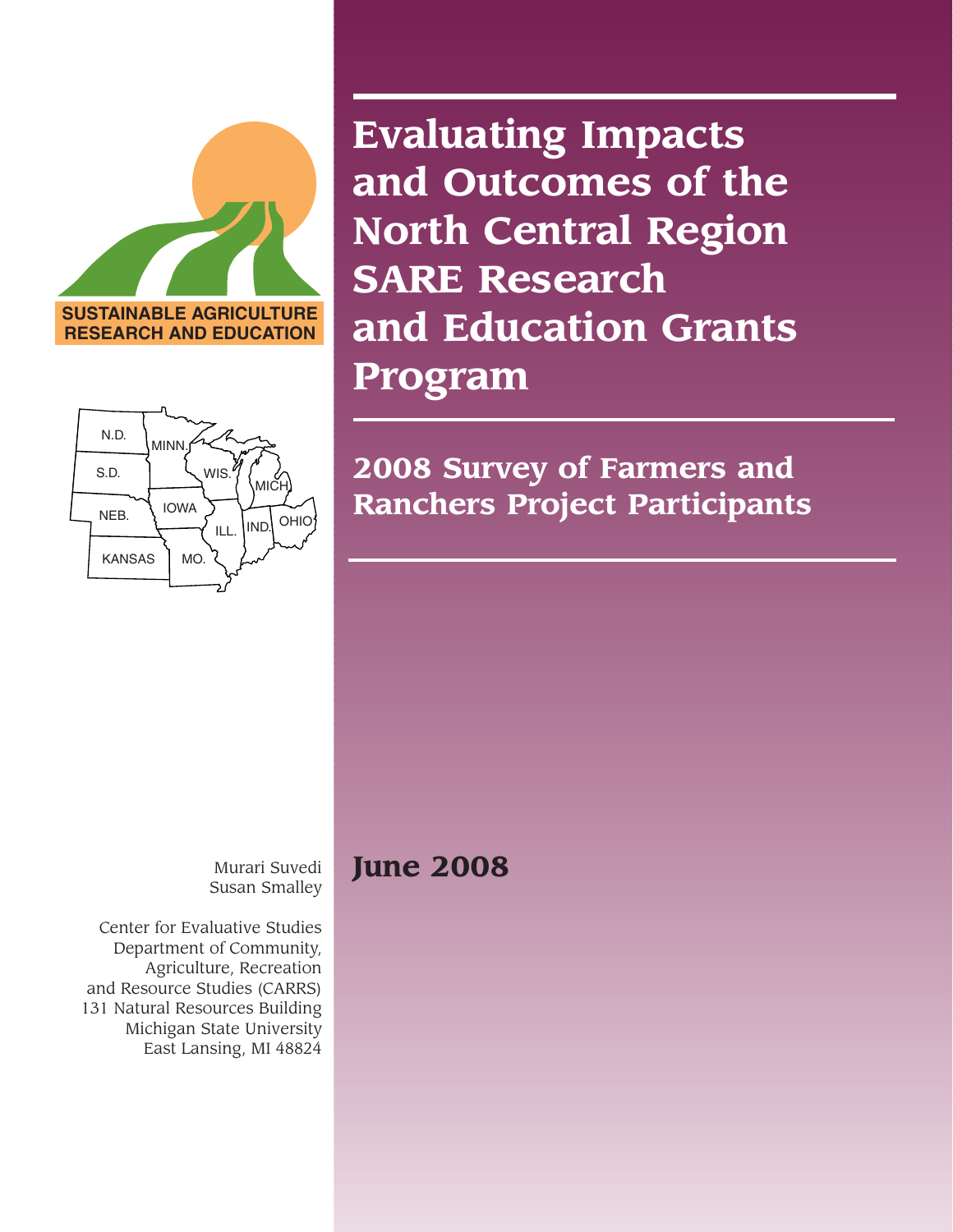SUSTAINABLE AGRICULTURE
RESEARCH AND EDUCATION

N.D. MINN. S.D. WIS. MICH. NEB. IOWA ILL. IND. OHIO KANSAS MO.

# Evaluating Impacts and Outcomes of the North Central Region SARE Research and Education Grants Program

## 2008 Survey of Farmers and Ranchers Project Participants

**June 2008**

Murari Suvedi
Susan Smalley

Center for Evaluative Studies
Department of Community, Agriculture, Recreation and Resource Studies (CARRS)
131 Natural Resources Building
Michigan State University
East Lansing, MI 48824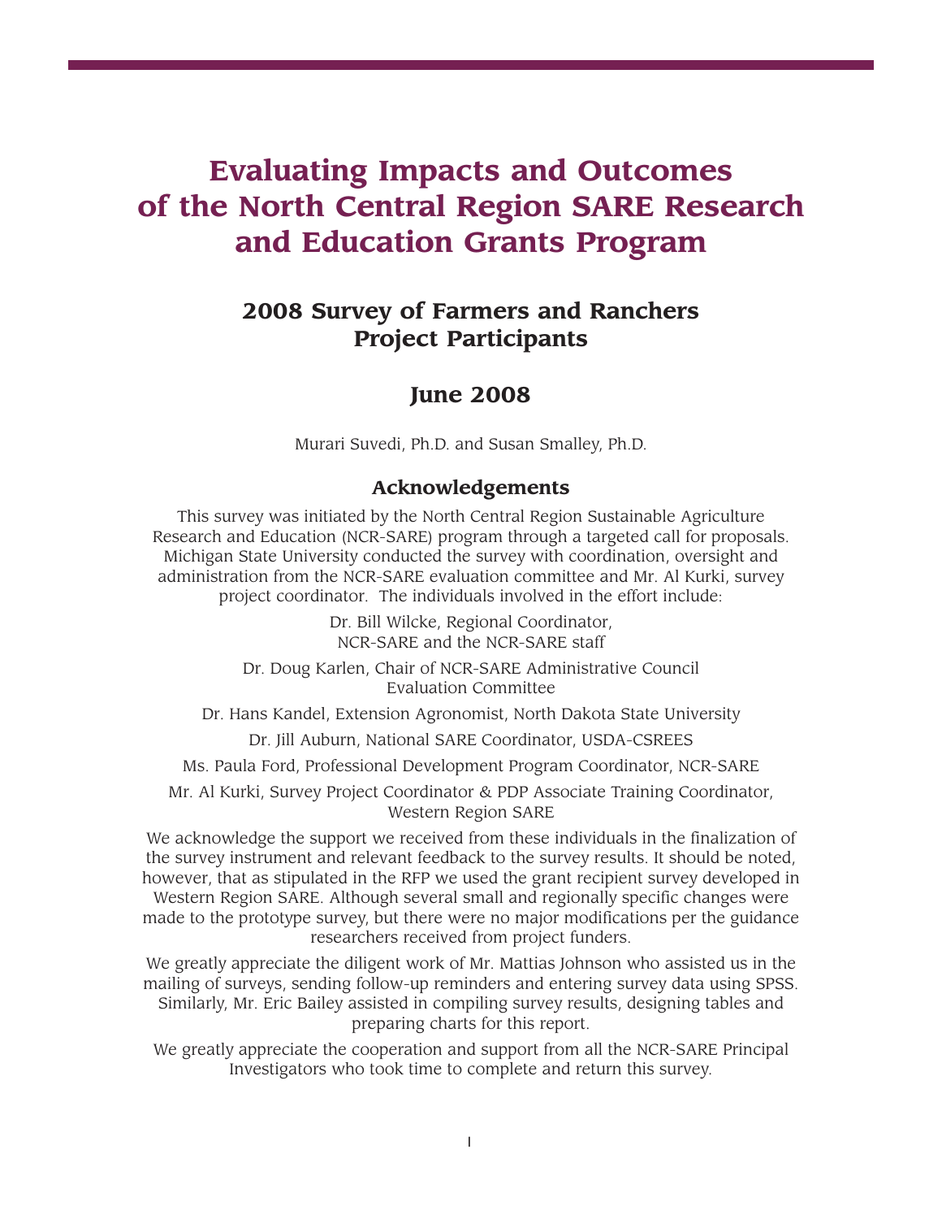# Evaluating Impacts and Outcomes of the North Central Region SARE Research and Education Grants Program

## 2008 Survey of Farmers and Ranchers Project Participants

## June 2008

Murari Suvedi, Ph.D. and Susan Smalley, Ph.D.

### Acknowledgements

This survey was initiated by the North Central Region Sustainable Agriculture Research and Education (NCR-SARE) program through a targeted call for proposals. Michigan State University conducted the survey with coordination, oversight and administration from the NCR-SARE evaluation committee and Mr. Al Kurki, survey project coordinator. The individuals involved in the effort include:

Dr. Bill Wilcke, Regional Coordinator, NCR-SARE and the NCR-SARE staff

Dr. Doug Karlen, Chair of NCR-SARE Administrative Council Evaluation Committee

Dr. Hans Kandel, Extension Agronomist, North Dakota State University

Dr. Jill Auburn, National SARE Coordinator, USDA-CSREES

Ms. Paula Ford, Professional Development Program Coordinator, NCR-SARE

Mr. Al Kurki, Survey Project Coordinator & PDP Associate Training Coordinator, Western Region SARE

We acknowledge the support we received from these individuals in the finalization of the survey instrument and relevant feedback to the survey results. It should be noted, however, that as stipulated in the RFP we used the grant recipient survey developed in Western Region SARE. Although several small and regionally specific changes were made to the prototype survey, but there were no major modifications per the guidance researchers received from project funders.

We greatly appreciate the diligent work of Mr. Mattias Johnson who assisted us in the mailing of surveys, sending follow-up reminders and entering survey data using SPSS. Similarly, Mr. Eric Bailey assisted in compiling survey results, designing tables and preparing charts for this report.

We greatly appreciate the cooperation and support from all the NCR-SARE Principal Investigators who took time to complete and return this survey.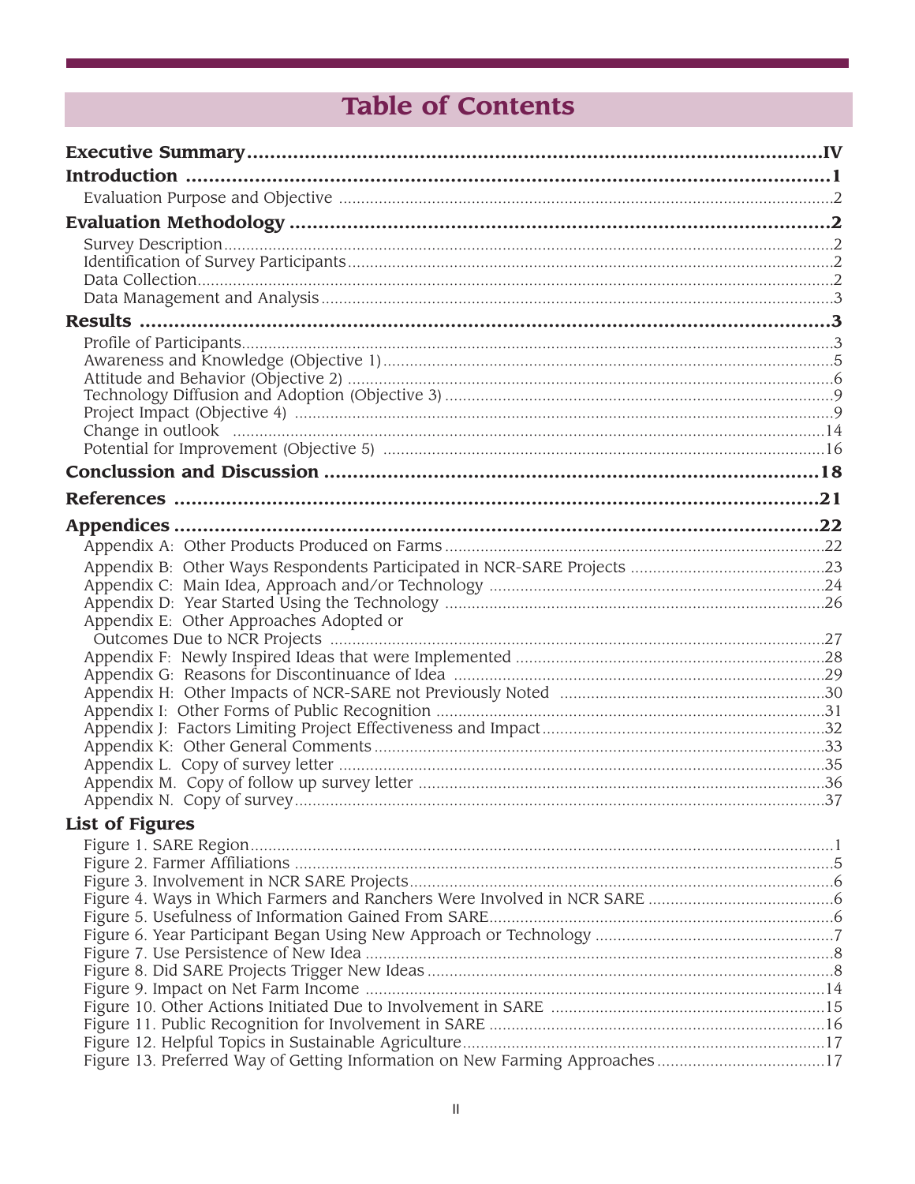# Table of Contents

**Executive Summary** ..... IV

**Introduction** ..... 1

- Evaluation Purpose and Objective ..... 2

**Evaluation Methodology** ..... 2

- Survey Description ..... 2
- Identification of Survey Participants ..... 2
- Data Collection ..... 2
- Data Management and Analysis ..... 3

**Results** ..... 3

- Profile of Participants ..... 3
- Awareness and Knowledge (Objective 1) ..... 5
- Attitude and Behavior (Objective 2) ..... 6
- Technology Diffusion and Adoption (Objective 3) ..... 9
- Project Impact (Objective 4) ..... 9
- Change in outlook ..... 14
- Potential for Improvement (Objective 5) ..... 16

**Conclussion and Discussion** ..... 18

**References** ..... 21

**Appendices** ..... 22

- Appendix A: Other Products Produced on Farms ..... 22
- Appendix B: Other Ways Respondents Participated in NCR-SARE Projects ..... 23
- Appendix C: Main Idea, Approach and/or Technology ..... 24
- Appendix D: Year Started Using the Technology ..... 26
- Appendix E: Other Approaches Adopted or Outcomes Due to NCR Projects ..... 27
- Appendix F: Newly Inspired Ideas that were Implemented ..... 28
- Appendix G: Reasons for Discontinuance of Idea ..... 29
- Appendix H: Other Impacts of NCR-SARE not Previously Noted ..... 30
- Appendix I: Other Forms of Public Recognition ..... 31
- Appendix J: Factors Limiting Project Effectiveness and Impact ..... 32
- Appendix K: Other General Comments ..... 33
- Appendix L. Copy of survey letter ..... 35
- Appendix M. Copy of follow up survey letter ..... 36
- Appendix N. Copy of survey ..... 37

**List of Figures**

- Figure 1. SARE Region ..... 1
- Figure 2. Farmer Affiliations ..... 5
- Figure 3. Involvement in NCR SARE Projects ..... 6
- Figure 4. Ways in Which Farmers and Ranchers Were Involved in NCR SARE ..... 6
- Figure 5. Usefulness of Information Gained From SARE ..... 6
- Figure 6. Year Participant Began Using New Approach or Technology ..... 7
- Figure 7. Use Persistence of New Idea ..... 8
- Figure 8. Did SARE Projects Trigger New Ideas ..... 8
- Figure 9. Impact on Net Farm Income ..... 14
- Figure 10. Other Actions Initiated Due to Involvement in SARE ..... 15
- Figure 11. Public Recognition for Involvement in SARE ..... 16
- Figure 12. Helpful Topics in Sustainable Agriculture ..... 17
- Figure 13. Preferred Way of Getting Information on New Farming Approaches ..... 17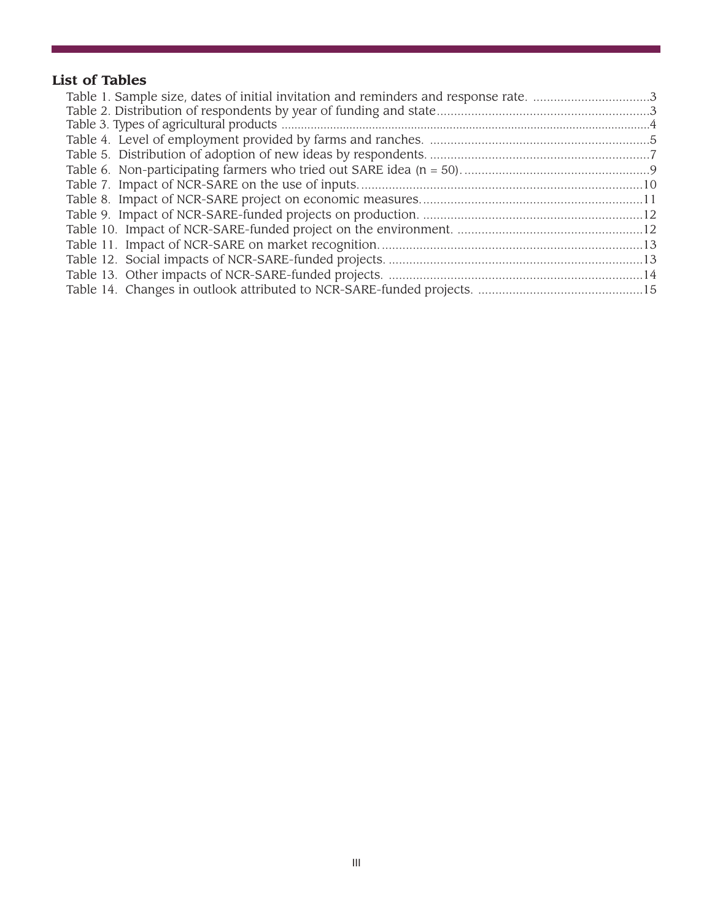## List of Tables

Table 1. Sample size, dates of initial invitation and reminders and response rate. ..................................3
Table 2. Distribution of respondents by year of funding and state.............................................................3
Table 3. Types of agricultural products .....................................................................................................4
Table 4. Level of employment provided by farms and ranches. ................................................................5
Table 5. Distribution of adoption of new ideas by respondents. ................................................................7
Table 6. Non-participating farmers who tried out SARE idea (n = 50). ......................................................9
Table 7. Impact of NCR-SARE on the use of inputs. .................................................................................10
Table 8. Impact of NCR-SARE project on economic measures. ................................................................11
Table 9. Impact of NCR-SARE-funded projects on production. ................................................................12
Table 10. Impact of NCR-SARE-funded project on the environment. ......................................................12
Table 11. Impact of NCR-SARE on market recognition. ............................................................................13
Table 12. Social impacts of NCR-SARE-funded projects. ..........................................................................13
Table 13. Other impacts of NCR-SARE-funded projects. ..........................................................................14
Table 14. Changes in outlook attributed to NCR-SARE-funded projects. ................................................15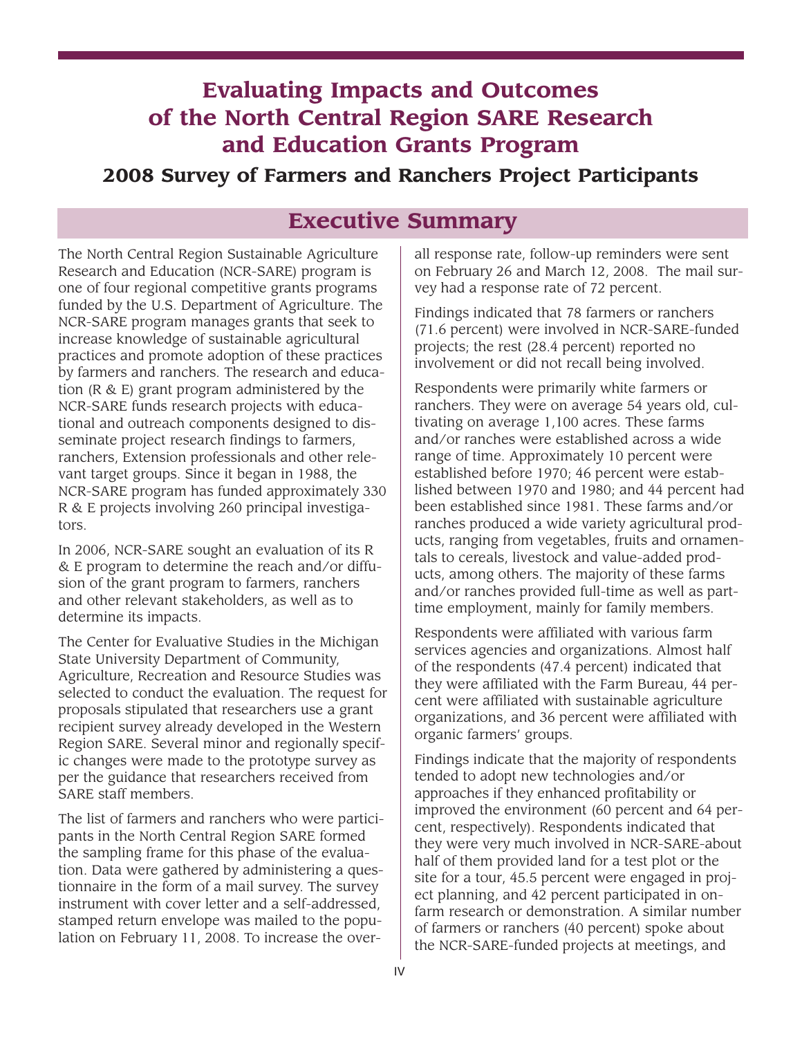# Evaluating Impacts and Outcomes of the North Central Region SARE Research and Education Grants Program

## 2008 Survey of Farmers and Ranchers Project Participants

## Executive Summary

The North Central Region Sustainable Agriculture Research and Education (NCR-SARE) program is one of four regional competitive grants programs funded by the U.S. Department of Agriculture. The NCR-SARE program manages grants that seek to increase knowledge of sustainable agricultural practices and promote adoption of these practices by farmers and ranchers. The research and education (R & E) grant program administered by the NCR-SARE funds research projects with educational and outreach components designed to disseminate project research findings to farmers, ranchers, Extension professionals and other relevant target groups. Since it began in 1988, the NCR-SARE program has funded approximately 330 R & E projects involving 260 principal investigators.

In 2006, NCR-SARE sought an evaluation of its R & E program to determine the reach and/or diffusion of the grant program to farmers, ranchers and other relevant stakeholders, as well as to determine its impacts.

The Center for Evaluative Studies in the Michigan State University Department of Community, Agriculture, Recreation and Resource Studies was selected to conduct the evaluation. The request for proposals stipulated that researchers use a grant recipient survey already developed in the Western Region SARE. Several minor and regionally specific changes were made to the prototype survey as per the guidance that researchers received from SARE staff members.

The list of farmers and ranchers who were participants in the North Central Region SARE formed the sampling frame for this phase of the evaluation. Data were gathered by administering a questionnaire in the form of a mail survey. The survey instrument with cover letter and a self-addressed, stamped return envelope was mailed to the population on February 11, 2008. To increase the overall response rate, follow-up reminders were sent on February 26 and March 12, 2008. The mail survey had a response rate of 72 percent.

Findings indicated that 78 farmers or ranchers (71.6 percent) were involved in NCR-SARE-funded projects; the rest (28.4 percent) reported no involvement or did not recall being involved.

Respondents were primarily white farmers or ranchers. They were on average 54 years old, cultivating on average 1,100 acres. These farms and/or ranches were established across a wide range of time. Approximately 10 percent were established before 1970; 46 percent were established between 1970 and 1980; and 44 percent had been established since 1981. These farms and/or ranches produced a wide variety agricultural products, ranging from vegetables, fruits and ornamentals to cereals, livestock and value-added products, among others. The majority of these farms and/or ranches provided full-time as well as part-time employment, mainly for family members.

Respondents were affiliated with various farm services agencies and organizations. Almost half of the respondents (47.4 percent) indicated that they were affiliated with the Farm Bureau, 44 percent were affiliated with sustainable agriculture organizations, and 36 percent were affiliated with organic farmers' groups.

Findings indicate that the majority of respondents tended to adopt new technologies and/or approaches if they enhanced profitability or improved the environment (60 percent and 64 percent, respectively). Respondents indicated that they were very much involved in NCR-SARE-about half of them provided land for a test plot or the site for a tour, 45.5 percent were engaged in project planning, and 42 percent participated in on-farm research or demonstration. A similar number of farmers or ranchers (40 percent) spoke about the NCR-SARE-funded projects at meetings, and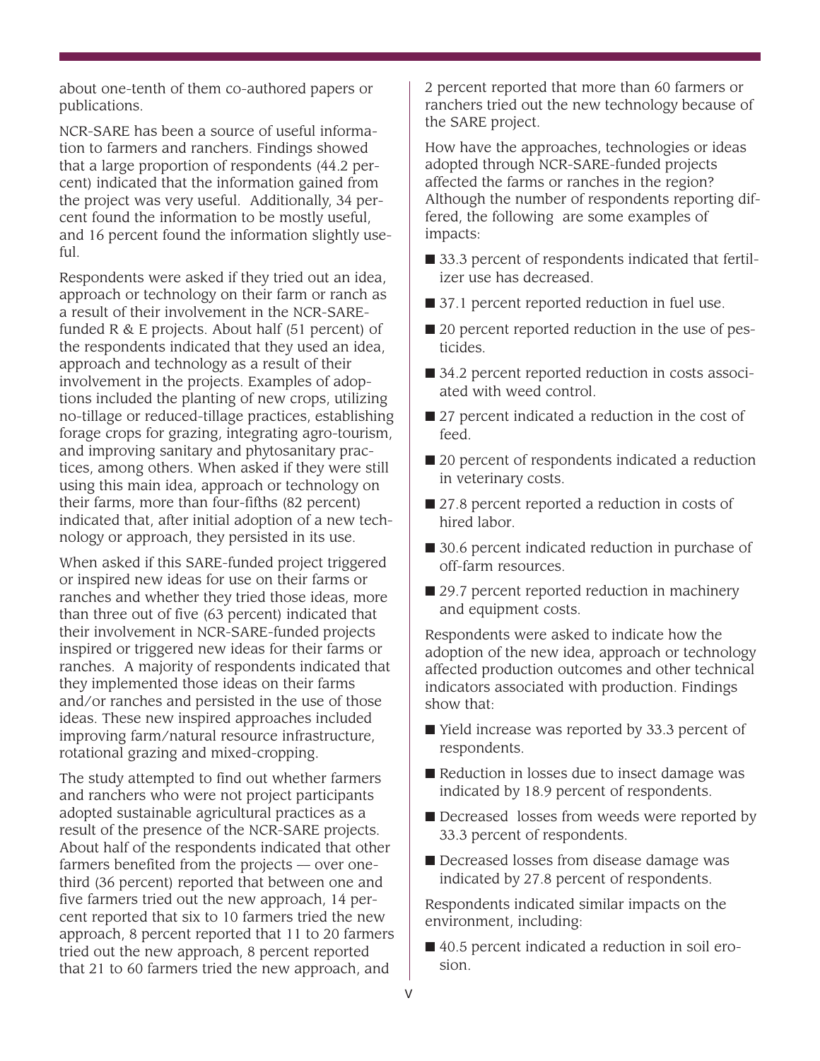about one-tenth of them co-authored papers or publications.

NCR-SARE has been a source of useful information to farmers and ranchers. Findings showed that a large proportion of respondents (44.2 percent) indicated that the information gained from the project was very useful. Additionally, 34 percent found the information to be mostly useful, and 16 percent found the information slightly useful.

Respondents were asked if they tried out an idea, approach or technology on their farm or ranch as a result of their involvement in the NCR-SARE-funded R & E projects. About half (51 percent) of the respondents indicated that they used an idea, approach and technology as a result of their involvement in the projects. Examples of adoptions included the planting of new crops, utilizing no-tillage or reduced-tillage practices, establishing forage crops for grazing, integrating agro-tourism, and improving sanitary and phytosanitary practices, among others. When asked if they were still using this main idea, approach or technology on their farms, more than four-fifths (82 percent) indicated that, after initial adoption of a new technology or approach, they persisted in its use.

When asked if this SARE-funded project triggered or inspired new ideas for use on their farms or ranches and whether they tried those ideas, more than three out of five (63 percent) indicated that their involvement in NCR-SARE-funded projects inspired or triggered new ideas for their farms or ranches. A majority of respondents indicated that they implemented those ideas on their farms and/or ranches and persisted in the use of those ideas. These new inspired approaches included improving farm/natural resource infrastructure, rotational grazing and mixed-cropping.

The study attempted to find out whether farmers and ranchers who were not project participants adopted sustainable agricultural practices as a result of the presence of the NCR-SARE projects. About half of the respondents indicated that other farmers benefited from the projects — over one-third (36 percent) reported that between one and five farmers tried out the new approach, 14 percent reported that six to 10 farmers tried the new approach, 8 percent reported that 11 to 20 farmers tried out the new approach, 8 percent reported that 21 to 60 farmers tried the new approach, and 2 percent reported that more than 60 farmers or ranchers tried out the new technology because of the SARE project.

How have the approaches, technologies or ideas adopted through NCR-SARE-funded projects affected the farms or ranches in the region? Although the number of respondents reporting differed, the following are some examples of impacts:

- 33.3 percent of respondents indicated that fertilizer use has decreased.
- 37.1 percent reported reduction in fuel use.
- 20 percent reported reduction in the use of pesticides.
- 34.2 percent reported reduction in costs associated with weed control.
- 27 percent indicated a reduction in the cost of feed.
- 20 percent of respondents indicated a reduction in veterinary costs.
- 27.8 percent reported a reduction in costs of hired labor.
- 30.6 percent indicated reduction in purchase of off-farm resources.
- 29.7 percent reported reduction in machinery and equipment costs.

Respondents were asked to indicate how the adoption of the new idea, approach or technology affected production outcomes and other technical indicators associated with production. Findings show that:

- Yield increase was reported by 33.3 percent of respondents.
- Reduction in losses due to insect damage was indicated by 18.9 percent of respondents.
- Decreased losses from weeds were reported by 33.3 percent of respondents.
- Decreased losses from disease damage was indicated by 27.8 percent of respondents.

Respondents indicated similar impacts on the environment, including:

- 40.5 percent indicated a reduction in soil erosion.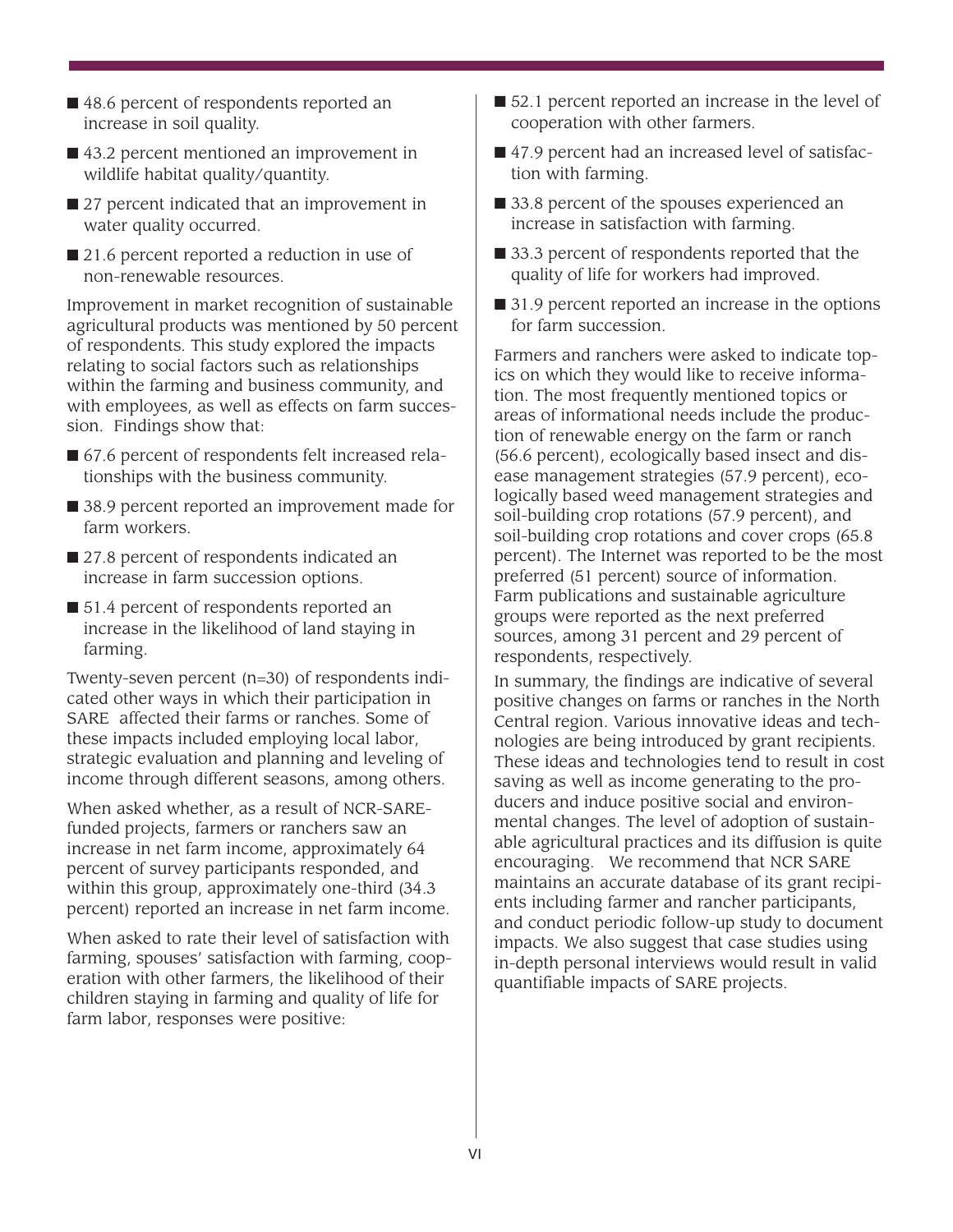- 48.6 percent of respondents reported an increase in soil quality.
- 43.2 percent mentioned an improvement in wildlife habitat quality/quantity.
- 27 percent indicated that an improvement in water quality occurred.
- 21.6 percent reported a reduction in use of non-renewable resources.

Improvement in market recognition of sustainable agricultural products was mentioned by 50 percent of respondents. This study explored the impacts relating to social factors such as relationships within the farming and business community, and with employees, as well as effects on farm succession. Findings show that:

- 67.6 percent of respondents felt increased relationships with the business community.
- 38.9 percent reported an improvement made for farm workers.
- 27.8 percent of respondents indicated an increase in farm succession options.
- 51.4 percent of respondents reported an increase in the likelihood of land staying in farming.

Twenty-seven percent (n=30) of respondents indicated other ways in which their participation in SARE affected their farms or ranches. Some of these impacts included employing local labor, strategic evaluation and planning and leveling of income through different seasons, among others.

When asked whether, as a result of NCR-SARE-funded projects, farmers or ranchers saw an increase in net farm income, approximately 64 percent of survey participants responded, and within this group, approximately one-third (34.3 percent) reported an increase in net farm income.

When asked to rate their level of satisfaction with farming, spouses' satisfaction with farming, cooperation with other farmers, the likelihood of their children staying in farming and quality of life for farm labor, responses were positive:

- 52.1 percent reported an increase in the level of cooperation with other farmers.
- 47.9 percent had an increased level of satisfaction with farming.
- 33.8 percent of the spouses experienced an increase in satisfaction with farming.
- 33.3 percent of respondents reported that the quality of life for workers had improved.
- 31.9 percent reported an increase in the options for farm succession.

Farmers and ranchers were asked to indicate topics on which they would like to receive information. The most frequently mentioned topics or areas of informational needs include the production of renewable energy on the farm or ranch (56.6 percent), ecologically based insect and disease management strategies (57.9 percent), ecologically based weed management strategies and soil-building crop rotations (57.9 percent), and soil-building crop rotations and cover crops (65.8 percent). The Internet was reported to be the most preferred (51 percent) source of information. Farm publications and sustainable agriculture groups were reported as the next preferred sources, among 31 percent and 29 percent of respondents, respectively.

In summary, the findings are indicative of several positive changes on farms or ranches in the North Central region. Various innovative ideas and technologies are being introduced by grant recipients. These ideas and technologies tend to result in cost saving as well as income generating to the producers and induce positive social and environmental changes. The level of adoption of sustainable agricultural practices and its diffusion is quite encouraging. We recommend that NCR SARE maintains an accurate database of its grant recipients including farmer and rancher participants, and conduct periodic follow-up study to document impacts. We also suggest that case studies using in-depth personal interviews would result in valid quantifiable impacts of SARE projects.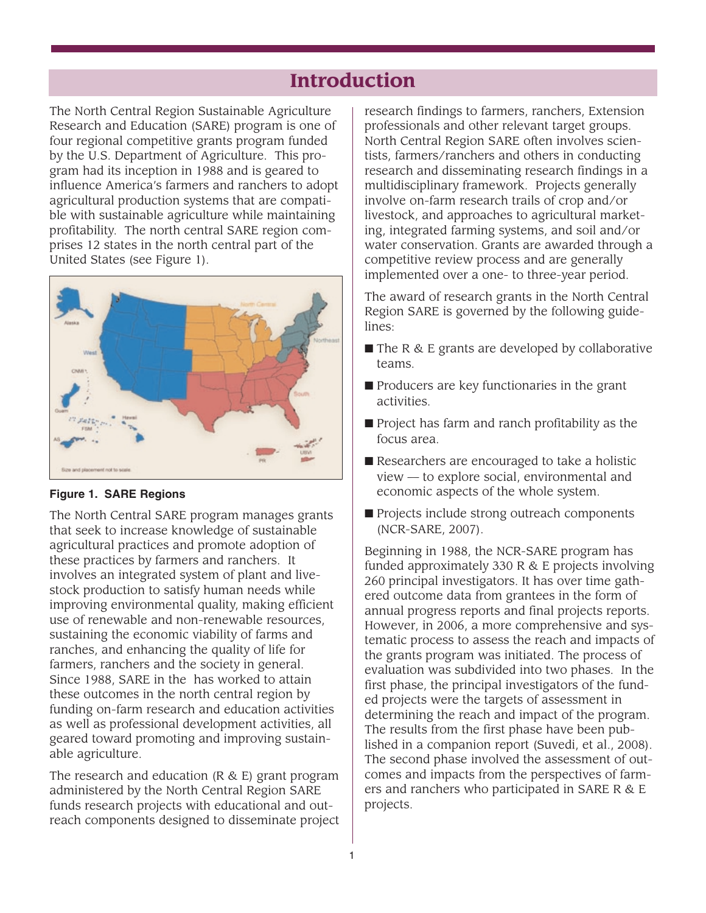# Introduction

The North Central Region Sustainable Agriculture Research and Education (SARE) program is one of four regional competitive grants program funded by the U.S. Department of Agriculture. This program had its inception in 1988 and is geared to influence America's farmers and ranchers to adopt agricultural production systems that are compatible with sustainable agriculture while maintaining profitability. The north central SARE region comprises 12 states in the north central part of the United States (see Figure 1).

**Figure 1. SARE Regions**

The North Central SARE program manages grants that seek to increase knowledge of sustainable agricultural practices and promote adoption of these practices by farmers and ranchers. It involves an integrated system of plant and livestock production to satisfy human needs while improving environmental quality, making efficient use of renewable and non-renewable resources, sustaining the economic viability of farms and ranches, and enhancing the quality of life for farmers, ranchers and the society in general. Since 1988, SARE in the has worked to attain these outcomes in the north central region by funding on-farm research and education activities as well as professional development activities, all geared toward promoting and improving sustainable agriculture.

The research and education (R & E) grant program administered by the North Central Region SARE funds research projects with educational and outreach components designed to disseminate project research findings to farmers, ranchers, Extension professionals and other relevant target groups. North Central Region SARE often involves scientists, farmers/ranchers and others in conducting research and disseminating research findings in a multidisciplinary framework. Projects generally involve on-farm research trails of crop and/or livestock, and approaches to agricultural marketing, integrated farming systems, and soil and/or water conservation. Grants are awarded through a competitive review process and are generally implemented over a one- to three-year period.

The award of research grants in the North Central Region SARE is governed by the following guidelines:

- The R & E grants are developed by collaborative teams.
- Producers are key functionaries in the grant activities.
- Project has farm and ranch profitability as the focus area.
- Researchers are encouraged to take a holistic view — to explore social, environmental and economic aspects of the whole system.
- Projects include strong outreach components (NCR-SARE, 2007).

Beginning in 1988, the NCR-SARE program has funded approximately 330 R & E projects involving 260 principal investigators. It has over time gathered outcome data from grantees in the form of annual progress reports and final projects reports. However, in 2006, a more comprehensive and systematic process to assess the reach and impacts of the grants program was initiated. The process of evaluation was subdivided into two phases. In the first phase, the principal investigators of the funded projects were the targets of assessment in determining the reach and impact of the program. The results from the first phase have been published in a companion report (Suvedi, et al., 2008). The second phase involved the assessment of outcomes and impacts from the perspectives of farmers and ranchers who participated in SARE R & E projects.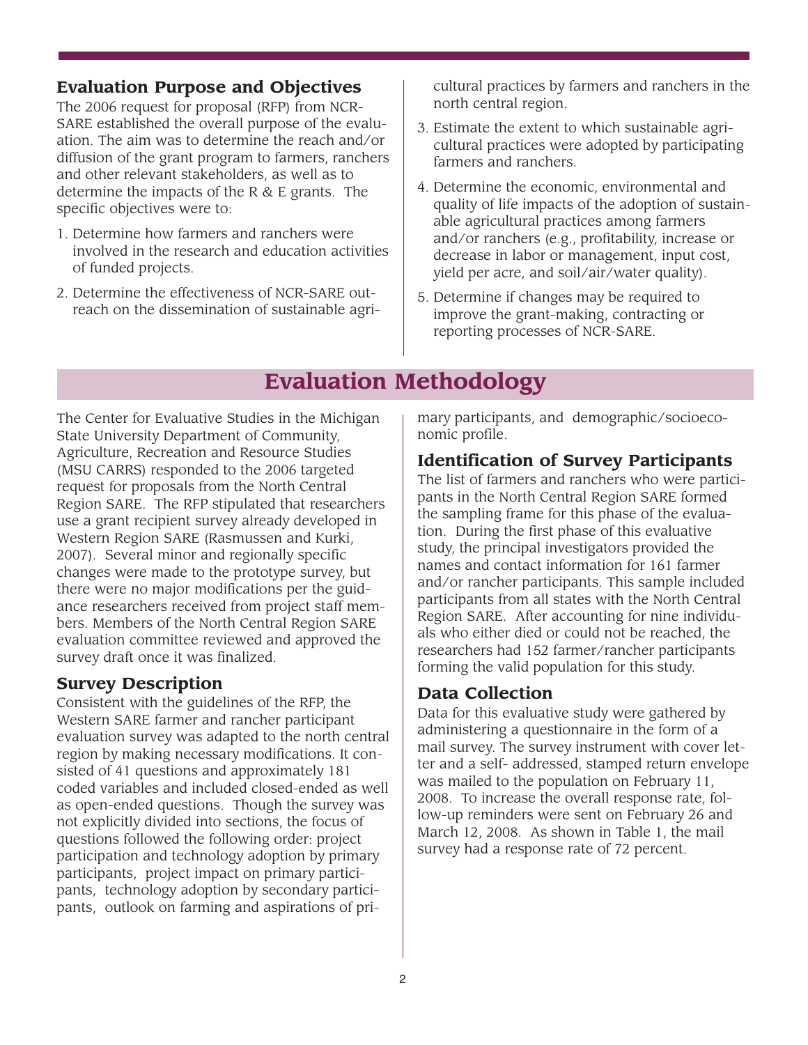## Evaluation Purpose and Objectives

The 2006 request for proposal (RFP) from NCR-SARE established the overall purpose of the evaluation. The aim was to determine the reach and/or diffusion of the grant program to farmers, ranchers and other relevant stakeholders, as well as to determine the impacts of the R & E grants. The specific objectives were to:

1. Determine how farmers and ranchers were involved in the research and education activities of funded projects.
2. Determine the effectiveness of NCR-SARE outreach on the dissemination of sustainable agricultural practices by farmers and ranchers in the north central region.
3. Estimate the extent to which sustainable agricultural practices were adopted by participating farmers and ranchers.
4. Determine the economic, environmental and quality of life impacts of the adoption of sustainable agricultural practices among farmers and/or ranchers (e.g., profitability, increase or decrease in labor or management, input cost, yield per acre, and soil/air/water quality).
5. Determine if changes may be required to improve the grant-making, contracting or reporting processes of NCR-SARE.

# Evaluation Methodology

The Center for Evaluative Studies in the Michigan State University Department of Community, Agriculture, Recreation and Resource Studies (MSU CARRS) responded to the 2006 targeted request for proposals from the North Central Region SARE. The RFP stipulated that researchers use a grant recipient survey already developed in Western Region SARE (Rasmussen and Kurki, 2007). Several minor and regionally specific changes were made to the prototype survey, but there were no major modifications per the guidance researchers received from project staff members. Members of the North Central Region SARE evaluation committee reviewed and approved the survey draft once it was finalized.

## Survey Description

Consistent with the guidelines of the RFP, the Western SARE farmer and rancher participant evaluation survey was adapted to the north central region by making necessary modifications. It consisted of 41 questions and approximately 181 coded variables and included closed-ended as well as open-ended questions. Though the survey was not explicitly divided into sections, the focus of questions followed the following order: project participation and technology adoption by primary participants, project impact on primary participants, technology adoption by secondary participants, outlook on farming and aspirations of primary participants, and demographic/socioeconomic profile.

## Identification of Survey Participants

The list of farmers and ranchers who were participants in the North Central Region SARE formed the sampling frame for this phase of the evaluation. During the first phase of this evaluative study, the principal investigators provided the names and contact information for 161 farmer and/or rancher participants. This sample included participants from all states with the North Central Region SARE. After accounting for nine individuals who either died or could not be reached, the researchers had 152 farmer/rancher participants forming the valid population for this study.

## Data Collection

Data for this evaluative study were gathered by administering a questionnaire in the form of a mail survey. The survey instrument with cover letter and a self- addressed, stamped return envelope was mailed to the population on February 11, 2008. To increase the overall response rate, follow-up reminders were sent on February 26 and March 12, 2008. As shown in Table 1, the mail survey had a response rate of 72 percent.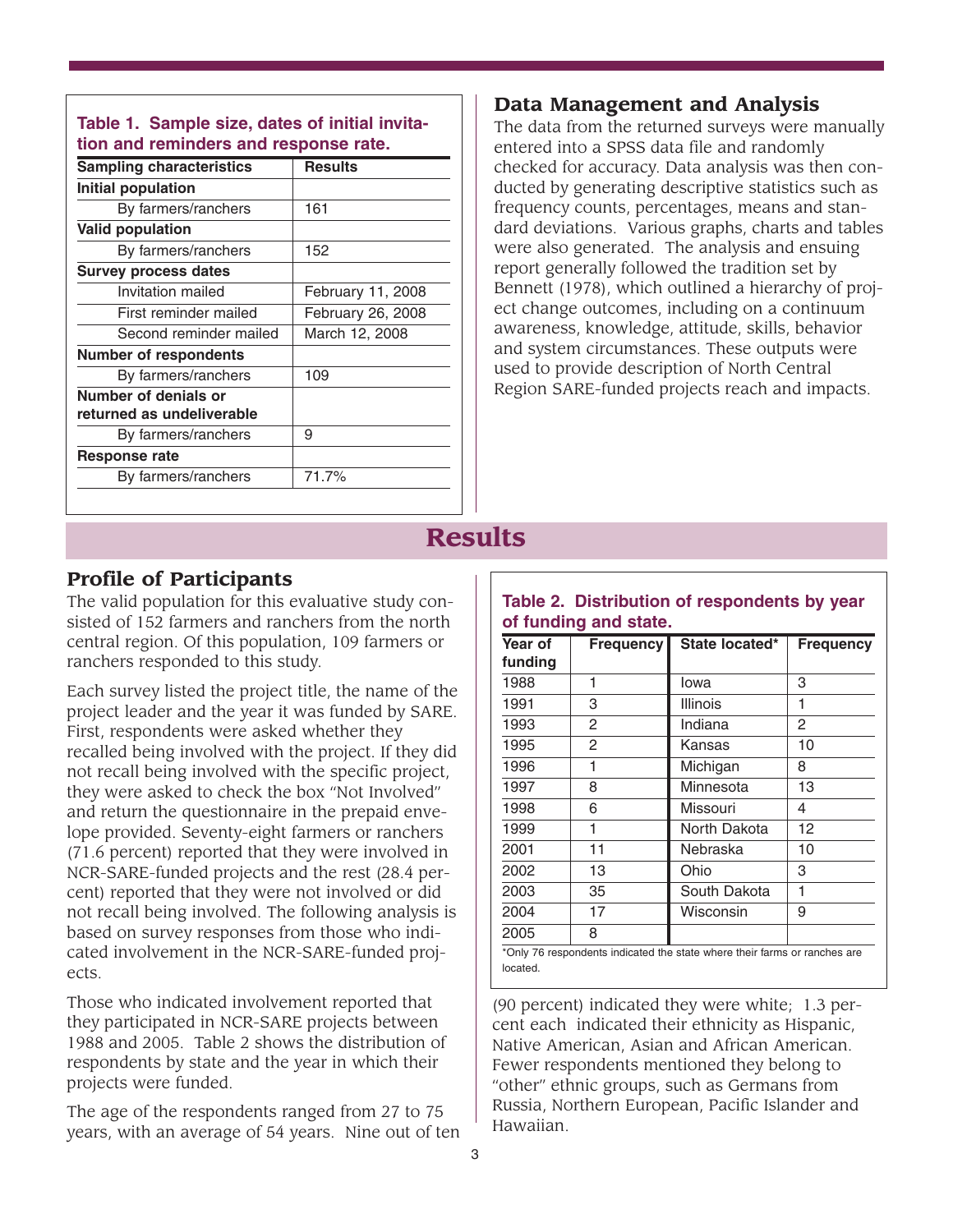**Table 1. Sample size, dates of initial invitation and reminders and response rate.**

| Sampling characteristics | Results |
|---|---|
| **Initial population** | |
| By farmers/ranchers | 161 |
| **Valid population** | |
| By farmers/ranchers | 152 |
| **Survey process dates** | |
| Invitation mailed | February 11, 2008 |
| First reminder mailed | February 26, 2008 |
| Second reminder mailed | March 12, 2008 |
| **Number of respondents** | |
| By farmers/ranchers | 109 |
| **Number of denials or returned as undeliverable** | |
| By farmers/ranchers | 9 |
| **Response rate** | |
| By farmers/ranchers | 71.7% |

## Data Management and Analysis

The data from the returned surveys were manually entered into a SPSS data file and randomly checked for accuracy. Data analysis was then conducted by generating descriptive statistics such as frequency counts, percentages, means and standard deviations. Various graphs, charts and tables were also generated. The analysis and ensuing report generally followed the tradition set by Bennett (1978), which outlined a hierarchy of project change outcomes, including on a continuum awareness, knowledge, attitude, skills, behavior and system circumstances. These outputs were used to provide description of North Central Region SARE-funded projects reach and impacts.

# Results

## Profile of Participants

The valid population for this evaluative study consisted of 152 farmers and ranchers from the north central region. Of this population, 109 farmers or ranchers responded to this study.

Each survey listed the project title, the name of the project leader and the year it was funded by SARE. First, respondents were asked whether they recalled being involved with the project. If they did not recall being involved with the specific project, they were asked to check the box "Not Involved" and return the questionnaire in the prepaid envelope provided. Seventy-eight farmers or ranchers (71.6 percent) reported that they were involved in NCR-SARE-funded projects and the rest (28.4 percent) reported that they were not involved or did not recall being involved. The following analysis is based on survey responses from those who indicated involvement in the NCR-SARE-funded projects.

Those who indicated involvement reported that they participated in NCR-SARE projects between 1988 and 2005. Table 2 shows the distribution of respondents by state and the year in which their projects were funded.

**Table 2. Distribution of respondents by year of funding and state.**

| Year of funding | Frequency | State located* | Frequency |
|---|---|---|---|
| 1988 | 1 | Iowa | 3 |
| 1991 | 3 | Illinois | 1 |
| 1993 | 2 | Indiana | 2 |
| 1995 | 2 | Kansas | 10 |
| 1996 | 1 | Michigan | 8 |
| 1997 | 8 | Minnesota | 13 |
| 1998 | 6 | Missouri | 4 |
| 1999 | 1 | North Dakota | 12 |
| 2001 | 11 | Nebraska | 10 |
| 2002 | 13 | Ohio | 3 |
| 2003 | 35 | South Dakota | 1 |
| 2004 | 17 | Wisconsin | 9 |
| 2005 | 8 | | |

*Only 76 respondents indicated the state where their farms or ranches are located.

The age of the respondents ranged from 27 to 75 years, with an average of 54 years. Nine out of ten (90 percent) indicated they were white; 1.3 percent each indicated their ethnicity as Hispanic, Native American, Asian and African American. Fewer respondents mentioned they belong to "other" ethnic groups, such as Germans from Russia, Northern European, Pacific Islander and Hawaiian.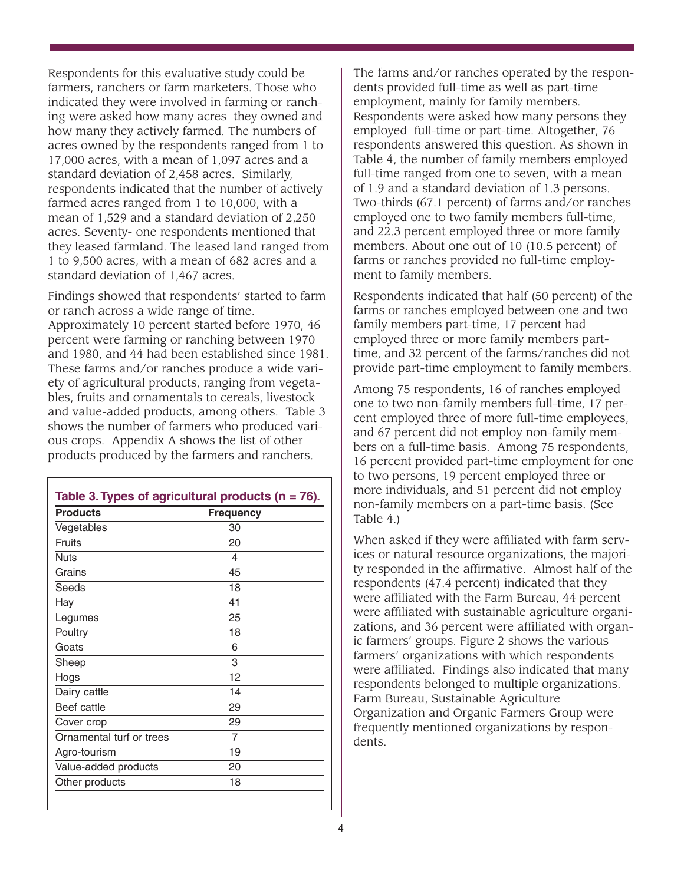Respondents for this evaluative study could be farmers, ranchers or farm marketers. Those who indicated they were involved in farming or ranching were asked how many acres they owned and how many they actively farmed. The numbers of acres owned by the respondents ranged from 1 to 17,000 acres, with a mean of 1,097 acres and a standard deviation of 2,458 acres. Similarly, respondents indicated that the number of actively farmed acres ranged from 1 to 10,000, with a mean of 1,529 and a standard deviation of 2,250 acres. Seventy- one respondents mentioned that they leased farmland. The leased land ranged from 1 to 9,500 acres, with a mean of 682 acres and a standard deviation of 1,467 acres.

Findings showed that respondents' started to farm or ranch across a wide range of time. Approximately 10 percent started before 1970, 46 percent were farming or ranching between 1970 and 1980, and 44 had been established since 1981. These farms and/or ranches produce a wide variety of agricultural products, ranging from vegetables, fruits and ornamentals to cereals, livestock and value-added products, among others. Table 3 shows the number of farmers who produced various crops. Appendix A shows the list of other products produced by the farmers and ranchers.

**Table 3. Types of agricultural products (n = 76).**

| Products | Frequency |
|---|---|
| Vegetables | 30 |
| Fruits | 20 |
| Nuts | 4 |
| Grains | 45 |
| Seeds | 18 |
| Hay | 41 |
| Legumes | 25 |
| Poultry | 18 |
| Goats | 6 |
| Sheep | 3 |
| Hogs | 12 |
| Dairy cattle | 14 |
| Beef cattle | 29 |
| Cover crop | 29 |
| Ornamental turf or trees | 7 |
| Agro-tourism | 19 |
| Value-added products | 20 |
| Other products | 18 |

The farms and/or ranches operated by the respondents provided full-time as well as part-time employment, mainly for family members. Respondents were asked how many persons they employed full-time or part-time. Altogether, 76 respondents answered this question. As shown in Table 4, the number of family members employed full-time ranged from one to seven, with a mean of 1.9 and a standard deviation of 1.3 persons. Two-thirds (67.1 percent) of farms and/or ranches employed one to two family members full-time, and 22.3 percent employed three or more family members. About one out of 10 (10.5 percent) of farms or ranches provided no full-time employment to family members.

Respondents indicated that half (50 percent) of the farms or ranches employed between one and two family members part-time, 17 percent had employed three or more family members part-time, and 32 percent of the farms/ranches did not provide part-time employment to family members.

Among 75 respondents, 16 of ranches employed one to two non-family members full-time, 17 percent employed three of more full-time employees, and 67 percent did not employ non-family members on a full-time basis. Among 75 respondents, 16 percent provided part-time employment for one to two persons, 19 percent employed three or more individuals, and 51 percent did not employ non-family members on a part-time basis. (See Table 4.)

When asked if they were affiliated with farm services or natural resource organizations, the majority responded in the affirmative. Almost half of the respondents (47.4 percent) indicated that they were affiliated with the Farm Bureau, 44 percent were affiliated with sustainable agriculture organizations, and 36 percent were affiliated with organic farmers' groups. Figure 2 shows the various farmers' organizations with which respondents were affiliated. Findings also indicated that many respondents belonged to multiple organizations. Farm Bureau, Sustainable Agriculture Organization and Organic Farmers Group were frequently mentioned organizations by respondents.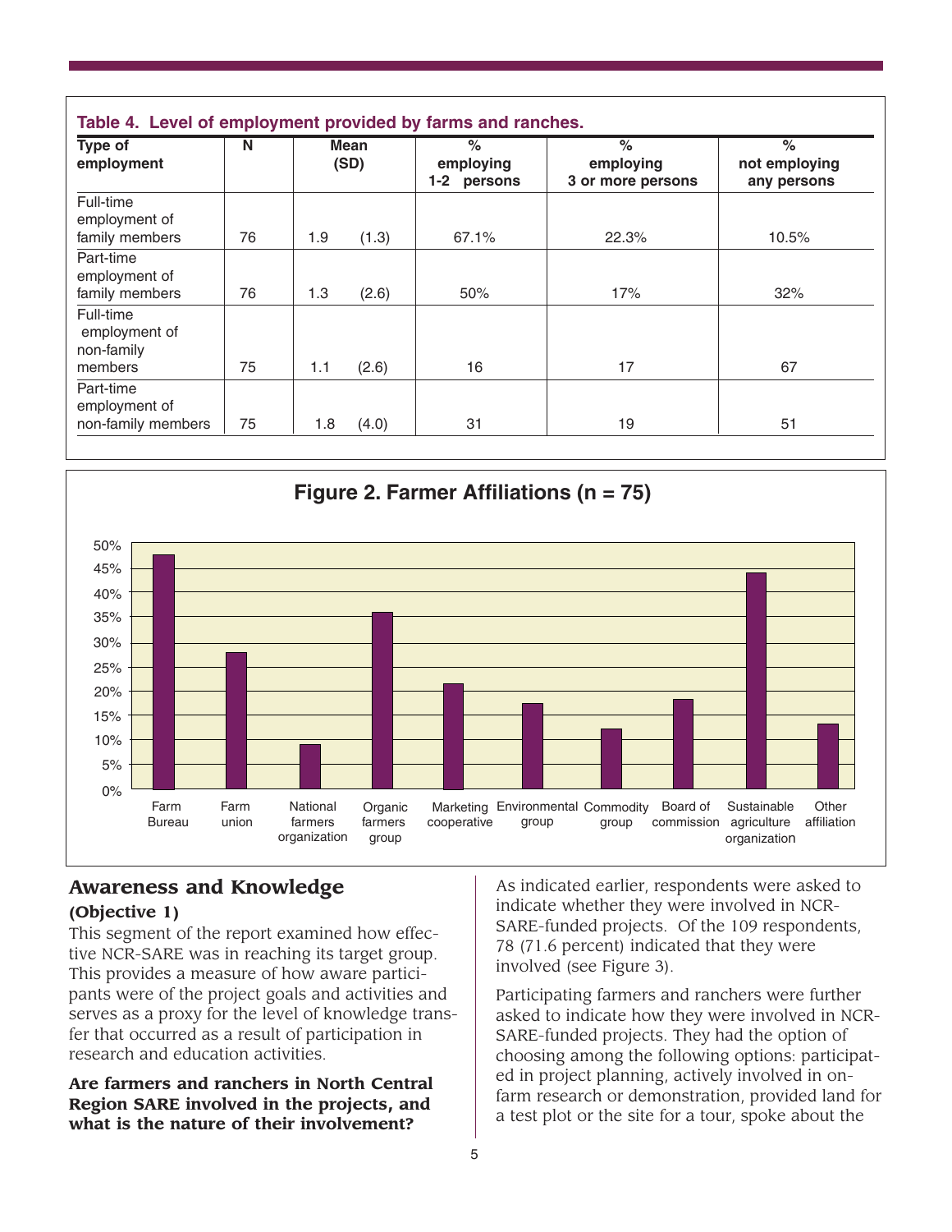**Table 4. Level of employment provided by farms and ranches.**

| Type of employment | N | Mean (SD) | % employing 1-2 persons | % employing 3 or more persons | % not employing any persons |
|---|---|---|---|---|---|
| Full-time employment of family members | 76 | 1.9 (1.3) | 67.1% | 22.3% | 10.5% |
| Part-time employment of family members | 76 | 1.3 (2.6) | 50% | 17% | 32% |
| Full-time employment of non-family members | 75 | 1.1 (2.6) | 16 | 17 | 67 |
| Part-time employment of non-family members | 75 | 1.8 (4.0) | 31 | 19 | 51 |

**Figure 2. Farmer Affiliations (n = 75)**

## Awareness and Knowledge

### (Objective 1)

This segment of the report examined how effective NCR-SARE was in reaching its target group. This provides a measure of how aware participants were of the project goals and activities and serves as a proxy for the level of knowledge transfer that occurred as a result of participation in research and education activities.

**Are farmers and ranchers in North Central Region SARE involved in the projects, and what is the nature of their involvement?**

As indicated earlier, respondents were asked to indicate whether they were involved in NCR-SARE-funded projects. Of the 109 respondents, 78 (71.6 percent) indicated that they were involved (see Figure 3).

Participating farmers and ranchers were further asked to indicate how they were involved in NCR-SARE-funded projects. They had the option of choosing among the following options: participated in project planning, actively involved in on-farm research or demonstration, provided land for a test plot or the site for a tour, spoke about the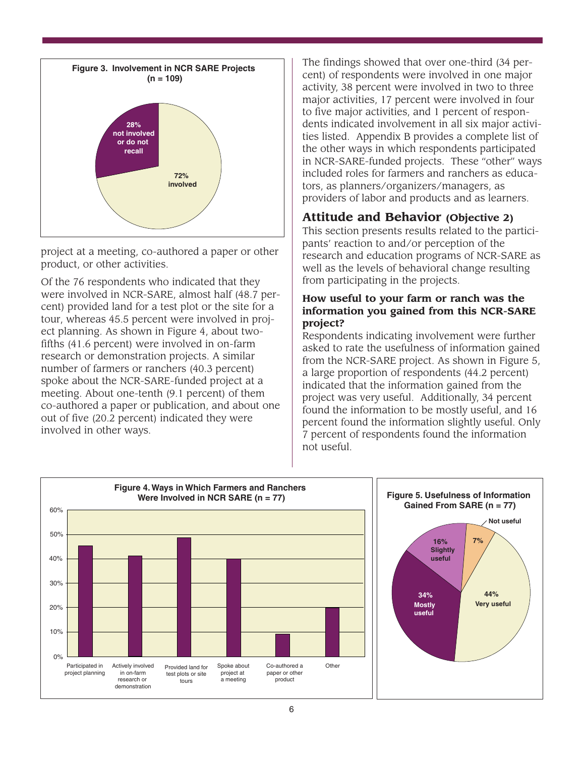**Figure 3. Involvement in NCR SARE Projects (n = 109)**

- 28% not involved or do not recall
- 72% involved

project at a meeting, co-authored a paper or other product, or other activities.

Of the 76 respondents who indicated that they were involved in NCR-SARE, almost half (48.7 percent) provided land for a test plot or the site for a tour, whereas 45.5 percent were involved in project planning. As shown in Figure 4, about two-fifths (41.6 percent) were involved in on-farm research or demonstration projects. A similar number of farmers or ranchers (40.3 percent) spoke about the NCR-SARE-funded project at a meeting. About one-tenth (9.1 percent) of them co-authored a paper or publication, and about one out of five (20.2 percent) indicated they were involved in other ways.

The findings showed that over one-third (34 percent) of respondents were involved in one major activity, 38 percent were involved in two to three major activities, 17 percent were involved in four to five major activities, and 1 percent of respondents indicated involvement in all six major activities listed. Appendix B provides a complete list of the other ways in which respondents participated in NCR-SARE-funded projects. These "other" ways included roles for farmers and ranchers as educators, as planners/organizers/managers, as providers of labor and products and as learners.

## Attitude and Behavior (Objective 2)

This section presents results related to the participants' reaction to and/or perception of the research and education programs of NCR-SARE as well as the levels of behavioral change resulting from participating in the projects.

### How useful to your farm or ranch was the information you gained from this NCR-SARE project?

Respondents indicating involvement were further asked to rate the usefulness of information gained from the NCR-SARE project. As shown in Figure 5, a large proportion of respondents (44.2 percent) indicated that the information gained from the project was very useful. Additionally, 34 percent found the information to be mostly useful, and 16 percent found the information slightly useful. Only 7 percent of respondents found the information not useful.

**Figure 4. Ways in Which Farmers and Ranchers Were Involved in NCR SARE (n = 77)**

- Participated in project planning
- Actively involved in on-farm research or demonstration
- Provided land for test plots or site tours
- Spoke about project at a meeting
- Co-authored a paper or other product
- Other

**Figure 5. Usefulness of Information Gained From SARE (n = 77)**

- 44% Very useful
- 34% Mostly useful
- 16% Slightly useful
- 7% Not useful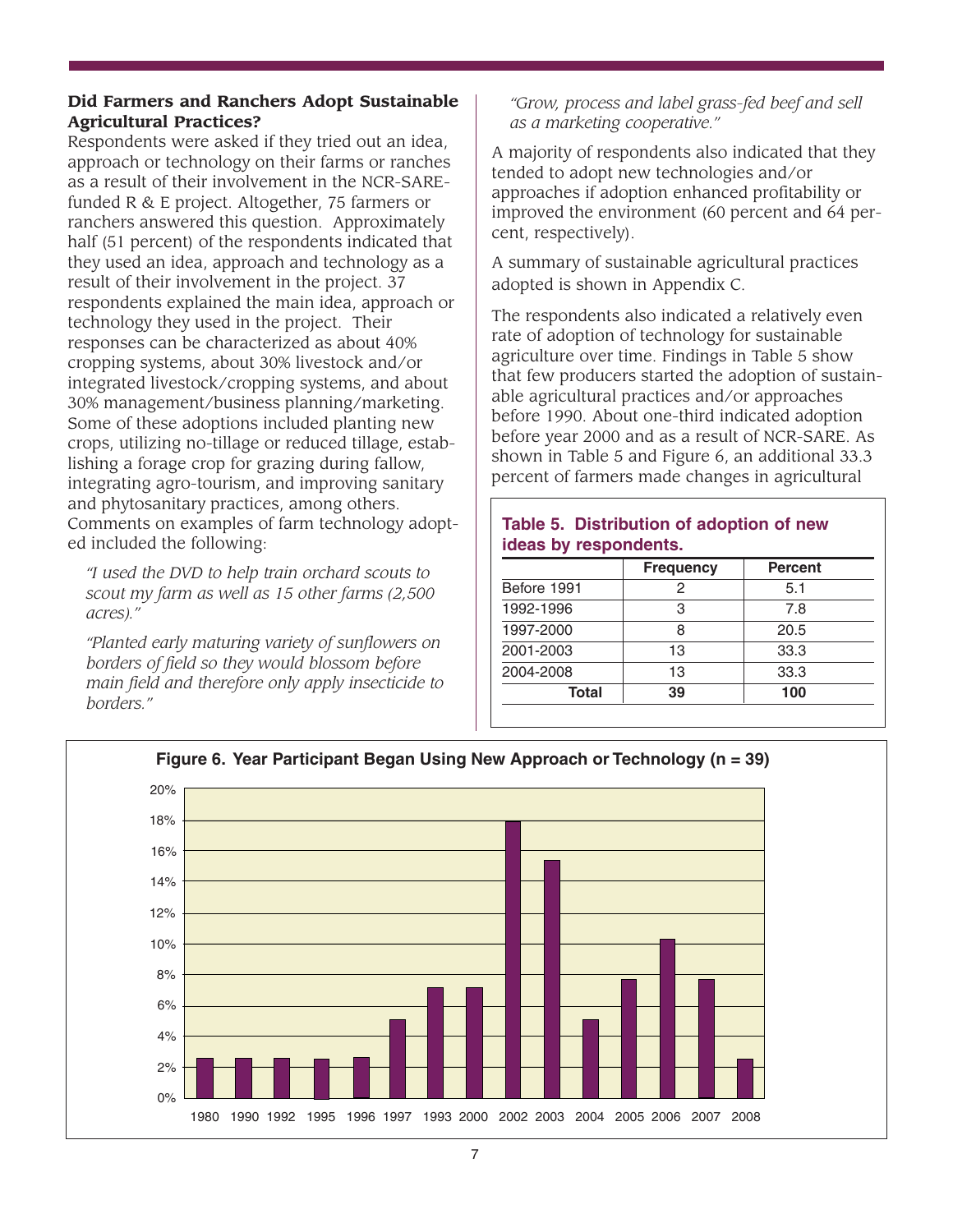### Did Farmers and Ranchers Adopt Sustainable Agricultural Practices?

Respondents were asked if they tried out an idea, approach or technology on their farms or ranches as a result of their involvement in the NCR-SARE-funded R & E project. Altogether, 75 farmers or ranchers answered this question. Approximately half (51 percent) of the respondents indicated that they used an idea, approach and technology as a result of their involvement in the project. 37 respondents explained the main idea, approach or technology they used in the project. Their responses can be characterized as about 40% cropping systems, about 30% livestock and/or integrated livestock/cropping systems, and about 30% management/business planning/marketing. Some of these adoptions included planting new crops, utilizing no-tillage or reduced tillage, establishing a forage crop for grazing during fallow, integrating agro-tourism, and improving sanitary and phytosanitary practices, among others. Comments on examples of farm technology adopted included the following:

*"I used the DVD to help train orchard scouts to scout my farm as well as 15 other farms (2,500 acres)."*

*"Planted early maturing variety of sunflowers on borders of field so they would blossom before main field and therefore only apply insecticide to borders."*

*"Grow, process and label grass-fed beef and sell as a marketing cooperative."*

A majority of respondents also indicated that they tended to adopt new technologies and/or approaches if adoption enhanced profitability or improved the environment (60 percent and 64 percent, respectively).

A summary of sustainable agricultural practices adopted is shown in Appendix C.

The respondents also indicated a relatively even rate of adoption of technology for sustainable agriculture over time. Findings in Table 5 show that few producers started the adoption of sustainable agricultural practices and/or approaches before 1990. About one-third indicated adoption before year 2000 and as a result of NCR-SARE. As shown in Table 5 and Figure 6, an additional 33.3 percent of farmers made changes in agricultural

**Table 5. Distribution of adoption of new ideas by respondents.**

| | Frequency | Percent |
|---|---|---|
| Before 1991 | 2 | 5.1 |
| 1992-1996 | 3 | 7.8 |
| 1997-2000 | 8 | 20.5 |
| 2001-2003 | 13 | 33.3 |
| 2004-2008 | 13 | 33.3 |
| **Total** | **39** | **100** |

**Figure 6. Year Participant Began Using New Approach or Technology (n = 39)**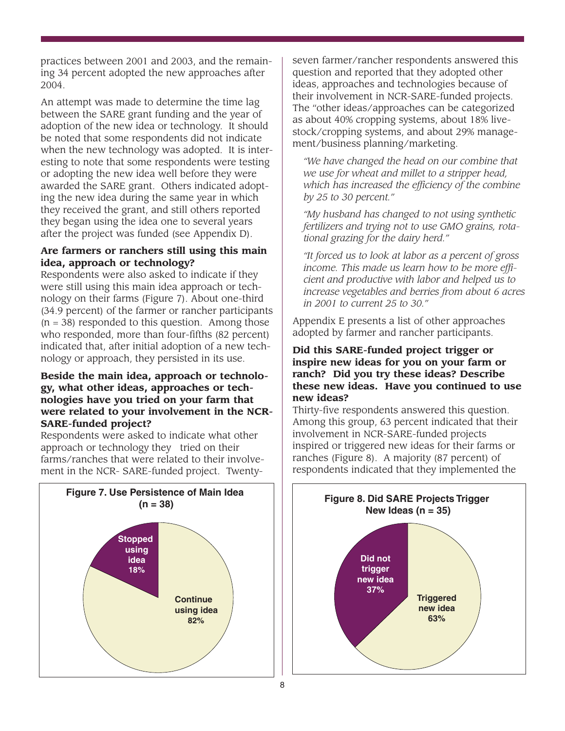practices between 2001 and 2003, and the remaining 34 percent adopted the new approaches after 2004.

An attempt was made to determine the time lag between the SARE grant funding and the year of adoption of the new idea or technology. It should be noted that some respondents did not indicate when the new technology was adopted. It is interesting to note that some respondents were testing or adopting the new idea well before they were awarded the SARE grant. Others indicated adopting the new idea during the same year in which they received the grant, and still others reported they began using the idea one to several years after the project was funded (see Appendix D).

**Are farmers or ranchers still using this main idea, approach or technology?**

Respondents were also asked to indicate if they were still using this main idea approach or technology on their farms (Figure 7). About one-third (34.9 percent) of the farmer or rancher participants (n = 38) responded to this question. Among those who responded, more than four-fifths (82 percent) indicated that, after initial adoption of a new technology or approach, they persisted in its use.

**Beside the main idea, approach or technology, what other ideas, approaches or technologies have you tried on your farm that were related to your involvement in the NCR-SARE-funded project?**

Respondents were asked to indicate what other approach or technology they tried on their farms/ranches that were related to their involvement in the NCR- SARE-funded project. Twenty-seven farmer/rancher respondents answered this question and reported that they adopted other ideas, approaches and technologies because of their involvement in NCR-SARE-funded projects. The "other ideas/approaches can be categorized as about 40% cropping systems, about 18% livestock/cropping systems, and about 29% management/business planning/marketing.

*"We have changed the head on our combine that we use for wheat and millet to a stripper head, which has increased the efficiency of the combine by 25 to 30 percent."*

*"My husband has changed to not using synthetic fertilizers and trying not to use GMO grains, rotational grazing for the dairy herd."*

*"It forced us to look at labor as a percent of gross income. This made us learn how to be more efficient and productive with labor and helped us to increase vegetables and berries from about 6 acres in 2001 to current 25 to 30."*

Appendix E presents a list of other approaches adopted by farmer and rancher participants.

**Did this SARE-funded project trigger or inspire new ideas for you on your farm or ranch? Did you try these ideas? Describe these new ideas. Have you continued to use new ideas?**

Thirty-five respondents answered this question. Among this group, 63 percent indicated that their involvement in NCR-SARE-funded projects inspired or triggered new ideas for their farms or ranches (Figure 8). A majority (87 percent) of respondents indicated that they implemented the

**Figure 7. Use Persistence of Main Idea (n = 38)**

| Response | Percent |
|---|---|
| Continue using idea | 82% |
| Stopped using idea | 18% |

**Figure 8. Did SARE Projects Trigger New Ideas (n = 35)**

| Response | Percent |
|---|---|
| Triggered new idea | 63% |
| Did not trigger new idea | 37% |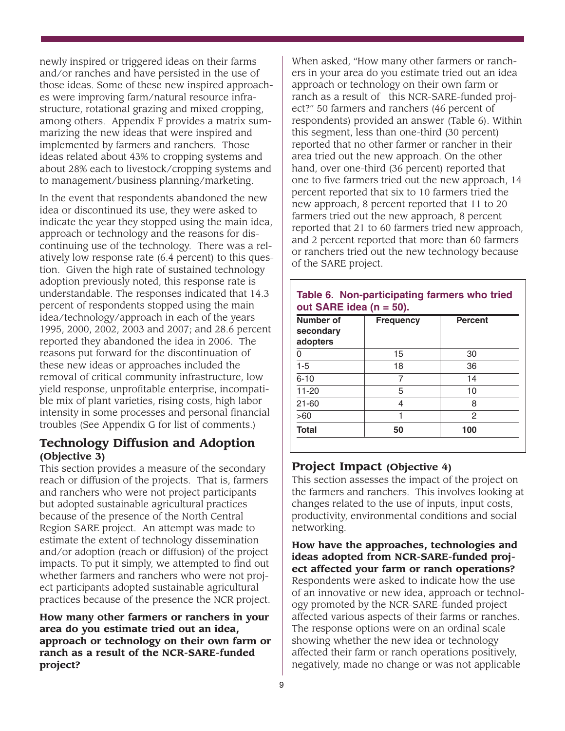newly inspired or triggered ideas on their farms and/or ranches and have persisted in the use of those ideas. Some of these new inspired approaches were improving farm/natural resource infrastructure, rotational grazing and mixed cropping, among others. Appendix F provides a matrix summarizing the new ideas that were inspired and implemented by farmers and ranchers. Those ideas related about 43% to cropping systems and about 28% each to livestock/cropping systems and to management/business planning/marketing.

In the event that respondents abandoned the new idea or discontinued its use, they were asked to indicate the year they stopped using the main idea, approach or technology and the reasons for discontinuing use of the technology. There was a relatively low response rate (6.4 percent) to this question. Given the high rate of sustained technology adoption previously noted, this response rate is understandable. The responses indicated that 14.3 percent of respondents stopped using the main idea/technology/approach in each of the years 1995, 2000, 2002, 2003 and 2007; and 28.6 percent reported they abandoned the idea in 2006. The reasons put forward for the discontinuation of these new ideas or approaches included the removal of critical community infrastructure, low yield response, unprofitable enterprise, incompatible mix of plant varieties, rising costs, high labor intensity in some processes and personal financial troubles (See Appendix G for list of comments.)

## Technology Diffusion and Adoption (Objective 3)

This section provides a measure of the secondary reach or diffusion of the projects. That is, farmers and ranchers who were not project participants but adopted sustainable agricultural practices because of the presence of the North Central Region SARE project. An attempt was made to estimate the extent of technology dissemination and/or adoption (reach or diffusion) of the project impacts. To put it simply, we attempted to find out whether farmers and ranchers who were not project participants adopted sustainable agricultural practices because of the presence the NCR project.

**How many other farmers or ranchers in your area do you estimate tried out an idea, approach or technology on their own farm or ranch as a result of the NCR-SARE-funded project?**

When asked, "How many other farmers or ranchers in your area do you estimate tried out an idea approach or technology on their own farm or ranch as a result of this NCR-SARE-funded project?" 50 farmers and ranchers (46 percent of respondents) provided an answer (Table 6). Within this segment, less than one-third (30 percent) reported that no other farmer or rancher in their area tried out the new approach. On the other hand, over one-third (36 percent) reported that one to five farmers tried out the new approach, 14 percent reported that six to 10 farmers tried the new approach, 8 percent reported that 11 to 20 farmers tried out the new approach, 8 percent reported that 21 to 60 farmers tried new approach, and 2 percent reported that more than 60 farmers or ranchers tried out the new technology because of the SARE project.

**Table 6. Non-participating farmers who tried out SARE idea (n = 50).**

| Number of secondary adopters | Frequency | Percent |
|---|---|---|
| 0 | 15 | 30 |
| 1-5 | 18 | 36 |
| 6-10 | 7 | 14 |
| 11-20 | 5 | 10 |
| 21-60 | 4 | 8 |
| >60 | 1 | 2 |
| **Total** | **50** | **100** |

## Project Impact (Objective 4)

This section assesses the impact of the project on the farmers and ranchers. This involves looking at changes related to the use of inputs, input costs, productivity, environmental conditions and social networking.

**How have the approaches, technologies and ideas adopted from NCR-SARE-funded project affected your farm or ranch operations?**

Respondents were asked to indicate how the use of an innovative or new idea, approach or technology promoted by the NCR-SARE-funded project affected various aspects of their farms or ranches. The response options were on an ordinal scale showing whether the new idea or technology affected their farm or ranch operations positively, negatively, made no change or was not applicable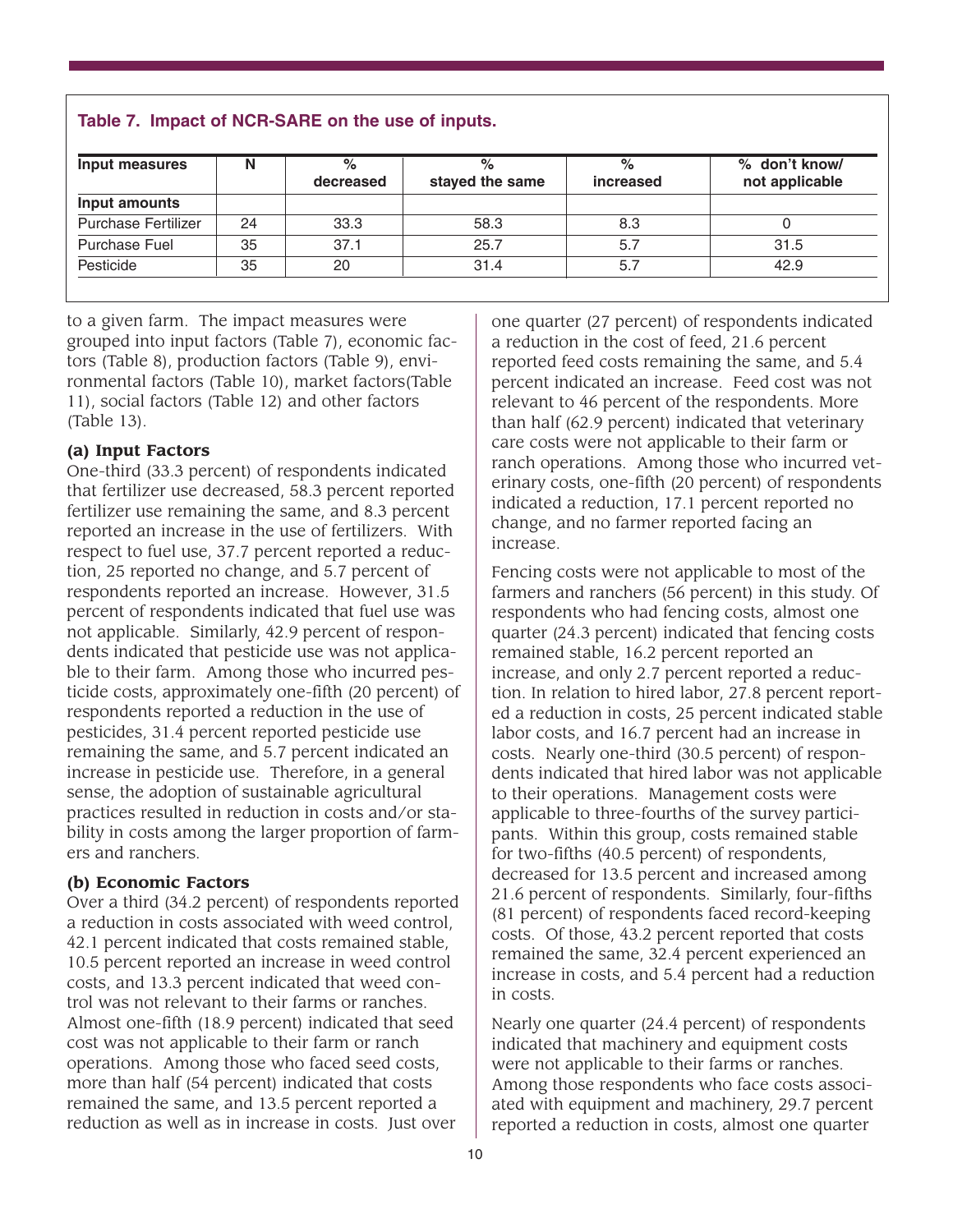**Table 7. Impact of NCR-SARE on the use of inputs.**

| Input measures | N | % decreased | % stayed the same | % increased | % don't know/ not applicable |
|---|---|---|---|---|---|
| **Input amounts** | | | | | |
| Purchase Fertilizer | 24 | 33.3 | 58.3 | 8.3 | 0 |
| Purchase Fuel | 35 | 37.1 | 25.7 | 5.7 | 31.5 |
| Pesticide | 35 | 20 | 31.4 | 5.7 | 42.9 |

to a given farm. The impact measures were grouped into input factors (Table 7), economic factors (Table 8), production factors (Table 9), environmental factors (Table 10), market factors(Table 11), social factors (Table 12) and other factors (Table 13).

**(a) Input Factors**

One-third (33.3 percent) of respondents indicated that fertilizer use decreased, 58.3 percent reported fertilizer use remaining the same, and 8.3 percent reported an increase in the use of fertilizers. With respect to fuel use, 37.7 percent reported a reduction, 25 reported no change, and 5.7 percent of respondents reported an increase. However, 31.5 percent of respondents indicated that fuel use was not applicable. Similarly, 42.9 percent of respondents indicated that pesticide use was not applicable to their farm. Among those who incurred pesticide costs, approximately one-fifth (20 percent) of respondents reported a reduction in the use of pesticides, 31.4 percent reported pesticide use remaining the same, and 5.7 percent indicated an increase in pesticide use. Therefore, in a general sense, the adoption of sustainable agricultural practices resulted in reduction in costs and/or stability in costs among the larger proportion of farmers and ranchers.

**(b) Economic Factors**

Over a third (34.2 percent) of respondents reported a reduction in costs associated with weed control, 42.1 percent indicated that costs remained stable, 10.5 percent reported an increase in weed control costs, and 13.3 percent indicated that weed control was not relevant to their farms or ranches. Almost one-fifth (18.9 percent) indicated that seed cost was not applicable to their farm or ranch operations. Among those who faced seed costs, more than half (54 percent) indicated that costs remained the same, and 13.5 percent reported a reduction as well as in increase in costs. Just over one quarter (27 percent) of respondents indicated a reduction in the cost of feed, 21.6 percent reported feed costs remaining the same, and 5.4 percent indicated an increase. Feed cost was not relevant to 46 percent of the respondents. More than half (62.9 percent) indicated that veterinary care costs were not applicable to their farm or ranch operations. Among those who incurred veterinary costs, one-fifth (20 percent) of respondents indicated a reduction, 17.1 percent reported no change, and no farmer reported facing an increase.

Fencing costs were not applicable to most of the farmers and ranchers (56 percent) in this study. Of respondents who had fencing costs, almost one quarter (24.3 percent) indicated that fencing costs remained stable, 16.2 percent reported an increase, and only 2.7 percent reported a reduction. In relation to hired labor, 27.8 percent reported a reduction in costs, 25 percent indicated stable labor costs, and 16.7 percent had an increase in costs. Nearly one-third (30.5 percent) of respondents indicated that hired labor was not applicable to their operations. Management costs were applicable to three-fourths of the survey participants. Within this group, costs remained stable for two-fifths (40.5 percent) of respondents, decreased for 13.5 percent and increased among 21.6 percent of respondents. Similarly, four-fifths (81 percent) of respondents faced record-keeping costs. Of those, 43.2 percent reported that costs remained the same, 32.4 percent experienced an increase in costs, and 5.4 percent had a reduction in costs.

Nearly one quarter (24.4 percent) of respondents indicated that machinery and equipment costs were not applicable to their farms or ranches. Among those respondents who face costs associated with equipment and machinery, 29.7 percent reported a reduction in costs, almost one quarter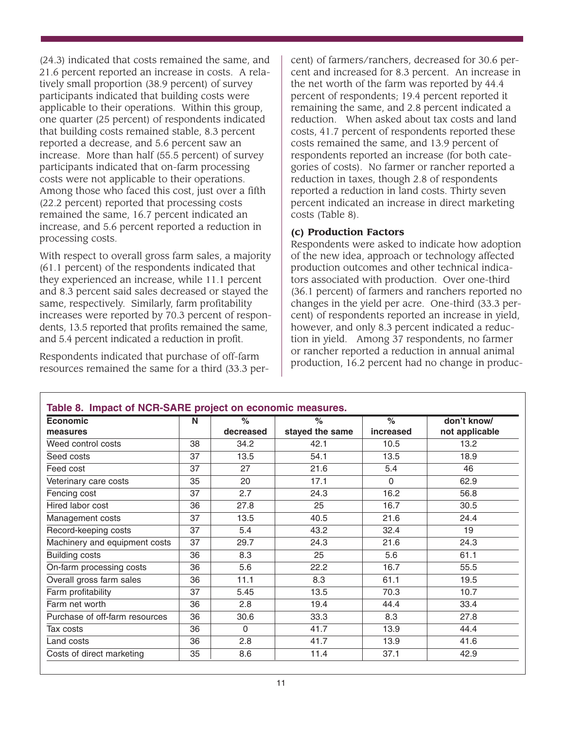(24.3) indicated that costs remained the same, and 21.6 percent reported an increase in costs. A relatively small proportion (38.9 percent) of survey participants indicated that building costs were applicable to their operations. Within this group, one quarter (25 percent) of respondents indicated that building costs remained stable, 8.3 percent reported a decrease, and 5.6 percent saw an increase. More than half (55.5 percent) of survey participants indicated that on-farm processing costs were not applicable to their operations. Among those who faced this cost, just over a fifth (22.2 percent) reported that processing costs remained the same, 16.7 percent indicated an increase, and 5.6 percent reported a reduction in processing costs.

With respect to overall gross farm sales, a majority (61.1 percent) of the respondents indicated that they experienced an increase, while 11.1 percent and 8.3 percent said sales decreased or stayed the same, respectively. Similarly, farm profitability increases were reported by 70.3 percent of respondents, 13.5 reported that profits remained the same, and 5.4 percent indicated a reduction in profit.

Respondents indicated that purchase of off-farm resources remained the same for a third (33.3 percent) of farmers/ranchers, decreased for 30.6 percent and increased for 8.3 percent. An increase in the net worth of the farm was reported by 44.4 percent of respondents; 19.4 percent reported it remaining the same, and 2.8 percent indicated a reduction. When asked about tax costs and land costs, 41.7 percent of respondents reported these costs remained the same, and 13.9 percent of respondents reported an increase (for both categories of costs). No farmer or rancher reported a reduction in taxes, though 2.8 of respondents reported a reduction in land costs. Thirty seven percent indicated an increase in direct marketing costs (Table 8).

### (c) Production Factors

Respondents were asked to indicate how adoption of the new idea, approach or technology affected production outcomes and other technical indicators associated with production. Over one-third (36.1 percent) of farmers and ranchers reported no changes in the yield per acre. One-third (33.3 percent) of respondents reported an increase in yield, however, and only 8.3 percent indicated a reduction in yield. Among 37 respondents, no farmer or rancher reported a reduction in annual animal production, 16.2 percent had no change in produc-

**Table 8. Impact of NCR-SARE project on economic measures.**

| Economic measures | N | % decreased | % stayed the same | % increased | don't know/ not applicable |
|---|---|---|---|---|---|
| Weed control costs | 38 | 34.2 | 42.1 | 10.5 | 13.2 |
| Seed costs | 37 | 13.5 | 54.1 | 13.5 | 18.9 |
| Feed cost | 37 | 27 | 21.6 | 5.4 | 46 |
| Veterinary care costs | 35 | 20 | 17.1 | 0 | 62.9 |
| Fencing cost | 37 | 2.7 | 24.3 | 16.2 | 56.8 |
| Hired labor cost | 36 | 27.8 | 25 | 16.7 | 30.5 |
| Management costs | 37 | 13.5 | 40.5 | 21.6 | 24.4 |
| Record-keeping costs | 37 | 5.4 | 43.2 | 32.4 | 19 |
| Machinery and equipment costs | 37 | 29.7 | 24.3 | 21.6 | 24.3 |
| Building costs | 36 | 8.3 | 25 | 5.6 | 61.1 |
| On-farm processing costs | 36 | 5.6 | 22.2 | 16.7 | 55.5 |
| Overall gross farm sales | 36 | 11.1 | 8.3 | 61.1 | 19.5 |
| Farm profitability | 37 | 5.45 | 13.5 | 70.3 | 10.7 |
| Farm net worth | 36 | 2.8 | 19.4 | 44.4 | 33.4 |
| Purchase of off-farm resources | 36 | 30.6 | 33.3 | 8.3 | 27.8 |
| Tax costs | 36 | 0 | 41.7 | 13.9 | 44.4 |
| Land costs | 36 | 2.8 | 41.7 | 13.9 | 41.6 |
| Costs of direct marketing | 35 | 8.6 | 11.4 | 37.1 | 42.9 |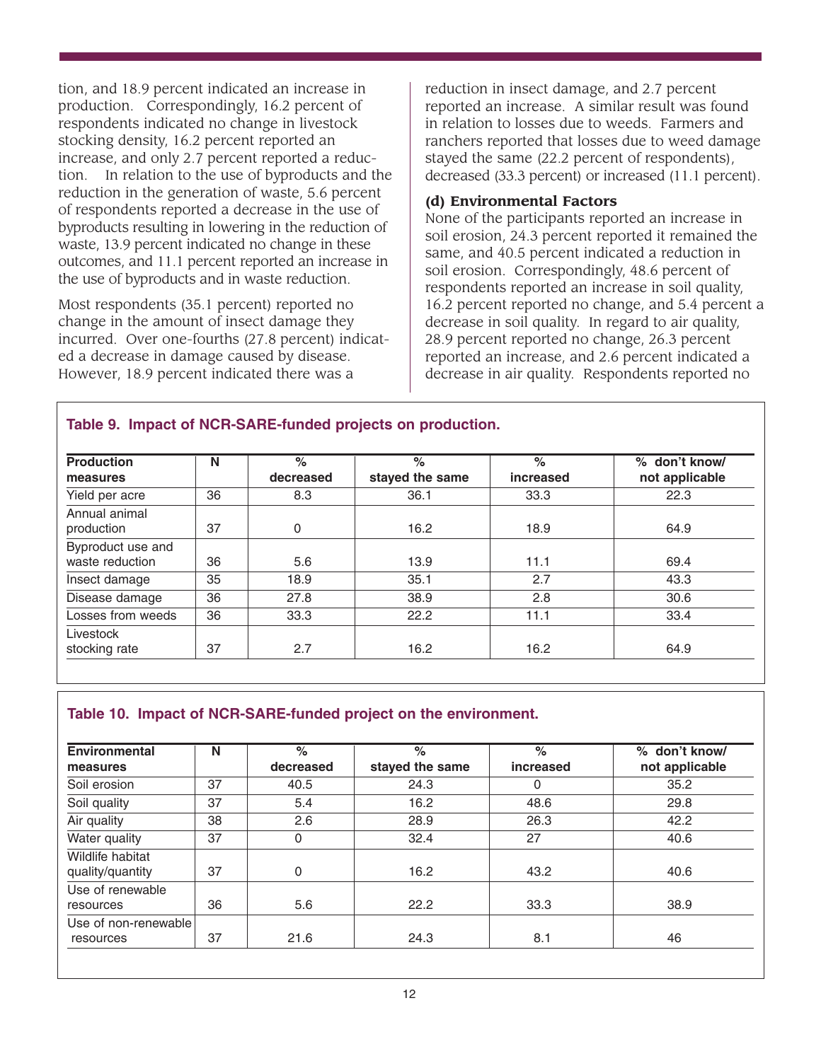tion, and 18.9 percent indicated an increase in production. Correspondingly, 16.2 percent of respondents indicated no change in livestock stocking density, 16.2 percent reported an increase, and only 2.7 percent reported a reduction. In relation to the use of byproducts and the reduction in the generation of waste, 5.6 percent of respondents reported a decrease in the use of byproducts resulting in lowering in the reduction of waste, 13.9 percent indicated no change in these outcomes, and 11.1 percent reported an increase in the use of byproducts and in waste reduction.

Most respondents (35.1 percent) reported no change in the amount of insect damage they incurred. Over one-fourths (27.8 percent) indicated a decrease in damage caused by disease. However, 18.9 percent indicated there was a reduction in insect damage, and 2.7 percent reported an increase. A similar result was found in relation to losses due to weeds. Farmers and ranchers reported that losses due to weed damage stayed the same (22.2 percent of respondents), decreased (33.3 percent) or increased (11.1 percent).

**(d) Environmental Factors**

None of the participants reported an increase in soil erosion, 24.3 percent reported it remained the same, and 40.5 percent indicated a reduction in soil erosion. Correspondingly, 48.6 percent of respondents reported an increase in soil quality, 16.2 percent reported no change, and 5.4 percent a decrease in soil quality. In regard to air quality, 28.9 percent reported no change, 26.3 percent reported an increase, and 2.6 percent indicated a decrease in air quality. Respondents reported no

**Table 9. Impact of NCR-SARE-funded projects on production.**

| Production measures | N | % decreased | % stayed the same | % increased | % don't know/ not applicable |
|---|---|---|---|---|---|
| Yield per acre | 36 | 8.3 | 36.1 | 33.3 | 22.3 |
| Annual animal production | 37 | 0 | 16.2 | 18.9 | 64.9 |
| Byproduct use and waste reduction | 36 | 5.6 | 13.9 | 11.1 | 69.4 |
| Insect damage | 35 | 18.9 | 35.1 | 2.7 | 43.3 |
| Disease damage | 36 | 27.8 | 38.9 | 2.8 | 30.6 |
| Losses from weeds | 36 | 33.3 | 22.2 | 11.1 | 33.4 |
| Livestock stocking rate | 37 | 2.7 | 16.2 | 16.2 | 64.9 |

**Table 10. Impact of NCR-SARE-funded project on the environment.**

| Environmental measures | N | % decreased | % stayed the same | % increased | % don't know/ not applicable |
|---|---|---|---|---|---|
| Soil erosion | 37 | 40.5 | 24.3 | 0 | 35.2 |
| Soil quality | 37 | 5.4 | 16.2 | 48.6 | 29.8 |
| Air quality | 38 | 2.6 | 28.9 | 26.3 | 42.2 |
| Water quality | 37 | 0 | 32.4 | 27 | 40.6 |
| Wildlife habitat quality/quantity | 37 | 0 | 16.2 | 43.2 | 40.6 |
| Use of renewable resources | 36 | 5.6 | 22.2 | 33.3 | 38.9 |
| Use of non-renewable resources | 37 | 21.6 | 24.3 | 8.1 | 46 |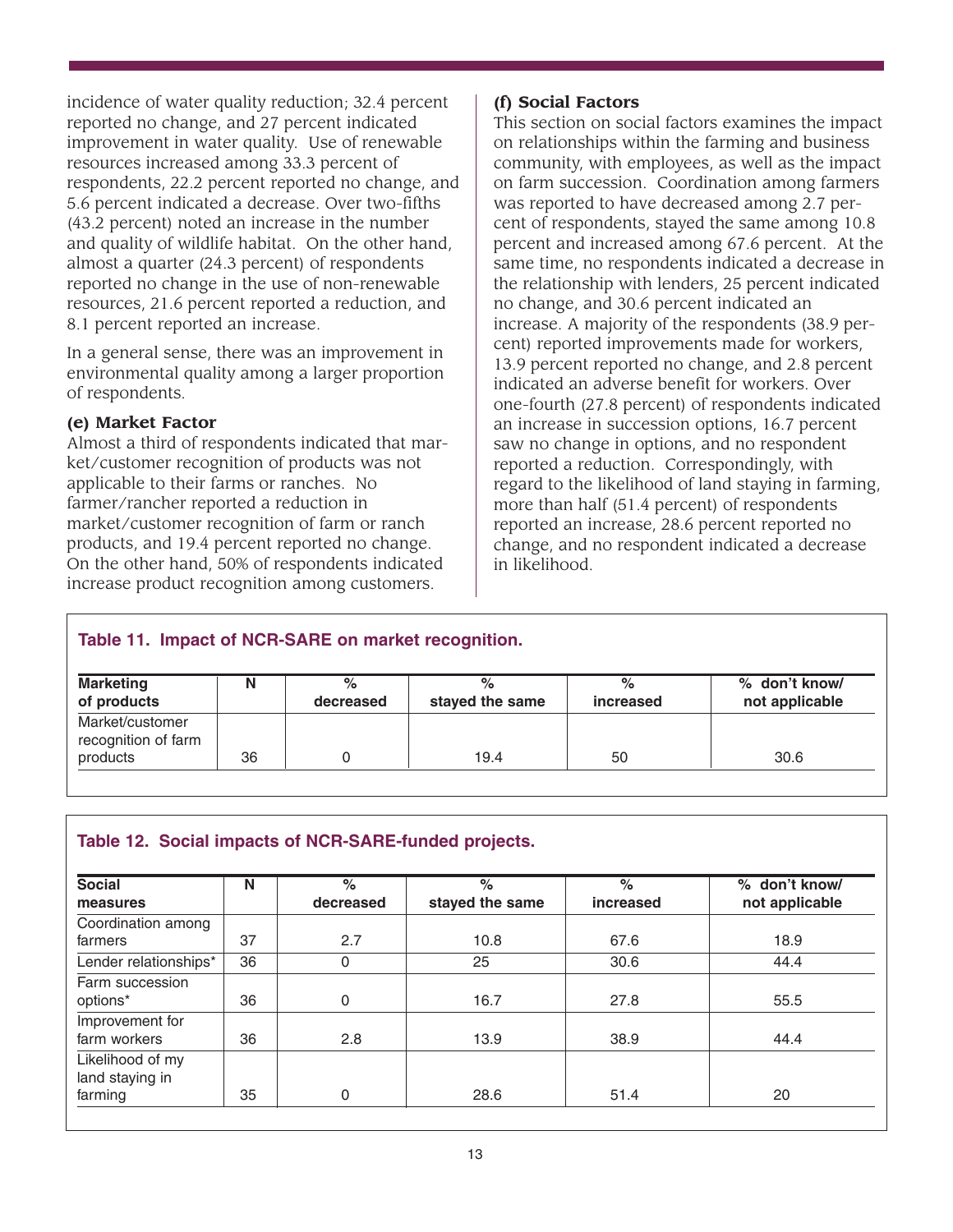incidence of water quality reduction; 32.4 percent reported no change, and 27 percent indicated improvement in water quality. Use of renewable resources increased among 33.3 percent of respondents, 22.2 percent reported no change, and 5.6 percent indicated a decrease. Over two-fifths (43.2 percent) noted an increase in the number and quality of wildlife habitat. On the other hand, almost a quarter (24.3 percent) of respondents reported no change in the use of non-renewable resources, 21.6 percent reported a reduction, and 8.1 percent reported an increase.

In a general sense, there was an improvement in environmental quality among a larger proportion of respondents.

### (e) Market Factor

Almost a third of respondents indicated that market/customer recognition of products was not applicable to their farms or ranches. No farmer/rancher reported a reduction in market/customer recognition of farm or ranch products, and 19.4 percent reported no change. On the other hand, 50% of respondents indicated increase product recognition among customers.

### (f) Social Factors

This section on social factors examines the impact on relationships within the farming and business community, with employees, as well as the impact on farm succession. Coordination among farmers was reported to have decreased among 2.7 percent of respondents, stayed the same among 10.8 percent and increased among 67.6 percent. At the same time, no respondents indicated a decrease in the relationship with lenders, 25 percent indicated no change, and 30.6 percent indicated an increase. A majority of the respondents (38.9 percent) reported improvements made for workers, 13.9 percent reported no change, and 2.8 percent indicated an adverse benefit for workers. Over one-fourth (27.8 percent) of respondents indicated an increase in succession options, 16.7 percent saw no change in options, and no respondent reported a reduction. Correspondingly, with regard to the likelihood of land staying in farming, more than half (51.4 percent) of respondents reported an increase, 28.6 percent reported no change, and no respondent indicated a decrease in likelihood.

**Table 11. Impact of NCR-SARE on market recognition.**

| Marketing of products | N | % decreased | % stayed the same | % increased | % don't know/ not applicable |
|---|---|---|---|---|---|
| Market/customer recognition of farm products | 36 | 0 | 19.4 | 50 | 30.6 |

**Table 12. Social impacts of NCR-SARE-funded projects.**

| Social measures | N | % decreased | % stayed the same | % increased | % don't know/ not applicable |
|---|---|---|---|---|---|
| Coordination among farmers | 37 | 2.7 | 10.8 | 67.6 | 18.9 |
| Lender relationships* | 36 | 0 | 25 | 30.6 | 44.4 |
| Farm succession options* | 36 | 0 | 16.7 | 27.8 | 55.5 |
| Improvement for farm workers | 36 | 2.8 | 13.9 | 38.9 | 44.4 |
| Likelihood of my land staying in farming | 35 | 0 | 28.6 | 51.4 | 20 |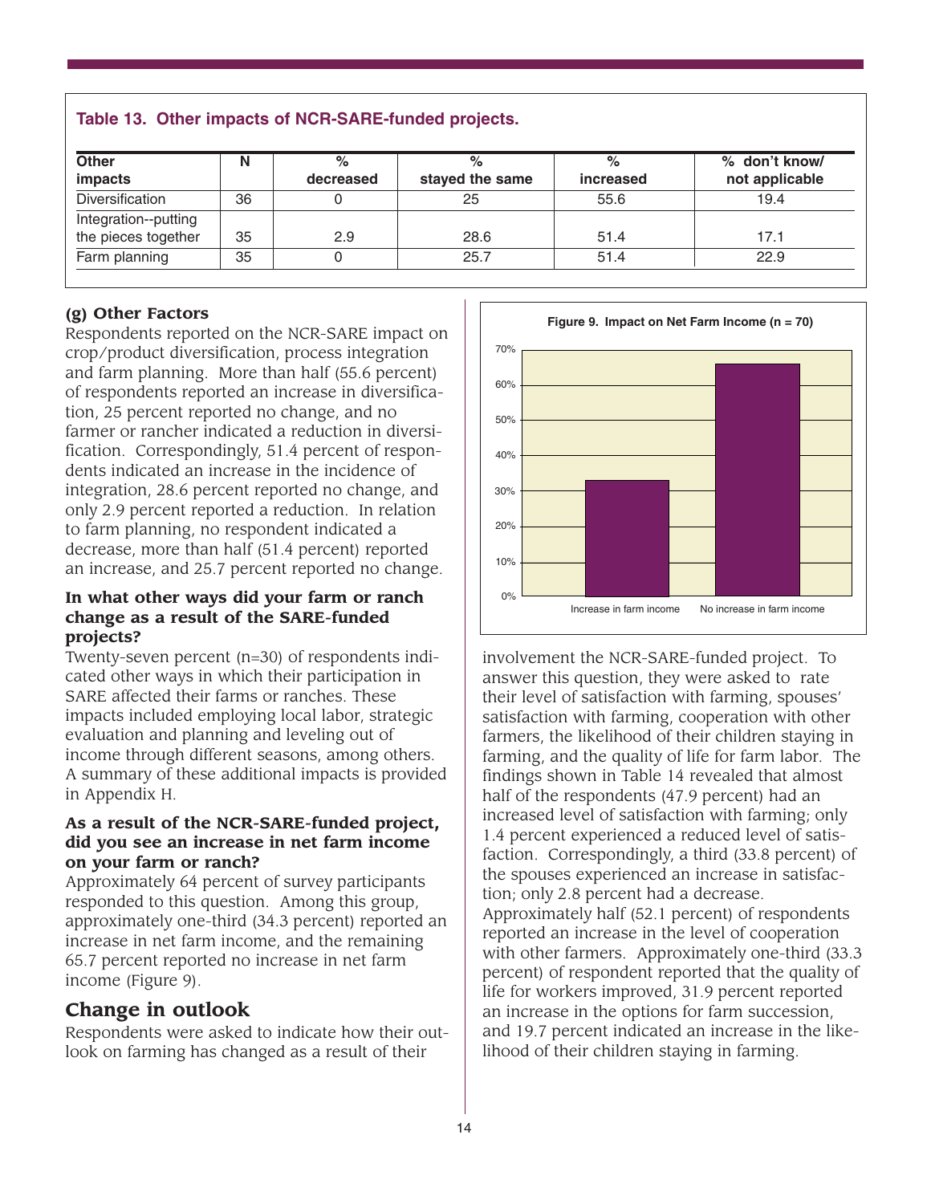**Table 13. Other impacts of NCR-SARE-funded projects.**

| Other impacts | N | % decreased | % stayed the same | % increased | % don't know/ not applicable |
|---|---|---|---|---|---|
| Diversification | 36 | 0 | 25 | 55.6 | 19.4 |
| Integration--putting the pieces together | 35 | 2.9 | 28.6 | 51.4 | 17.1 |
| Farm planning | 35 | 0 | 25.7 | 51.4 | 22.9 |

**(g) Other Factors**

Respondents reported on the NCR-SARE impact on crop/product diversification, process integration and farm planning. More than half (55.6 percent) of respondents reported an increase in diversification, 25 percent reported no change, and no farmer or rancher indicated a reduction in diversification. Correspondingly, 51.4 percent of respondents indicated an increase in the incidence of integration, 28.6 percent reported no change, and only 2.9 percent reported a reduction. In relation to farm planning, no respondent indicated a decrease, more than half (51.4 percent) reported an increase, and 25.7 percent reported no change.

**In what other ways did your farm or ranch change as a result of the SARE-funded projects?**

Twenty-seven percent (n=30) of respondents indicated other ways in which their participation in SARE affected their farms or ranches. These impacts included employing local labor, strategic evaluation and planning and leveling out of income through different seasons, among others. A summary of these additional impacts is provided in Appendix H.

**As a result of the NCR-SARE-funded project, did you see an increase in net farm income on your farm or ranch?**

Approximately 64 percent of survey participants responded to this question. Among this group, approximately one-third (34.3 percent) reported an increase in net farm income, and the remaining 65.7 percent reported no increase in net farm income (Figure 9).

**Figure 9. Impact on Net Farm Income (n = 70)**

| | Increase in farm income | No increase in farm income |
|---|---|---|
| % | 34.3 | 65.7 |

## Change in outlook

Respondents were asked to indicate how their outlook on farming has changed as a result of their involvement the NCR-SARE-funded project. To answer this question, they were asked to rate their level of satisfaction with farming, spouses' satisfaction with farming, cooperation with other farmers, the likelihood of their children staying in farming, and the quality of life for farm labor. The findings shown in Table 14 revealed that almost half of the respondents (47.9 percent) had an increased level of satisfaction with farming; only 1.4 percent experienced a reduced level of satisfaction. Correspondingly, a third (33.8 percent) of the spouses experienced an increase in satisfaction; only 2.8 percent had a decrease. Approximately half (52.1 percent) of respondents reported an increase in the level of cooperation with other farmers. Approximately one-third (33.3 percent) of respondent reported that the quality of life for workers improved, 31.9 percent reported an increase in the options for farm succession, and 19.7 percent indicated an increase in the likelihood of their children staying in farming.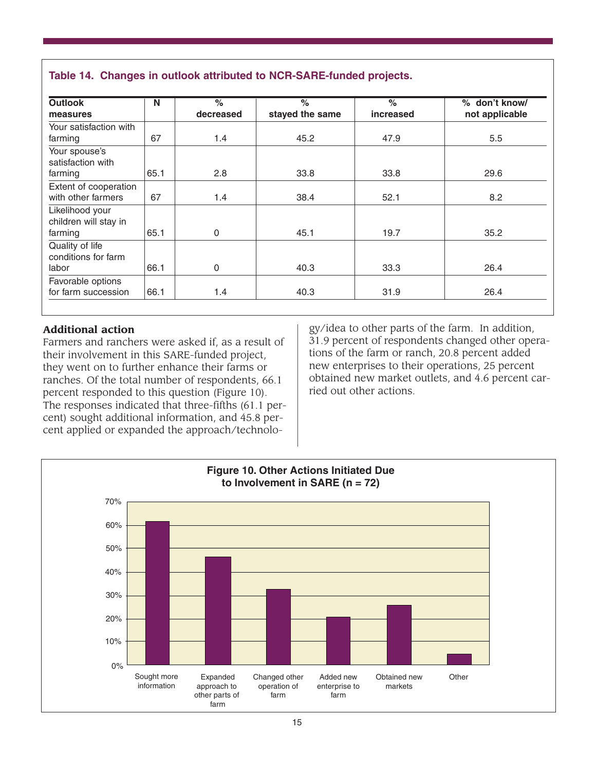**Table 14. Changes in outlook attributed to NCR-SARE-funded projects.**

| Outlook measures | N | % decreased | % stayed the same | % increased | % don't know/ not applicable |
|---|---|---|---|---|---|
| Your satisfaction with farming | 67 | 1.4 | 45.2 | 47.9 | 5.5 |
| Your spouse's satisfaction with farming | 65.1 | 2.8 | 33.8 | 33.8 | 29.6 |
| Extent of cooperation with other farmers | 67 | 1.4 | 38.4 | 52.1 | 8.2 |
| Likelihood your children will stay in farming | 65.1 | 0 | 45.1 | 19.7 | 35.2 |
| Quality of life conditions for farm labor | 66.1 | 0 | 40.3 | 33.3 | 26.4 |
| Favorable options for farm succession | 66.1 | 1.4 | 40.3 | 31.9 | 26.4 |

### Additional action

Farmers and ranchers were asked if, as a result of their involvement in this SARE-funded project, they went on to further enhance their farms or ranches. Of the total number of respondents, 66.1 percent responded to this question (Figure 10). The responses indicated that three-fifths (61.1 percent) sought additional information, and 45.8 percent applied or expanded the approach/technology/idea to other parts of the farm. In addition, 31.9 percent of respondents changed other operations of the farm or ranch, 20.8 percent added new enterprises to their operations, 25 percent obtained new market outlets, and 4.6 percent carried out other actions.

**Figure 10. Other Actions Initiated Due to Involvement in SARE (n = 72)**

| Action | Percent (approx.) |
|---|---|
| Sought more information | 61% |
| Expanded approach to other parts of farm | 46% |
| Changed other operation of farm | 32% |
| Added new enterprise to farm | 21% |
| Obtained new markets | 25% |
| Other | 5% |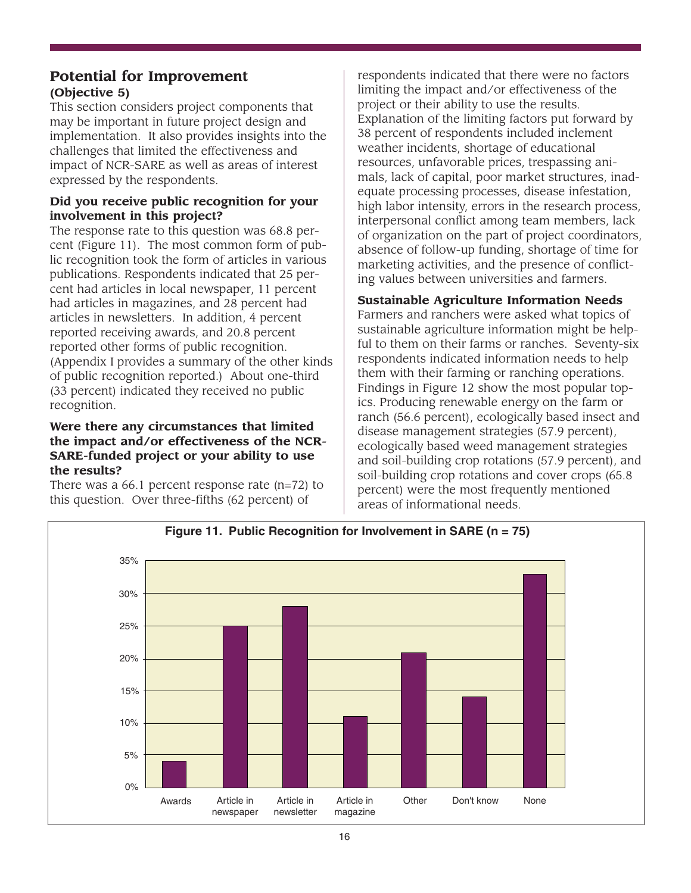## Potential for Improvement

### (Objective 5)

This section considers project components that may be important in future project design and implementation. It also provides insights into the challenges that limited the effectiveness and impact of NCR-SARE as well as areas of interest expressed by the respondents.

**Did you receive public recognition for your involvement in this project?**

The response rate to this question was 68.8 percent (Figure 11). The most common form of public recognition took the form of articles in various publications. Respondents indicated that 25 percent had articles in local newspaper, 11 percent had articles in magazines, and 28 percent had articles in newsletters. In addition, 4 percent reported receiving awards, and 20.8 percent reported other forms of public recognition. (Appendix I provides a summary of the other kinds of public recognition reported.) About one-third (33 percent) indicated they received no public recognition.

**Were there any circumstances that limited the impact and/or effectiveness of the NCR-SARE-funded project or your ability to use the results?**

There was a 66.1 percent response rate (n=72) to this question. Over three-fifths (62 percent) of respondents indicated that there were no factors limiting the impact and/or effectiveness of the project or their ability to use the results. Explanation of the limiting factors put forward by 38 percent of respondents included inclement weather incidents, shortage of educational resources, unfavorable prices, trespassing animals, lack of capital, poor market structures, inadequate processing processes, disease infestation, high labor intensity, errors in the research process, interpersonal conflict among team members, lack of organization on the part of project coordinators, absence of follow-up funding, shortage of time for marketing activities, and the presence of conflicting values between universities and farmers.

**Sustainable Agriculture Information Needs**

Farmers and ranchers were asked what topics of sustainable agriculture information might be helpful to them on their farms or ranches. Seventy-six respondents indicated information needs to help them with their farming or ranching operations. Findings in Figure 12 show the most popular topics. Producing renewable energy on the farm or ranch (56.6 percent), ecologically based insect and disease management strategies (57.9 percent), ecologically based weed management strategies and soil-building crop rotations (57.9 percent), and soil-building crop rotations and cover crops (65.8 percent) were the most frequently mentioned areas of informational needs.

**Figure 11. Public Recognition for Involvement in SARE (n = 75)**

| Category | Percent |
|---|---|
| Awards | 4% |
| Article in newspaper | 25% |
| Article in newsletter | 28% |
| Article in magazine | 11% |
| Other | 21% |
| Don't know | 14% |
| None | 33% |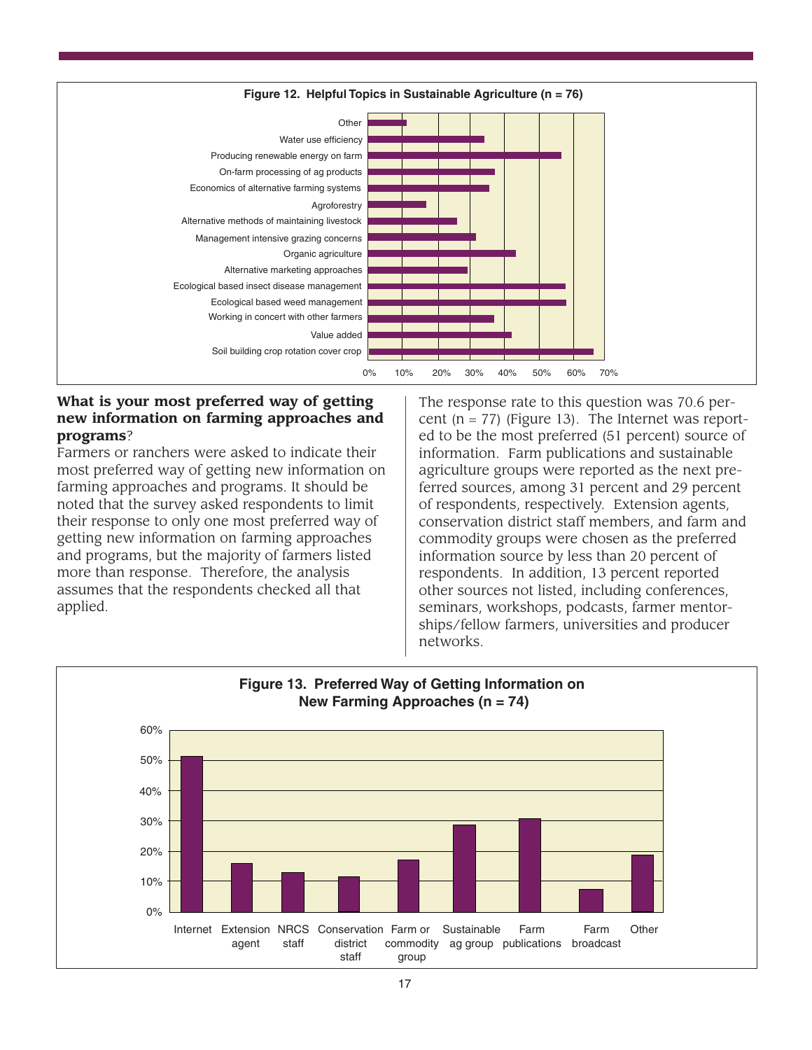**Figure 12. Helpful Topics in Sustainable Agriculture (n = 76)**

**What is your most preferred way of getting new information on farming approaches and programs?**

Farmers or ranchers were asked to indicate their most preferred way of getting new information on farming approaches and programs. It should be noted that the survey asked respondents to limit their response to only one most preferred way of getting new information on farming approaches and programs, but the majority of farmers listed more than response. Therefore, the analysis assumes that the respondents checked all that applied.

The response rate to this question was 70.6 percent (n = 77) (Figure 13). The Internet was reported to be the most preferred (51 percent) source of information. Farm publications and sustainable agriculture groups were reported as the next preferred sources, among 31 percent and 29 percent of respondents, respectively. Extension agents, conservation district staff members, and farm and commodity groups were chosen as the preferred information source by less than 20 percent of respondents. In addition, 13 percent reported other sources not listed, including conferences, seminars, workshops, podcasts, farmer mentorships/fellow farmers, universities and producer networks.

**Figure 13. Preferred Way of Getting Information on New Farming Approaches (n = 74)**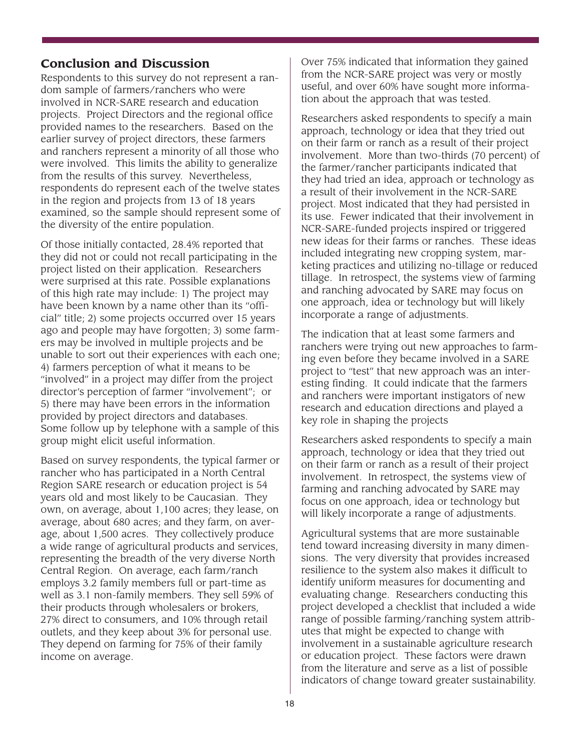## Conclusion and Discussion

Respondents to this survey do not represent a random sample of farmers/ranchers who were involved in NCR-SARE research and education projects. Project Directors and the regional office provided names to the researchers. Based on the earlier survey of project directors, these farmers and ranchers represent a minority of all those who were involved. This limits the ability to generalize from the results of this survey. Nevertheless, respondents do represent each of the twelve states in the region and projects from 13 of 18 years examined, so the sample should represent some of the diversity of the entire population.

Of those initially contacted, 28.4% reported that they did not or could not recall participating in the project listed on their application. Researchers were surprised at this rate. Possible explanations of this high rate may include: 1) The project may have been known by a name other than its "official" title; 2) some projects occurred over 15 years ago and people may have forgotten; 3) some farmers may be involved in multiple projects and be unable to sort out their experiences with each one; 4) farmers perception of what it means to be "involved" in a project may differ from the project director's perception of farmer "involvement"; or 5) there may have been errors in the information provided by project directors and databases. Some follow up by telephone with a sample of this group might elicit useful information.

Based on survey respondents, the typical farmer or rancher who has participated in a North Central Region SARE research or education project is 54 years old and most likely to be Caucasian. They own, on average, about 1,100 acres; they lease, on average, about 680 acres; and they farm, on average, about 1,500 acres. They collectively produce a wide range of agricultural products and services, representing the breadth of the very diverse North Central Region. On average, each farm/ranch employs 3.2 family members full or part-time as well as 3.1 non-family members. They sell 59% of their products through wholesalers or brokers, 27% direct to consumers, and 10% through retail outlets, and they keep about 3% for personal use. They depend on farming for 75% of their family income on average.

Over 75% indicated that information they gained from the NCR-SARE project was very or mostly useful, and over 60% have sought more information about the approach that was tested.

Researchers asked respondents to specify a main approach, technology or idea that they tried out on their farm or ranch as a result of their project involvement. More than two-thirds (70 percent) of the farmer/rancher participants indicated that they had tried an idea, approach or technology as a result of their involvement in the NCR-SARE project. Most indicated that they had persisted in its use. Fewer indicated that their involvement in NCR-SARE-funded projects inspired or triggered new ideas for their farms or ranches. These ideas included integrating new cropping system, marketing practices and utilizing no-tillage or reduced tillage. In retrospect, the systems view of farming and ranching advocated by SARE may focus on one approach, idea or technology but will likely incorporate a range of adjustments.

The indication that at least some farmers and ranchers were trying out new approaches to farming even before they became involved in a SARE project to "test" that new approach was an interesting finding. It could indicate that the farmers and ranchers were important instigators of new research and education directions and played a key role in shaping the projects

Researchers asked respondents to specify a main approach, technology or idea that they tried out on their farm or ranch as a result of their project involvement. In retrospect, the systems view of farming and ranching advocated by SARE may focus on one approach, idea or technology but will likely incorporate a range of adjustments.

Agricultural systems that are more sustainable tend toward increasing diversity in many dimensions. The very diversity that provides increased resilience to the system also makes it difficult to identify uniform measures for documenting and evaluating change. Researchers conducting this project developed a checklist that included a wide range of possible farming/ranching system attributes that might be expected to change with involvement in a sustainable agriculture research or education project. These factors were drawn from the literature and serve as a list of possible indicators of change toward greater sustainability.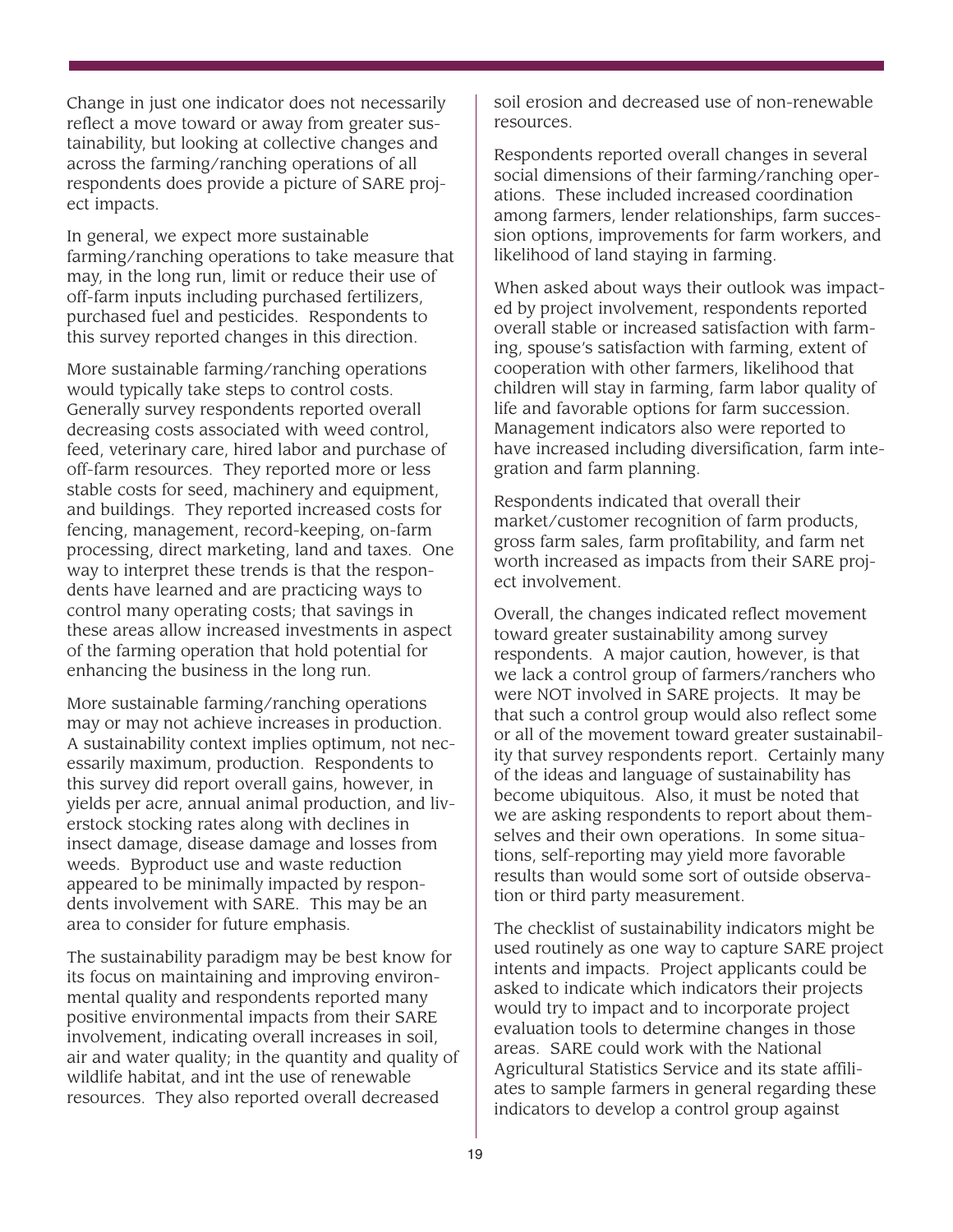Change in just one indicator does not necessarily reflect a move toward or away from greater sustainability, but looking at collective changes and across the farming/ranching operations of all respondents does provide a picture of SARE project impacts.

In general, we expect more sustainable farming/ranching operations to take measure that may, in the long run, limit or reduce their use of off-farm inputs including purchased fertilizers, purchased fuel and pesticides. Respondents to this survey reported changes in this direction.

More sustainable farming/ranching operations would typically take steps to control costs. Generally survey respondents reported overall decreasing costs associated with weed control, feed, veterinary care, hired labor and purchase of off-farm resources. They reported more or less stable costs for seed, machinery and equipment, and buildings. They reported increased costs for fencing, management, record-keeping, on-farm processing, direct marketing, land and taxes. One way to interpret these trends is that the respondents have learned and are practicing ways to control many operating costs; that savings in these areas allow increased investments in aspect of the farming operation that hold potential for enhancing the business in the long run.

More sustainable farming/ranching operations may or may not achieve increases in production. A sustainability context implies optimum, not necessarily maximum, production. Respondents to this survey did report overall gains, however, in yields per acre, annual animal production, and liverstock stocking rates along with declines in insect damage, disease damage and losses from weeds. Byproduct use and waste reduction appeared to be minimally impacted by respondents involvement with SARE. This may be an area to consider for future emphasis.

The sustainability paradigm may be best know for its focus on maintaining and improving environmental quality and respondents reported many positive environmental impacts from their SARE involvement, indicating overall increases in soil, air and water quality; in the quantity and quality of wildlife habitat, and int the use of renewable resources. They also reported overall decreased soil erosion and decreased use of non-renewable resources.

Respondents reported overall changes in several social dimensions of their farming/ranching operations. These included increased coordination among farmers, lender relationships, farm succession options, improvements for farm workers, and likelihood of land staying in farming.

When asked about ways their outlook was impacted by project involvement, respondents reported overall stable or increased satisfaction with farming, spouse's satisfaction with farming, extent of cooperation with other farmers, likelihood that children will stay in farming, farm labor quality of life and favorable options for farm succession. Management indicators also were reported to have increased including diversification, farm integration and farm planning.

Respondents indicated that overall their market/customer recognition of farm products, gross farm sales, farm profitability, and farm net worth increased as impacts from their SARE project involvement.

Overall, the changes indicated reflect movement toward greater sustainability among survey respondents. A major caution, however, is that we lack a control group of farmers/ranchers who were NOT involved in SARE projects. It may be that such a control group would also reflect some or all of the movement toward greater sustainability that survey respondents report. Certainly many of the ideas and language of sustainability has become ubiquitous. Also, it must be noted that we are asking respondents to report about themselves and their own operations. In some situations, self-reporting may yield more favorable results than would some sort of outside observation or third party measurement.

The checklist of sustainability indicators might be used routinely as one way to capture SARE project intents and impacts. Project applicants could be asked to indicate which indicators their projects would try to impact and to incorporate project evaluation tools to determine changes in those areas. SARE could work with the National Agricultural Statistics Service and its state affiliates to sample farmers in general regarding these indicators to develop a control group against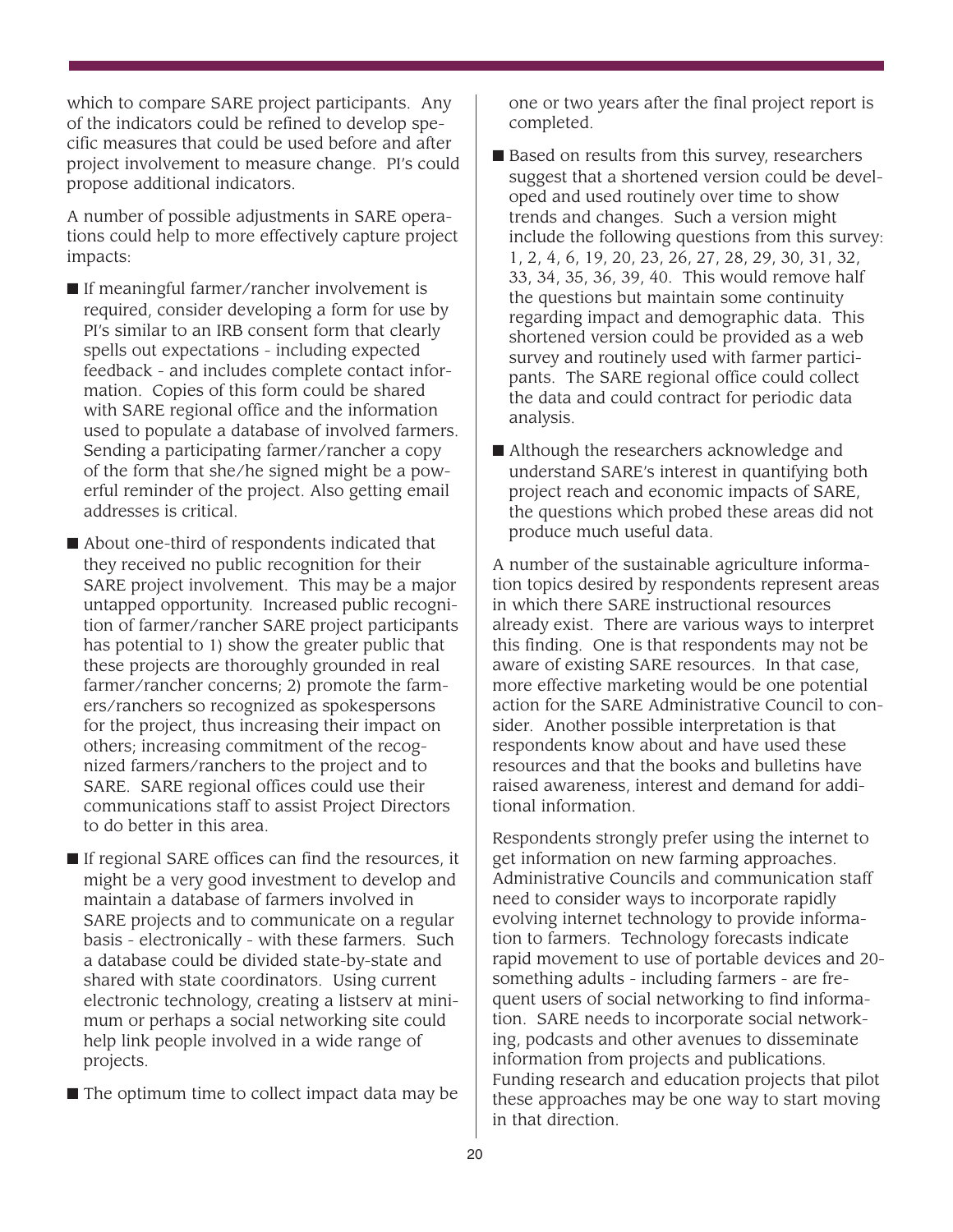which to compare SARE project participants. Any of the indicators could be refined to develop specific measures that could be used before and after project involvement to measure change. PI's could propose additional indicators.

A number of possible adjustments in SARE operations could help to more effectively capture project impacts:

- If meaningful farmer/rancher involvement is required, consider developing a form for use by PI's similar to an IRB consent form that clearly spells out expectations - including expected feedback - and includes complete contact information. Copies of this form could be shared with SARE regional office and the information used to populate a database of involved farmers. Sending a participating farmer/rancher a copy of the form that she/he signed might be a powerful reminder of the project. Also getting email addresses is critical.
- About one-third of respondents indicated that they received no public recognition for their SARE project involvement. This may be a major untapped opportunity. Increased public recognition of farmer/rancher SARE project participants has potential to 1) show the greater public that these projects are thoroughly grounded in real farmer/rancher concerns; 2) promote the farmers/ranchers so recognized as spokespersons for the project, thus increasing their impact on others; increasing commitment of the recognized farmers/ranchers to the project and to SARE. SARE regional offices could use their communications staff to assist Project Directors to do better in this area.
- If regional SARE offices can find the resources, it might be a very good investment to develop and maintain a database of farmers involved in SARE projects and to communicate on a regular basis - electronically - with these farmers. Such a database could be divided state-by-state and shared with state coordinators. Using current electronic technology, creating a listserv at minimum or perhaps a social networking site could help link people involved in a wide range of projects.
- The optimum time to collect impact data may be one or two years after the final project report is completed.
- Based on results from this survey, researchers suggest that a shortened version could be developed and used routinely over time to show trends and changes. Such a version might include the following questions from this survey: 1, 2, 4, 6, 19, 20, 23, 26, 27, 28, 29, 30, 31, 32, 33, 34, 35, 36, 39, 40. This would remove half the questions but maintain some continuity regarding impact and demographic data. This shortened version could be provided as a web survey and routinely used with farmer participants. The SARE regional office could collect the data and could contract for periodic data analysis.
- Although the researchers acknowledge and understand SARE's interest in quantifying both project reach and economic impacts of SARE, the questions which probed these areas did not produce much useful data.

A number of the sustainable agriculture information topics desired by respondents represent areas in which there SARE instructional resources already exist. There are various ways to interpret this finding. One is that respondents may not be aware of existing SARE resources. In that case, more effective marketing would be one potential action for the SARE Administrative Council to consider. Another possible interpretation is that respondents know about and have used these resources and that the books and bulletins have raised awareness, interest and demand for additional information.

Respondents strongly prefer using the internet to get information on new farming approaches. Administrative Councils and communication staff need to consider ways to incorporate rapidly evolving internet technology to provide information to farmers. Technology forecasts indicate rapid movement to use of portable devices and 20-something adults - including farmers - are frequent users of social networking to find information. SARE needs to incorporate social networking, podcasts and other avenues to disseminate information from projects and publications. Funding research and education projects that pilot these approaches may be one way to start moving in that direction.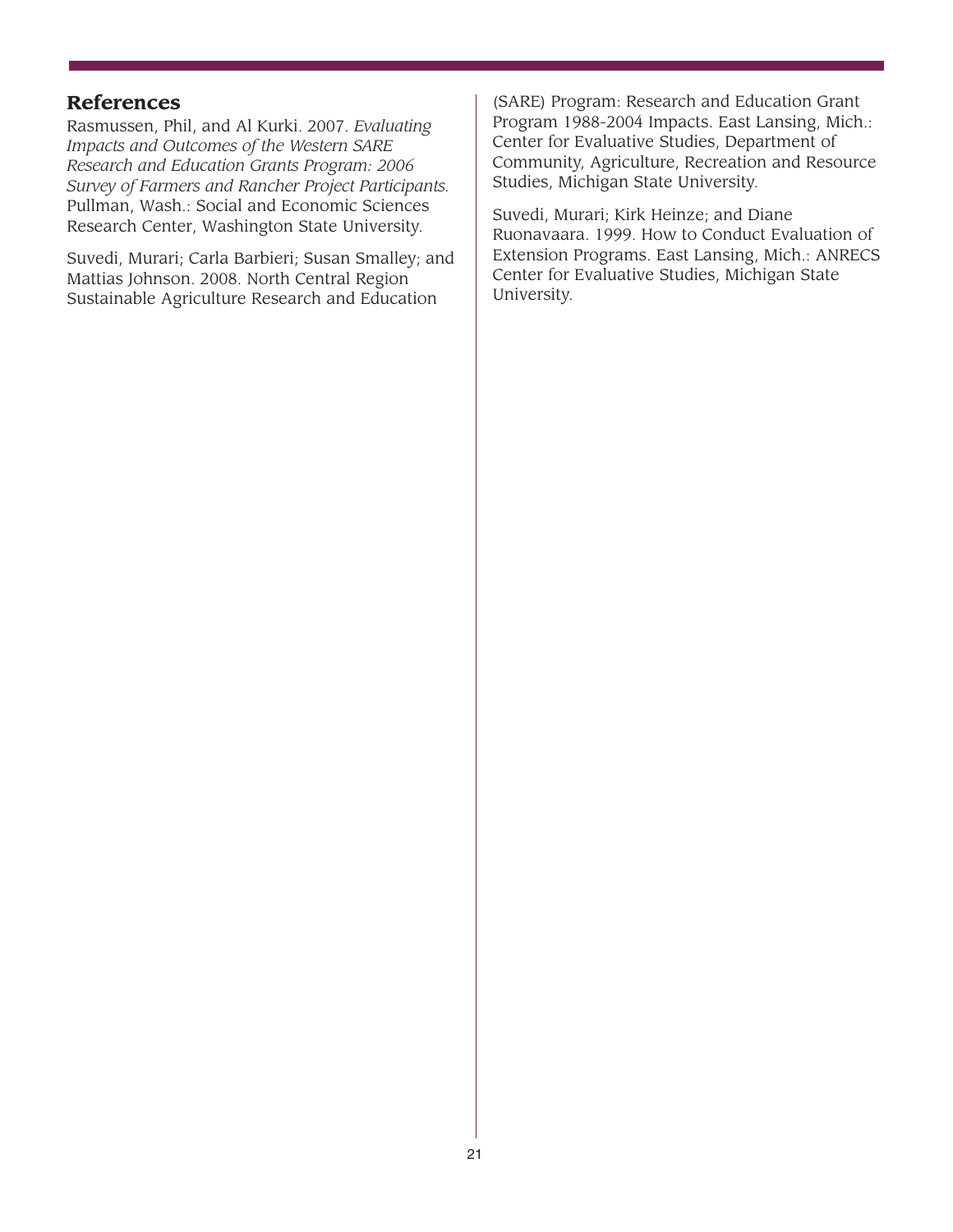## References

Rasmussen, Phil, and Al Kurki. 2007. *Evaluating Impacts and Outcomes of the Western SARE Research and Education Grants Program: 2006 Survey of Farmers and Rancher Project Participants.* Pullman, Wash.: Social and Economic Sciences Research Center, Washington State University.

Suvedi, Murari; Carla Barbieri; Susan Smalley; and Mattias Johnson. 2008. North Central Region Sustainable Agriculture Research and Education (SARE) Program: Research and Education Grant Program 1988-2004 Impacts. East Lansing, Mich.: Center for Evaluative Studies, Department of Community, Agriculture, Recreation and Resource Studies, Michigan State University.

Suvedi, Murari; Kirk Heinze; and Diane Ruonavaara. 1999. How to Conduct Evaluation of Extension Programs. East Lansing, Mich.: ANRECS Center for Evaluative Studies, Michigan State University.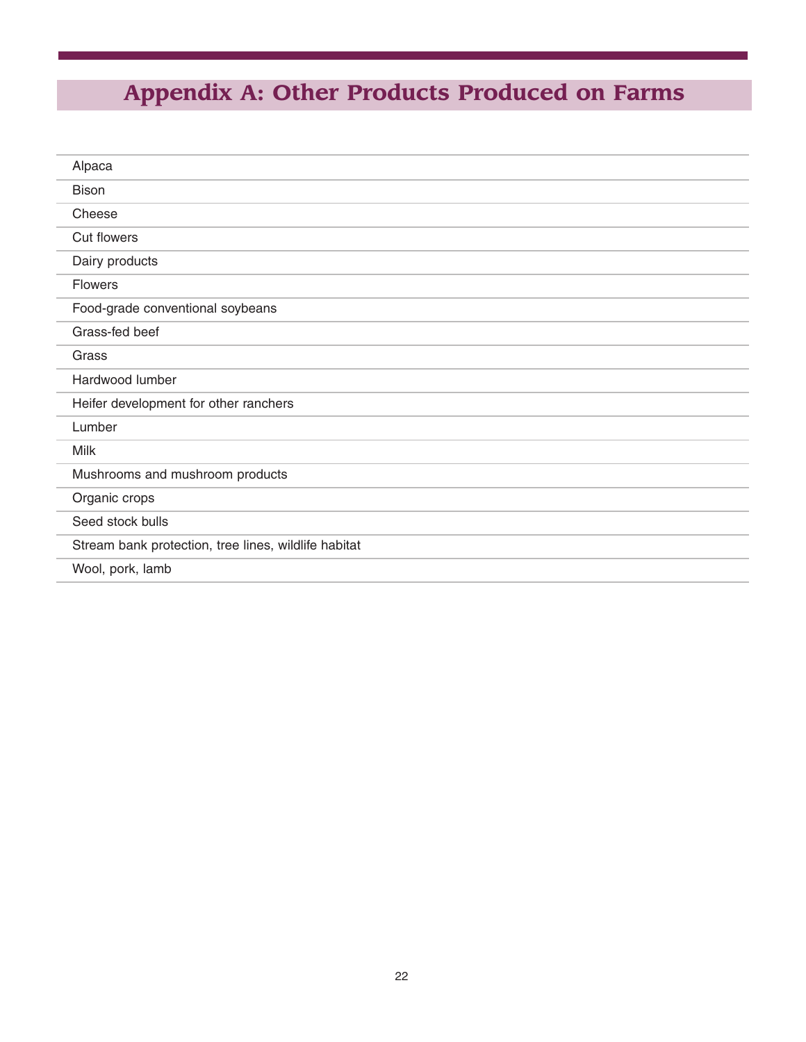# Appendix A: Other Products Produced on Farms

| |
|---|
| Alpaca |
| Bison |
| Cheese |
| Cut flowers |
| Dairy products |
| Flowers |
| Food-grade conventional soybeans |
| Grass-fed beef |
| Grass |
| Hardwood lumber |
| Heifer development for other ranchers |
| Lumber |
| Milk |
| Mushrooms and mushroom products |
| Organic crops |
| Seed stock bulls |
| Stream bank protection, tree lines, wildlife habitat |
| Wool, pork, lamb |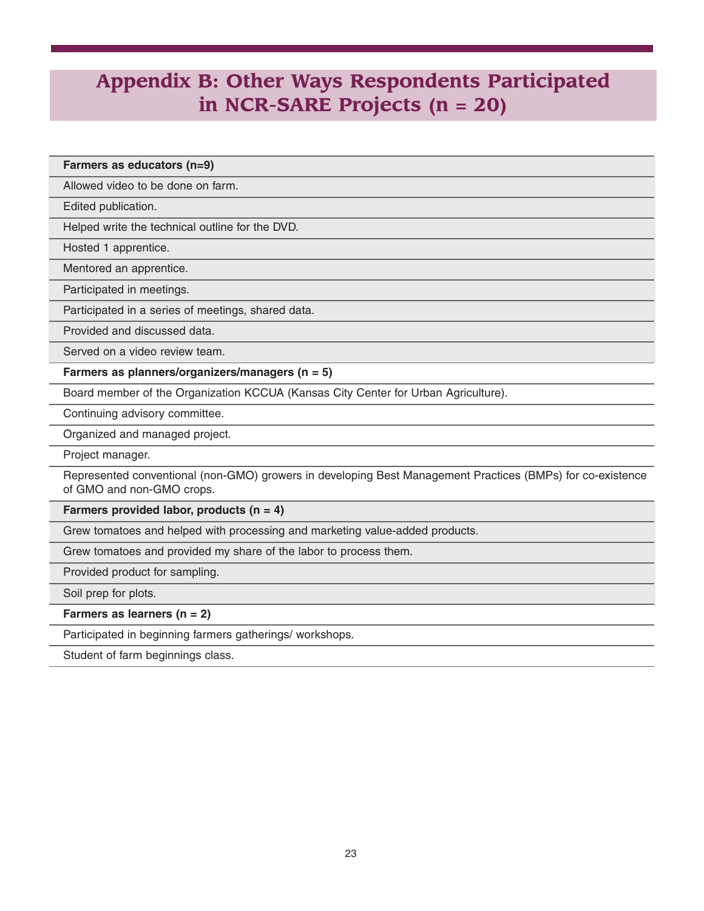# Appendix B: Other Ways Respondents Participated in NCR-SARE Projects (n = 20)

| **Farmers as educators (n=9)** |
|---|
| Allowed video to be done on farm. |
| Edited publication. |
| Helped write the technical outline for the DVD. |
| Hosted 1 apprentice. |
| Mentored an apprentice. |
| Participated in meetings. |
| Participated in a series of meetings, shared data. |
| Provided and discussed data. |
| Served on a video review team. |
| **Farmers as planners/organizers/managers (n = 5)** |
| Board member of the Organization KCCUA (Kansas City Center for Urban Agriculture). |
| Continuing advisory committee. |
| Organized and managed project. |
| Project manager. |
| Represented conventional (non-GMO) growers in developing Best Management Practices (BMPs) for co-existence of GMO and non-GMO crops. |
| **Farmers provided labor, products (n = 4)** |
| Grew tomatoes and helped with processing and marketing value-added products. |
| Grew tomatoes and provided my share of the labor to process them. |
| Provided product for sampling. |
| Soil prep for plots. |
| **Farmers as learners (n = 2)** |
| Participated in beginning farmers gatherings/ workshops. |
| Student of farm beginnings class. |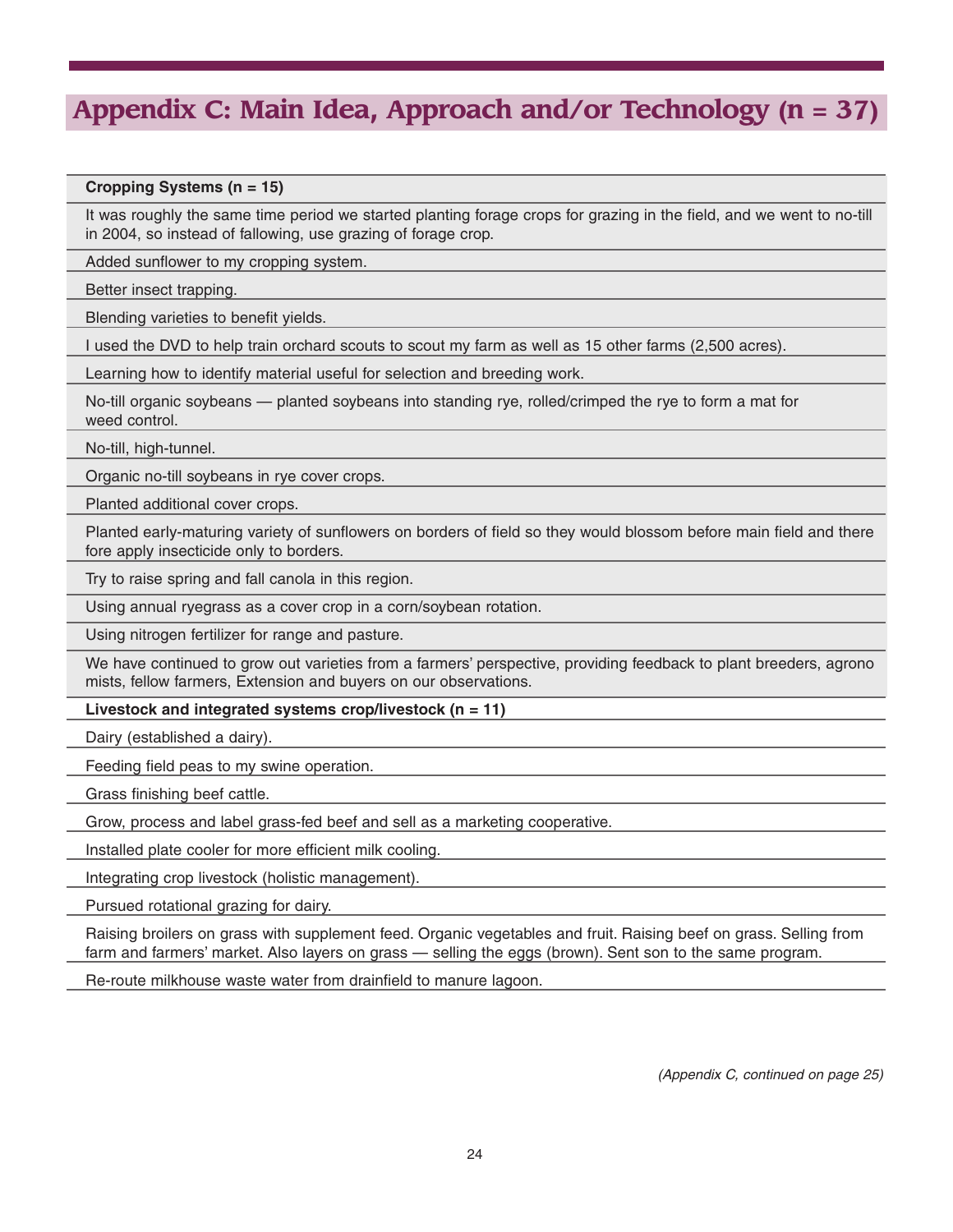# Appendix C: Main Idea, Approach and/or Technology (n = 37)

| **Cropping Systems (n = 15)** |
|---|
| It was roughly the same time period we started planting forage crops for grazing in the field, and we went to no-till in 2004, so instead of fallowing, use grazing of forage crop. |
| Added sunflower to my cropping system. |
| Better insect trapping. |
| Blending varieties to benefit yields. |
| I used the DVD to help train orchard scouts to scout my farm as well as 15 other farms (2,500 acres). |
| Learning how to identify material useful for selection and breeding work. |
| No-till organic soybeans — planted soybeans into standing rye, rolled/crimped the rye to form a mat for weed control. |
| No-till, high-tunnel. |
| Organic no-till soybeans in rye cover crops. |
| Planted additional cover crops. |
| Planted early-maturing variety of sunflowers on borders of field so they would blossom before main field and there fore apply insecticide only to borders. |
| Try to raise spring and fall canola in this region. |
| Using annual ryegrass as a cover crop in a corn/soybean rotation. |
| Using nitrogen fertilizer for range and pasture. |
| We have continued to grow out varieties from a farmers' perspective, providing feedback to plant breeders, agrono mists, fellow farmers, Extension and buyers on our observations. |
| **Livestock and integrated systems crop/livestock (n = 11)** |
| Dairy (established a dairy). |
| Feeding field peas to my swine operation. |
| Grass finishing beef cattle. |
| Grow, process and label grass-fed beef and sell as a marketing cooperative. |
| Installed plate cooler for more efficient milk cooling. |
| Integrating crop livestock (holistic management). |
| Pursued rotational grazing for dairy. |
| Raising broilers on grass with supplement feed. Organic vegetables and fruit. Raising beef on grass. Selling from farm and farmers' market. Also layers on grass — selling the eggs (brown). Sent son to the same program. |
| Re-route milkhouse waste water from drainfield to manure lagoon. |

*(Appendix C, continued on page 25)*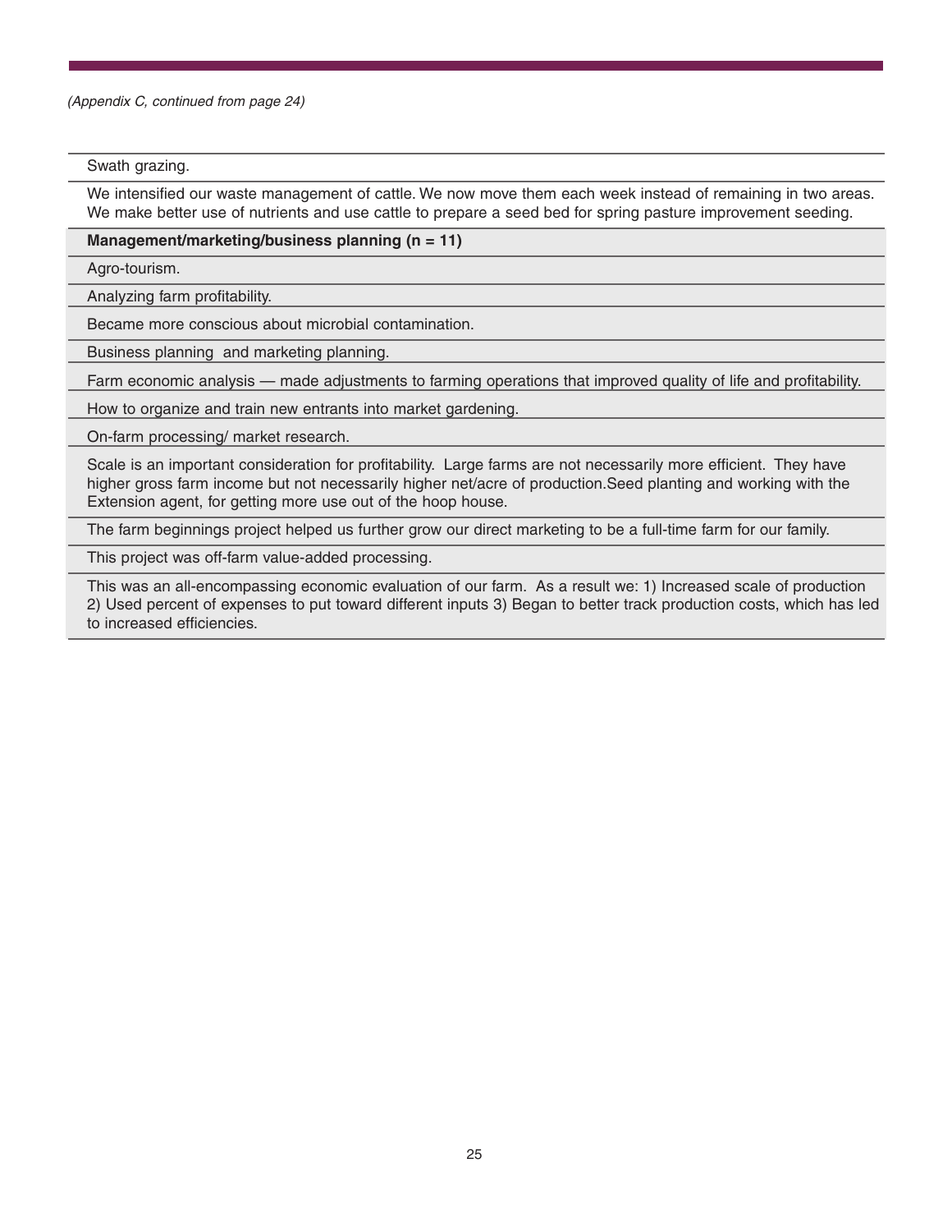*(Appendix C, continued from page 24)*

| |
|---|
| Swath grazing. |
| We intensified our waste management of cattle. We now move them each week instead of remaining in two areas. We make better use of nutrients and use cattle to prepare a seed bed for spring pasture improvement seeding. |
| **Management/marketing/business planning (n = 11)** |
| Agro-tourism. |
| Analyzing farm profitability. |
| Became more conscious about microbial contamination. |
| Business planning  and marketing planning. |
| Farm economic analysis — made adjustments to farming operations that improved quality of life and profitability. |
| How to organize and train new entrants into market gardening. |
| On-farm processing/ market research. |
| Scale is an important consideration for profitability.  Large farms are not necessarily more efficient.  They have higher gross farm income but not necessarily higher net/acre of production.Seed planting and working with the Extension agent, for getting more use out of the hoop house. |
| The farm beginnings project helped us further grow our direct marketing to be a full-time farm for our family. |
| This project was off-farm value-added processing. |
| This was an all-encompassing economic evaluation of our farm.  As a result we: 1) Increased scale of production 2) Used percent of expenses to put toward different inputs 3) Began to better track production costs, which has led to increased efficiencies. |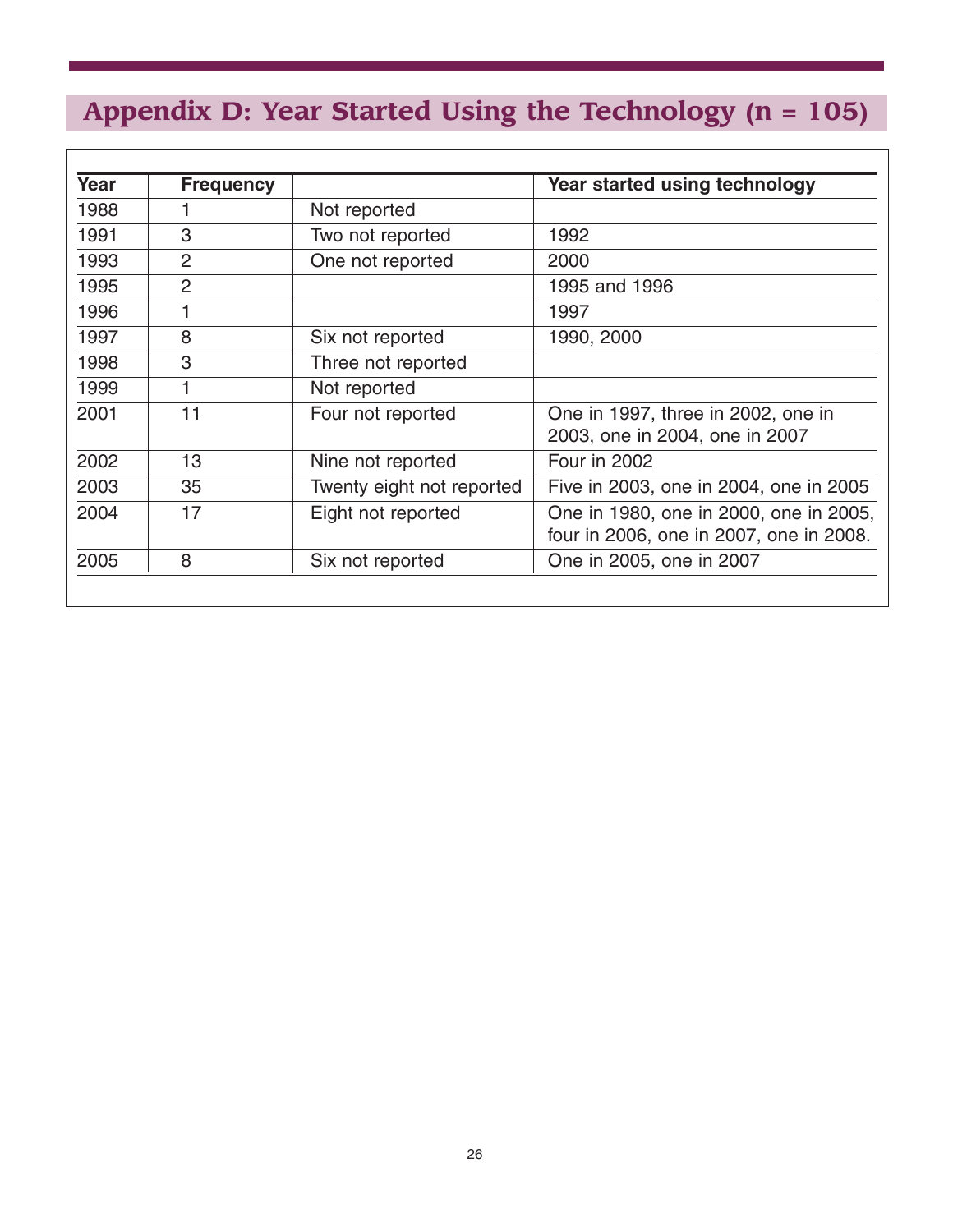# Appendix D: Year Started Using the Technology (n = 105)

| Year | Frequency | | Year started using technology |
|---|---|---|---|
| 1988 | 1 | Not reported | |
| 1991 | 3 | Two not reported | 1992 |
| 1993 | 2 | One not reported | 2000 |
| 1995 | 2 | | 1995 and 1996 |
| 1996 | 1 | | 1997 |
| 1997 | 8 | Six not reported | 1990, 2000 |
| 1998 | 3 | Three not reported | |
| 1999 | 1 | Not reported | |
| 2001 | 11 | Four not reported | One in 1997, three in 2002, one in 2003, one in 2004, one in 2007 |
| 2002 | 13 | Nine not reported | Four in 2002 |
| 2003 | 35 | Twenty eight not reported | Five in 2003, one in 2004, one in 2005 |
| 2004 | 17 | Eight not reported | One in 1980, one in 2000, one in 2005, four in 2006, one in 2007, one in 2008. |
| 2005 | 8 | Six not reported | One in 2005, one in 2007 |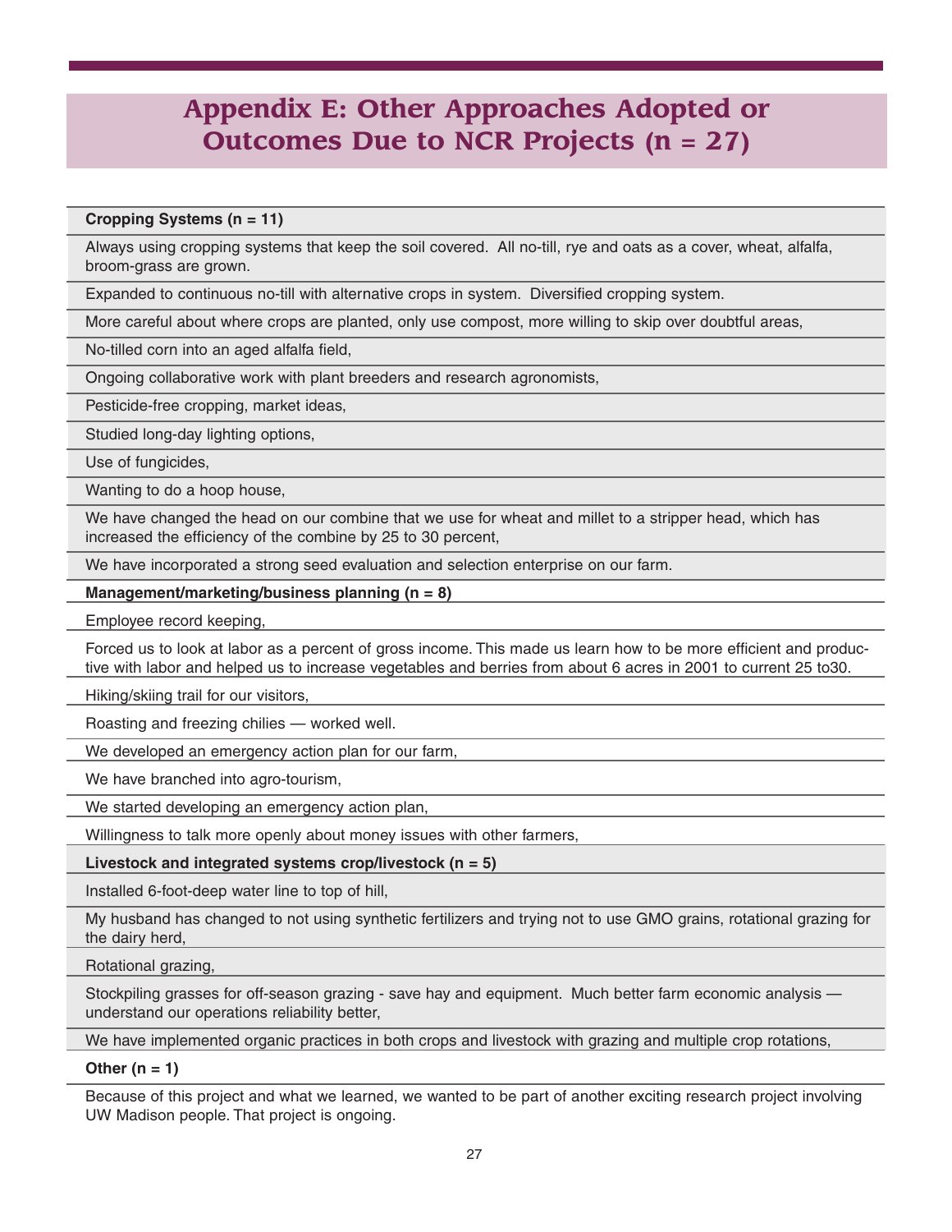# Appendix E: Other Approaches Adopted or Outcomes Due to NCR Projects (n = 27)

| **Cropping Systems (n = 11)** |
|---|
| Always using cropping systems that keep the soil covered.  All no-till, rye and oats as a cover, wheat, alfalfa, broom-grass are grown. |
| Expanded to continuous no-till with alternative crops in system.  Diversified cropping system. |
| More careful about where crops are planted, only use compost, more willing to skip over doubtful areas, |
| No-tilled corn into an aged alfalfa field, |
| Ongoing collaborative work with plant breeders and research agronomists, |
| Pesticide-free cropping, market ideas, |
| Studied long-day lighting options, |
| Use of fungicides, |
| Wanting to do a hoop house, |
| We have changed the head on our combine that we use for wheat and millet to a stripper head, which has increased the efficiency of the combine by 25 to 30 percent, |
| We have incorporated a strong seed evaluation and selection enterprise on our farm. |
| **Management/marketing/business planning (n = 8)** |
| Employee record keeping, |
| Forced us to look at labor as a percent of gross income. This made us learn how to be more efficient and productive with labor and helped us to increase vegetables and berries from about 6 acres in 2001 to current 25 to30. |
| Hiking/skiing trail for our visitors, |
| Roasting and freezing chilies — worked well. |
| We developed an emergency action plan for our farm, |
| We have branched into agro-tourism, |
| We started developing an emergency action plan, |
| Willingness to talk more openly about money issues with other farmers, |
| **Livestock and integrated systems crop/livestock (n = 5)** |
| Installed 6-foot-deep water line to top of hill, |
| My husband has changed to not using synthetic fertilizers and trying not to use GMO grains, rotational grazing for the dairy herd, |
| Rotational grazing, |
| Stockpiling grasses for off-season grazing - save hay and equipment.  Much better farm economic analysis — understand our operations reliability better, |
| We have implemented organic practices in both crops and livestock with grazing and multiple crop rotations, |
| **Other (n = 1)** |
| Because of this project and what we learned, we wanted to be part of another exciting research project involving UW Madison people. That project is ongoing. |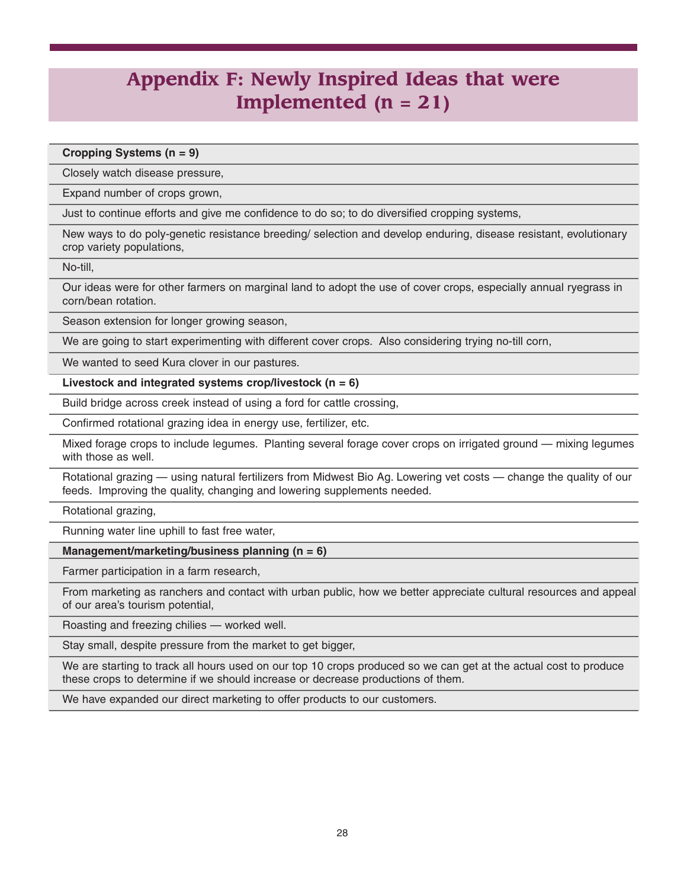# Appendix F: Newly Inspired Ideas that were Implemented (n = 21)

| **Cropping Systems (n = 9)** |
|---|
| Closely watch disease pressure, |
| Expand number of crops grown, |
| Just to continue efforts and give me confidence to do so; to do diversified cropping systems, |
| New ways to do poly-genetic resistance breeding/ selection and develop enduring, disease resistant, evolutionary crop variety populations, |
| No-till, |
| Our ideas were for other farmers on marginal land to adopt the use of cover crops, especially annual ryegrass in corn/bean rotation. |
| Season extension for longer growing season, |
| We are going to start experimenting with different cover crops. Also considering trying no-till corn, |
| We wanted to seed Kura clover in our pastures. |
| **Livestock and integrated systems crop/livestock (n = 6)** |
| Build bridge across creek instead of using a ford for cattle crossing, |
| Confirmed rotational grazing idea in energy use, fertilizer, etc. |
| Mixed forage crops to include legumes. Planting several forage cover crops on irrigated ground — mixing legumes with those as well. |
| Rotational grazing — using natural fertilizers from Midwest Bio Ag. Lowering vet costs — change the quality of our feeds. Improving the quality, changing and lowering supplements needed. |
| Rotational grazing, |
| Running water line uphill to fast free water, |
| **Management/marketing/business planning (n = 6)** |
| Farmer participation in a farm research, |
| From marketing as ranchers and contact with urban public, how we better appreciate cultural resources and appeal of our area's tourism potential, |
| Roasting and freezing chilies — worked well. |
| Stay small, despite pressure from the market to get bigger, |
| We are starting to track all hours used on our top 10 crops produced so we can get at the actual cost to produce these crops to determine if we should increase or decrease productions of them. |
| We have expanded our direct marketing to offer products to our customers. |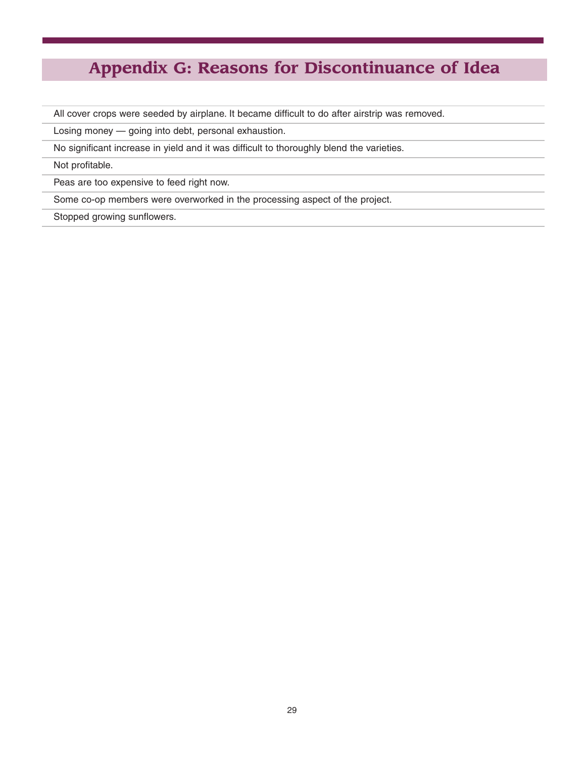# Appendix G: Reasons for Discontinuance of Idea

| |
|---|
| All cover crops were seeded by airplane. It became difficult to do after airstrip was removed. |
| Losing money — going into debt, personal exhaustion. |
| No significant increase in yield and it was difficult to thoroughly blend the varieties. |
| Not profitable. |
| Peas are too expensive to feed right now. |
| Some co-op members were overworked in the processing aspect of the project. |
| Stopped growing sunflowers. |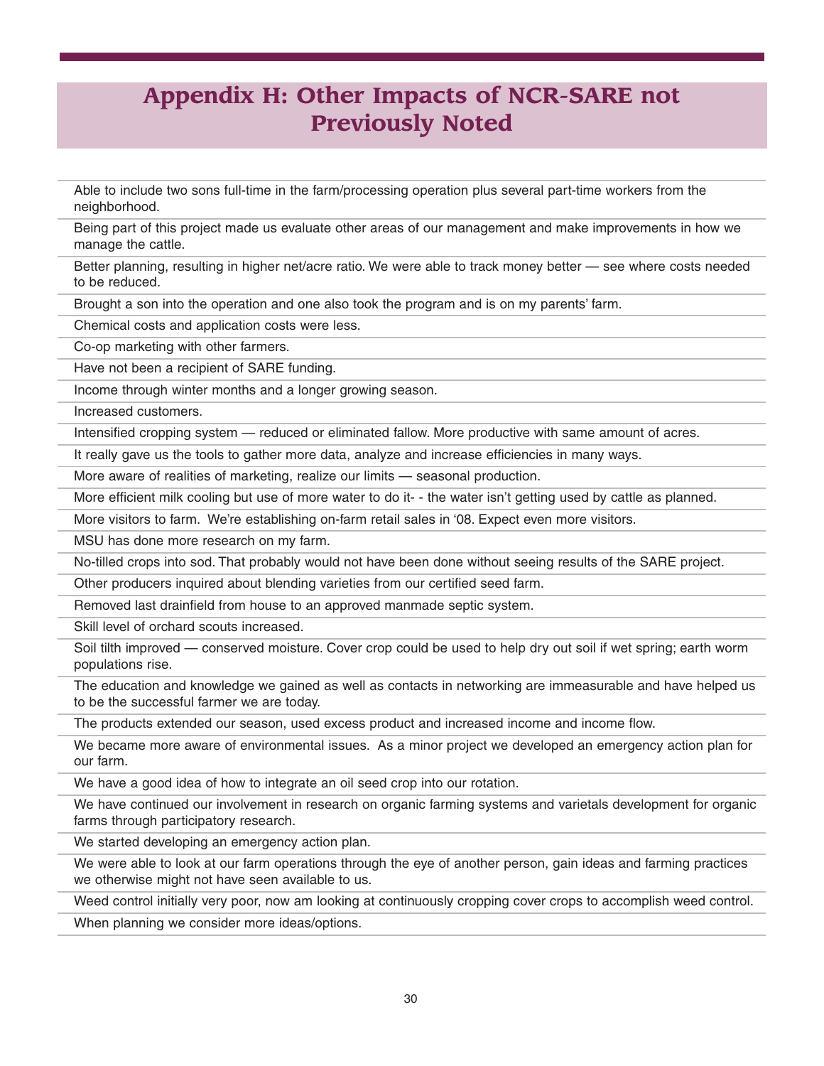# Appendix H: Other Impacts of NCR-SARE not Previously Noted

Able to include two sons full-time in the farm/processing operation plus several part-time workers from the neighborhood.

Being part of this project made us evaluate other areas of our management and make improvements in how we manage the cattle.

Better planning, resulting in higher net/acre ratio. We were able to track money better — see where costs needed to be reduced.

Brought a son into the operation and one also took the program and is on my parents' farm.

Chemical costs and application costs were less.

Co-op marketing with other farmers.

Have not been a recipient of SARE funding.

Income through winter months and a longer growing season.

Increased customers.

Intensified cropping system — reduced or eliminated fallow. More productive with same amount of acres.

It really gave us the tools to gather more data, analyze and increase efficiencies in many ways.

More aware of realities of marketing, realize our limits — seasonal production.

More efficient milk cooling but use of more water to do it- - the water isn't getting used by cattle as planned.

More visitors to farm. We're establishing on-farm retail sales in '08. Expect even more visitors.

MSU has done more research on my farm.

No-tilled crops into sod. That probably would not have been done without seeing results of the SARE project.

Other producers inquired about blending varieties from our certified seed farm.

Removed last drainfield from house to an approved manmade septic system.

Skill level of orchard scouts increased.

Soil tilth improved — conserved moisture. Cover crop could be used to help dry out soil if wet spring; earth worm populations rise.

The education and knowledge we gained as well as contacts in networking are immeasurable and have helped us to be the successful farmer we are today.

The products extended our season, used excess product and increased income and income flow.

We became more aware of environmental issues. As a minor project we developed an emergency action plan for our farm.

We have a good idea of how to integrate an oil seed crop into our rotation.

We have continued our involvement in research on organic farming systems and varietals development for organic farms through participatory research.

We started developing an emergency action plan.

We were able to look at our farm operations through the eye of another person, gain ideas and farming practices we otherwise might not have seen available to us.

Weed control initially very poor, now am looking at continuously cropping cover crops to accomplish weed control.

When planning we consider more ideas/options.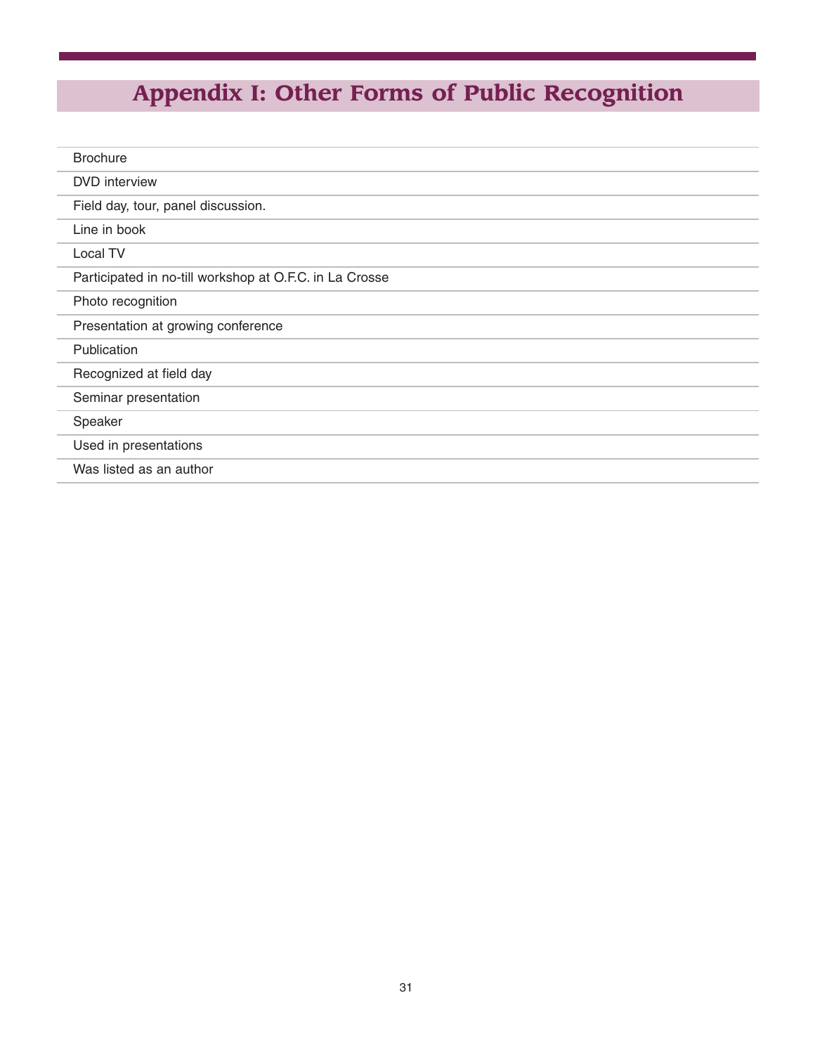# Appendix I: Other Forms of Public Recognition

| |
|---|
| Brochure |
| DVD interview |
| Field day, tour, panel discussion. |
| Line in book |
| Local TV |
| Participated in no-till workshop at O.F.C. in La Crosse |
| Photo recognition |
| Presentation at growing conference |
| Publication |
| Recognized at field day |
| Seminar presentation |
| Speaker |
| Used in presentations |
| Was listed as an author |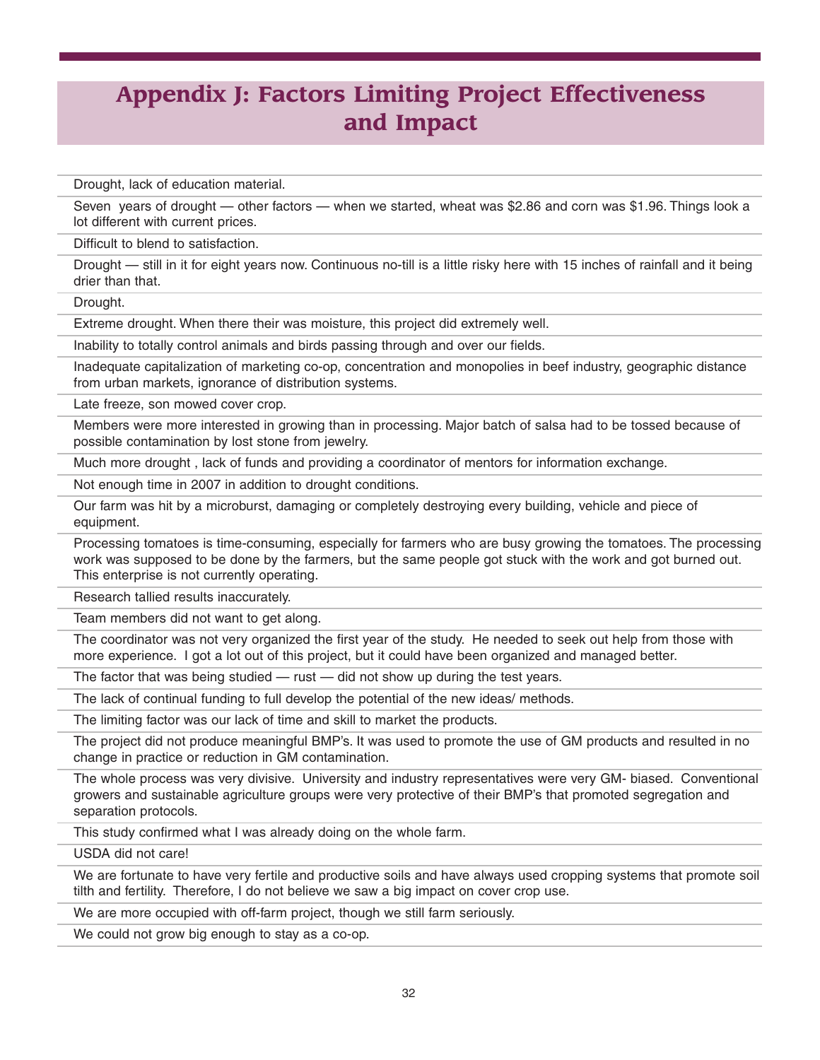# Appendix J: Factors Limiting Project Effectiveness and Impact

| |
|---|
| Drought, lack of education material. |
| Seven years of drought — other factors — when we started, wheat was $2.86 and corn was $1.96. Things look a lot different with current prices. |
| Difficult to blend to satisfaction. |
| Drought — still in it for eight years now. Continuous no-till is a little risky here with 15 inches of rainfall and it being drier than that. |
| Drought. |
| Extreme drought. When there their was moisture, this project did extremely well. |
| Inability to totally control animals and birds passing through and over our fields. |
| Inadequate capitalization of marketing co-op, concentration and monopolies in beef industry, geographic distance from urban markets, ignorance of distribution systems. |
| Late freeze, son mowed cover crop. |
| Members were more interested in growing than in processing. Major batch of salsa had to be tossed because of possible contamination by lost stone from jewelry. |
| Much more drought , lack of funds and providing a coordinator of mentors for information exchange. |
| Not enough time in 2007 in addition to drought conditions. |
| Our farm was hit by a microburst, damaging or completely destroying every building, vehicle and piece of equipment. |
| Processing tomatoes is time-consuming, especially for farmers who are busy growing the tomatoes. The processing work was supposed to be done by the farmers, but the same people got stuck with the work and got burned out. This enterprise is not currently operating. |
| Research tallied results inaccurately. |
| Team members did not want to get along. |
| The coordinator was not very organized the first year of the study. He needed to seek out help from those with more experience. I got a lot out of this project, but it could have been organized and managed better. |
| The factor that was being studied — rust — did not show up during the test years. |
| The lack of continual funding to full develop the potential of the new ideas/ methods. |
| The limiting factor was our lack of time and skill to market the products. |
| The project did not produce meaningful BMP's. It was used to promote the use of GM products and resulted in no change in practice or reduction in GM contamination. |
| The whole process was very divisive. University and industry representatives were very GM- biased. Conventional growers and sustainable agriculture groups were very protective of their BMP's that promoted segregation and separation protocols. |
| This study confirmed what I was already doing on the whole farm. |
| USDA did not care! |
| We are fortunate to have very fertile and productive soils and have always used cropping systems that promote soil tilth and fertility. Therefore, I do not believe we saw a big impact on cover crop use. |
| We are more occupied with off-farm project, though we still farm seriously. |
| We could not grow big enough to stay as a co-op. |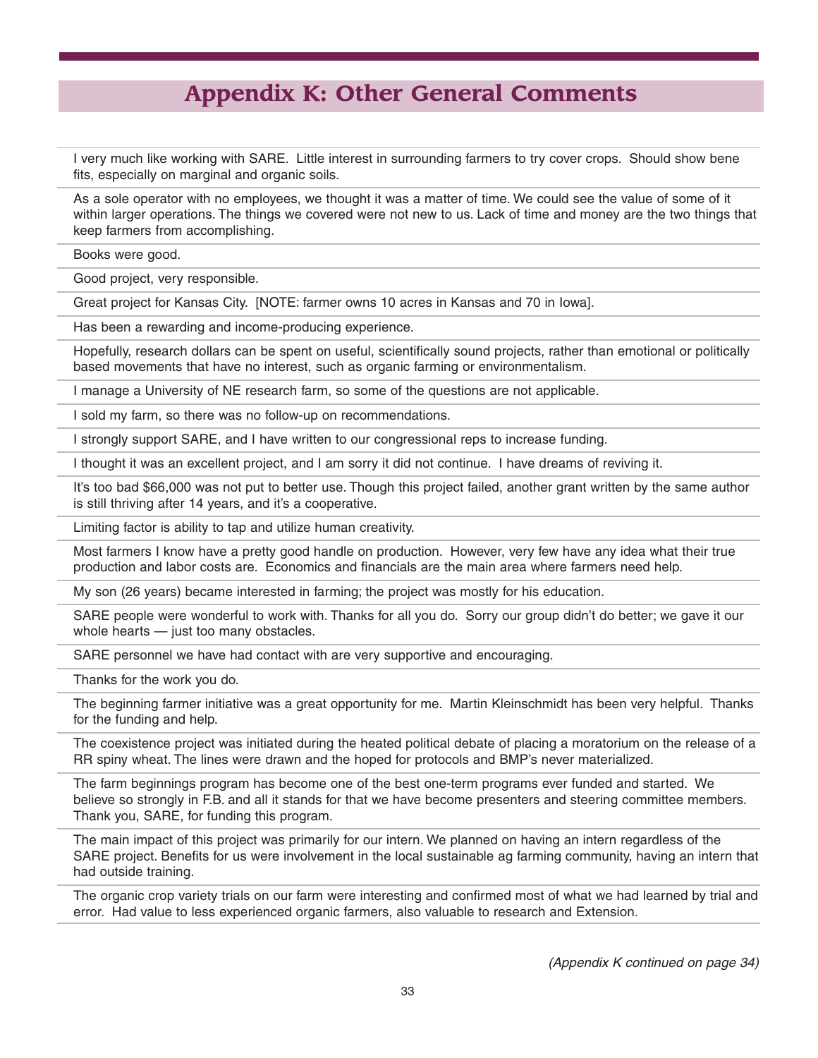# Appendix K: Other General Comments

I very much like working with SARE. Little interest in surrounding farmers to try cover crops. Should show bene fits, especially on marginal and organic soils.

As a sole operator with no employees, we thought it was a matter of time. We could see the value of some of it within larger operations. The things we covered were not new to us. Lack of time and money are the two things that keep farmers from accomplishing.

Books were good.

Good project, very responsible.

Great project for Kansas City. [NOTE: farmer owns 10 acres in Kansas and 70 in Iowa].

Has been a rewarding and income-producing experience.

Hopefully, research dollars can be spent on useful, scientifically sound projects, rather than emotional or politically based movements that have no interest, such as organic farming or environmentalism.

I manage a University of NE research farm, so some of the questions are not applicable.

I sold my farm, so there was no follow-up on recommendations.

I strongly support SARE, and I have written to our congressional reps to increase funding.

I thought it was an excellent project, and I am sorry it did not continue. I have dreams of reviving it.

It's too bad $66,000 was not put to better use. Though this project failed, another grant written by the same author is still thriving after 14 years, and it's a cooperative.

Limiting factor is ability to tap and utilize human creativity.

Most farmers I know have a pretty good handle on production. However, very few have any idea what their true production and labor costs are. Economics and financials are the main area where farmers need help.

My son (26 years) became interested in farming; the project was mostly for his education.

SARE people were wonderful to work with. Thanks for all you do. Sorry our group didn't do better; we gave it our whole hearts — just too many obstacles.

SARE personnel we have had contact with are very supportive and encouraging.

Thanks for the work you do.

The beginning farmer initiative was a great opportunity for me. Martin Kleinschmidt has been very helpful. Thanks for the funding and help.

The coexistence project was initiated during the heated political debate of placing a moratorium on the release of a RR spiny wheat. The lines were drawn and the hoped for protocols and BMP's never materialized.

The farm beginnings program has become one of the best one-term programs ever funded and started. We believe so strongly in F.B. and all it stands for that we have become presenters and steering committee members. Thank you, SARE, for funding this program.

The main impact of this project was primarily for our intern. We planned on having an intern regardless of the SARE project. Benefits for us were involvement in the local sustainable ag farming community, having an intern that had outside training.

The organic crop variety trials on our farm were interesting and confirmed most of what we had learned by trial and error. Had value to less experienced organic farmers, also valuable to research and Extension.

*(Appendix K continued on page 34)*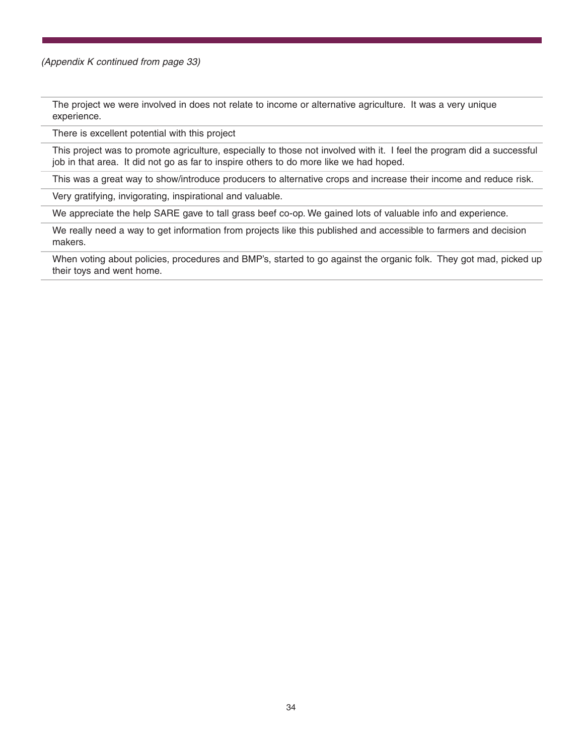*(Appendix K continued from page 33)*

| |
|---|
| The project we were involved in does not relate to income or alternative agriculture. It was a very unique experience. |
| There is excellent potential with this project |
| This project was to promote agriculture, especially to those not involved with it. I feel the program did a successful job in that area. It did not go as far to inspire others to do more like we had hoped. |
| This was a great way to show/introduce producers to alternative crops and increase their income and reduce risk. |
| Very gratifying, invigorating, inspirational and valuable. |
| We appreciate the help SARE gave to tall grass beef co-op. We gained lots of valuable info and experience. |
| We really need a way to get information from projects like this published and accessible to farmers and decision makers. |
| When voting about policies, procedures and BMP's, started to go against the organic folk. They got mad, picked up their toys and went home. |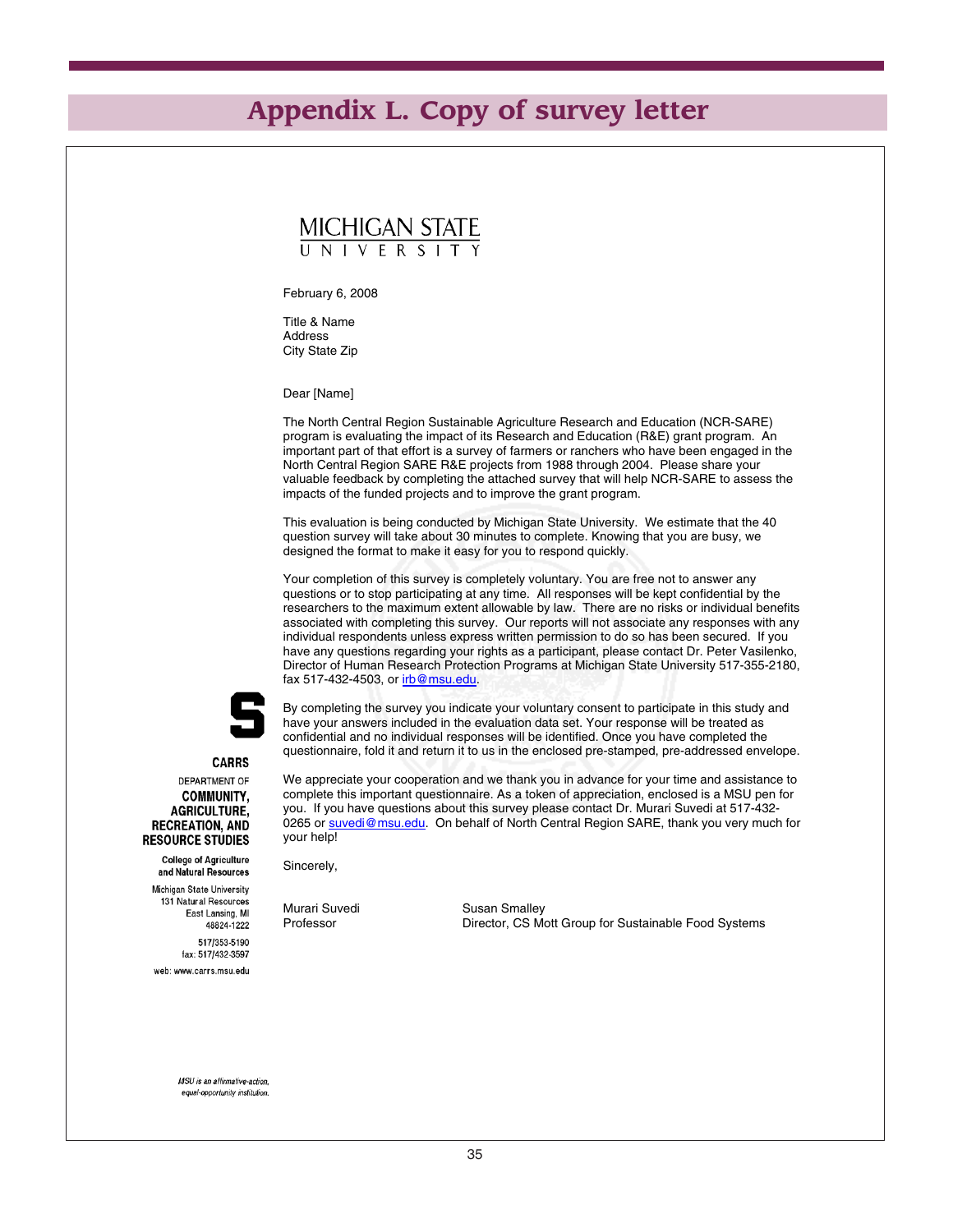# Appendix L. Copy of survey letter

MICHIGAN STATE UNIVERSITY

February 6, 2008

Title & Name
Address
City State Zip

Dear [Name]

The North Central Region Sustainable Agriculture Research and Education (NCR-SARE) program is evaluating the impact of its Research and Education (R&E) grant program. An important part of that effort is a survey of farmers or ranchers who have been engaged in the North Central Region SARE R&E projects from 1988 through 2004. Please share your valuable feedback by completing the attached survey that will help NCR-SARE to assess the impacts of the funded projects and to improve the grant program.

This evaluation is being conducted by Michigan State University. We estimate that the 40 question survey will take about 30 minutes to complete. Knowing that you are busy, we designed the format to make it easy for you to respond quickly.

Your completion of this survey is completely voluntary. You are free not to answer any questions or to stop participating at any time. All responses will be kept confidential by the researchers to the maximum extent allowable by law. There are no risks or individual benefits associated with completing this survey. Our reports will not associate any responses with any individual respondents unless express written permission to do so has been secured. If you have any questions regarding your rights as a participant, please contact Dr. Peter Vasilenko, Director of Human Research Protection Programs at Michigan State University 517-355-2180, fax 517-432-4503, or irb@msu.edu.

By completing the survey you indicate your voluntary consent to participate in this study and have your answers included in the evaluation data set. Your response will be treated as confidential and no individual responses will be identified. Once you have completed the questionnaire, fold it and return it to us in the enclosed pre-stamped, pre-addressed envelope.

We appreciate your cooperation and we thank you in advance for your time and assistance to complete this important questionnaire. As a token of appreciation, enclosed is a MSU pen for you. If you have questions about this survey please contact Dr. Murari Suvedi at 517-432-0265 or suvedi@msu.edu. On behalf of North Central Region SARE, thank you very much for your help!

Sincerely,

| | |
|---|---|
| Murari Suvedi | Susan Smalley |
| Professor | Director, CS Mott Group for Sustainable Food Systems |

**CARRS**
DEPARTMENT OF
**COMMUNITY, AGRICULTURE, RECREATION, AND RESOURCE STUDIES**

**College of Agriculture and Natural Resources**

Michigan State University
131 Natural Resources
East Lansing, MI
48824-1222

517/353-5190
fax: 517/432-3597

web: www.carrs.msu.edu

*MSU is an affirmative-action, equal-opportunity institution.*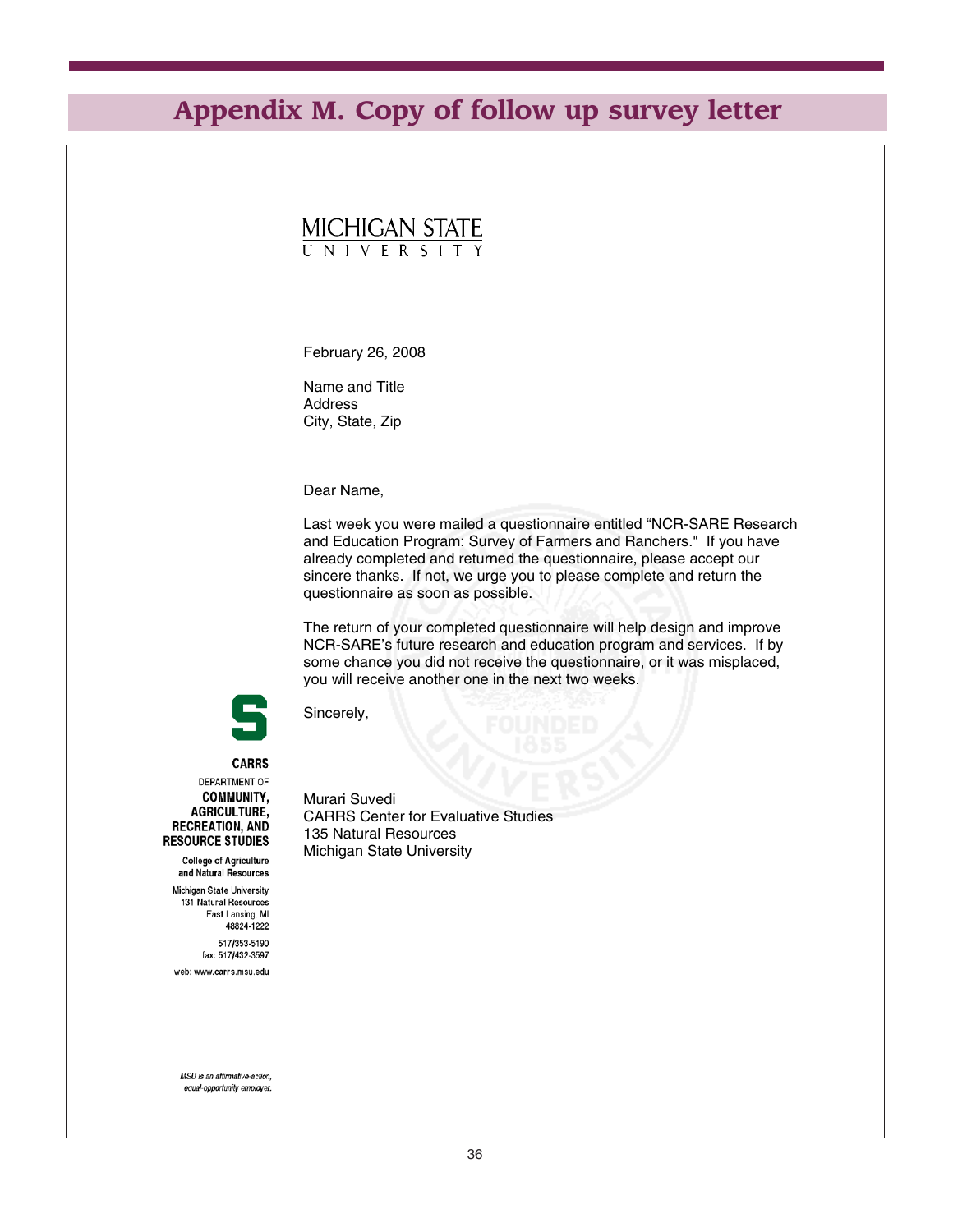# Appendix M. Copy of follow up survey letter

MICHIGAN STATE UNIVERSITY

February 26, 2008

Name and Title
Address
City, State, Zip

Dear Name,

Last week you were mailed a questionnaire entitled "NCR-SARE Research and Education Program: Survey of Farmers and Ranchers." If you have already completed and returned the questionnaire, please accept our sincere thanks. If not, we urge you to please complete and return the questionnaire as soon as possible.

The return of your completed questionnaire will help design and improve NCR-SARE's future research and education program and services. If by some chance you did not receive the questionnaire, or it was misplaced, you will receive another one in the next two weeks.

Sincerely,

Murari Suvedi
CARRS Center for Evaluative Studies
135 Natural Resources
Michigan State University

**CARRS**
DEPARTMENT OF
**COMMUNITY, AGRICULTURE, RECREATION, AND RESOURCE STUDIES**

College of Agriculture and Natural Resources

Michigan State University
131 Natural Resources
East Lansing, MI
48824-1222

517/353-5190
fax: 517/432-3597

web: www.carrs.msu.edu

*MSU is an affirmative-action, equal-opportunity employer.*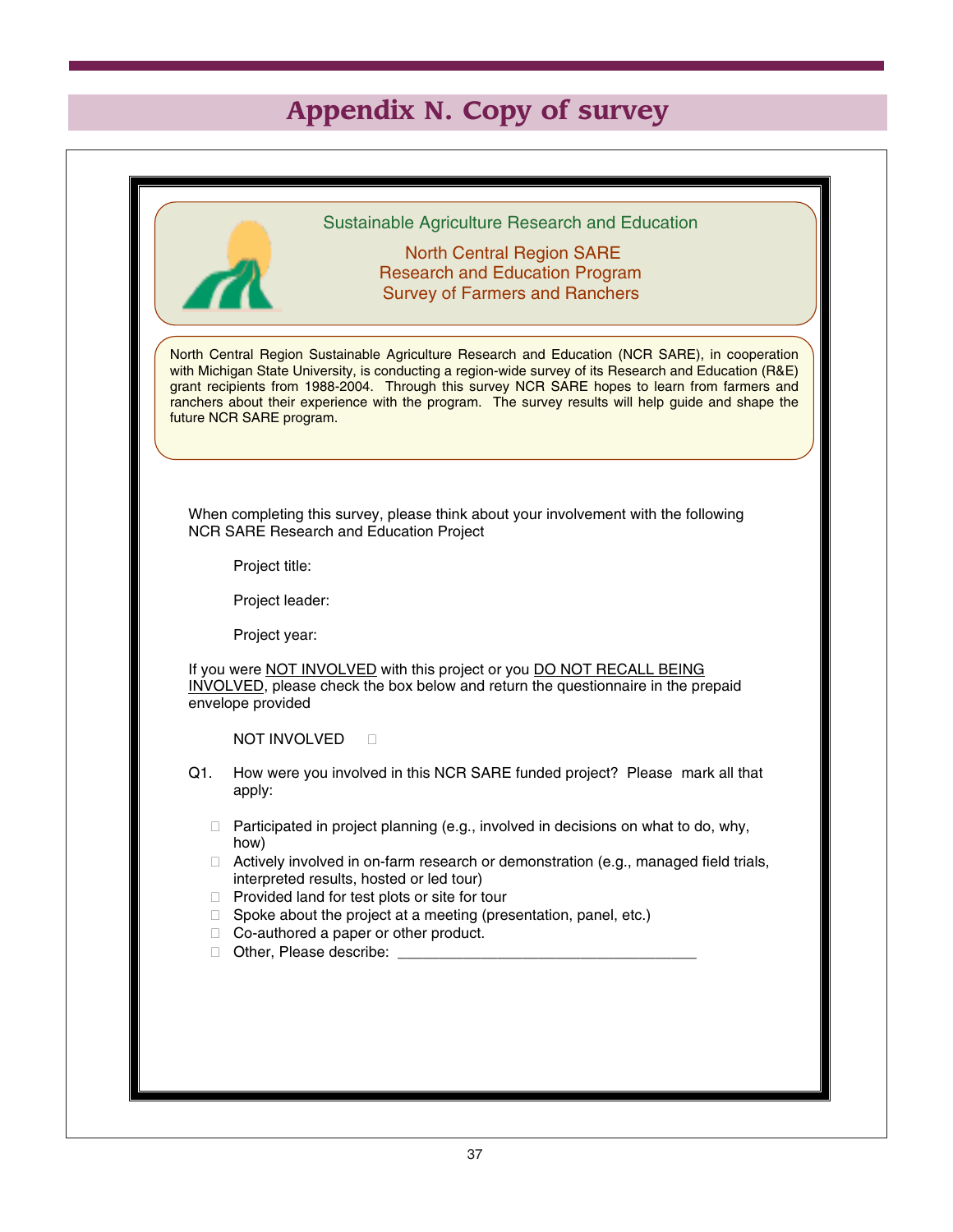# Appendix N. Copy of survey

Sustainable Agriculture Research and Education

North Central Region SARE
Research and Education Program
Survey of Farmers and Ranchers

North Central Region Sustainable Agriculture Research and Education (NCR SARE), in cooperation with Michigan State University, is conducting a region-wide survey of its Research and Education (R&E) grant recipients from 1988-2004. Through this survey NCR SARE hopes to learn from farmers and ranchers about their experience with the program. The survey results will help guide and shape the future NCR SARE program.

When completing this survey, please think about your involvement with the following NCR SARE Research and Education Project

Project title:

Project leader:

Project year:

If you were NOT INVOLVED with this project or you DO NOT RECALL BEING INVOLVED, please check the box below and return the questionnaire in the prepaid envelope provided

NOT INVOLVED ☐

Q1. How were you involved in this NCR SARE funded project? Please mark all that apply:

- ☐ Participated in project planning (e.g., involved in decisions on what to do, why, how)
- ☐ Actively involved in on-farm research or demonstration (e.g., managed field trials, interpreted results, hosted or led tour)
- ☐ Provided land for test plots or site for tour
- ☐ Spoke about the project at a meeting (presentation, panel, etc.)
- ☐ Co-authored a paper or other product.
- ☐ Other, Please describe: ___________________________________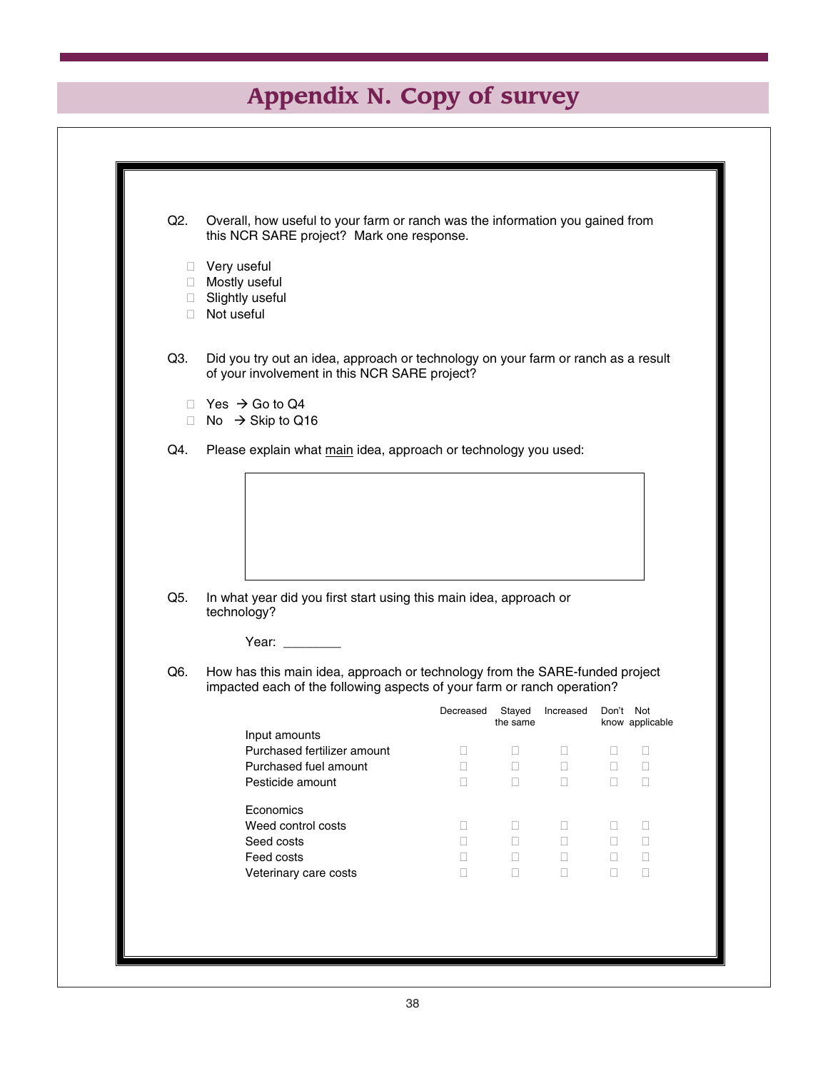# Appendix N. Copy of survey

Q2. Overall, how useful to your farm or ranch was the information you gained from this NCR SARE project? Mark one response.

- ☐ Very useful
- ☐ Mostly useful
- ☐ Slightly useful
- ☐ Not useful

Q3. Did you try out an idea, approach or technology on your farm or ranch as a result of your involvement in this NCR SARE project?

- ☐ Yes → Go to Q4
- ☐ No → Skip to Q16

Q4. Please explain what main idea, approach or technology you used:

&nbsp;

Q5. In what year did you first start using this main idea, approach or technology?

Year: ________

Q6. How has this main idea, approach or technology from the SARE-funded project impacted each of the following aspects of your farm or ranch operation?

| | Decreased | Stayed the same | Increased | Don't know | Not applicable |
|---|---|---|---|---|---|
| **Input amounts** | | | | | |
| Purchased fertilizer amount | ☐ | ☐ | ☐ | ☐ | ☐ |
| Purchased fuel amount | ☐ | ☐ | ☐ | ☐ | ☐ |
| Pesticide amount | ☐ | ☐ | ☐ | ☐ | ☐ |
| **Economics** | | | | | |
| Weed control costs | ☐ | ☐ | ☐ | ☐ | ☐ |
| Seed costs | ☐ | ☐ | ☐ | ☐ | ☐ |
| Feed costs | ☐ | ☐ | ☐ | ☐ | ☐ |
| Veterinary care costs | ☐ | ☐ | ☐ | ☐ | ☐ |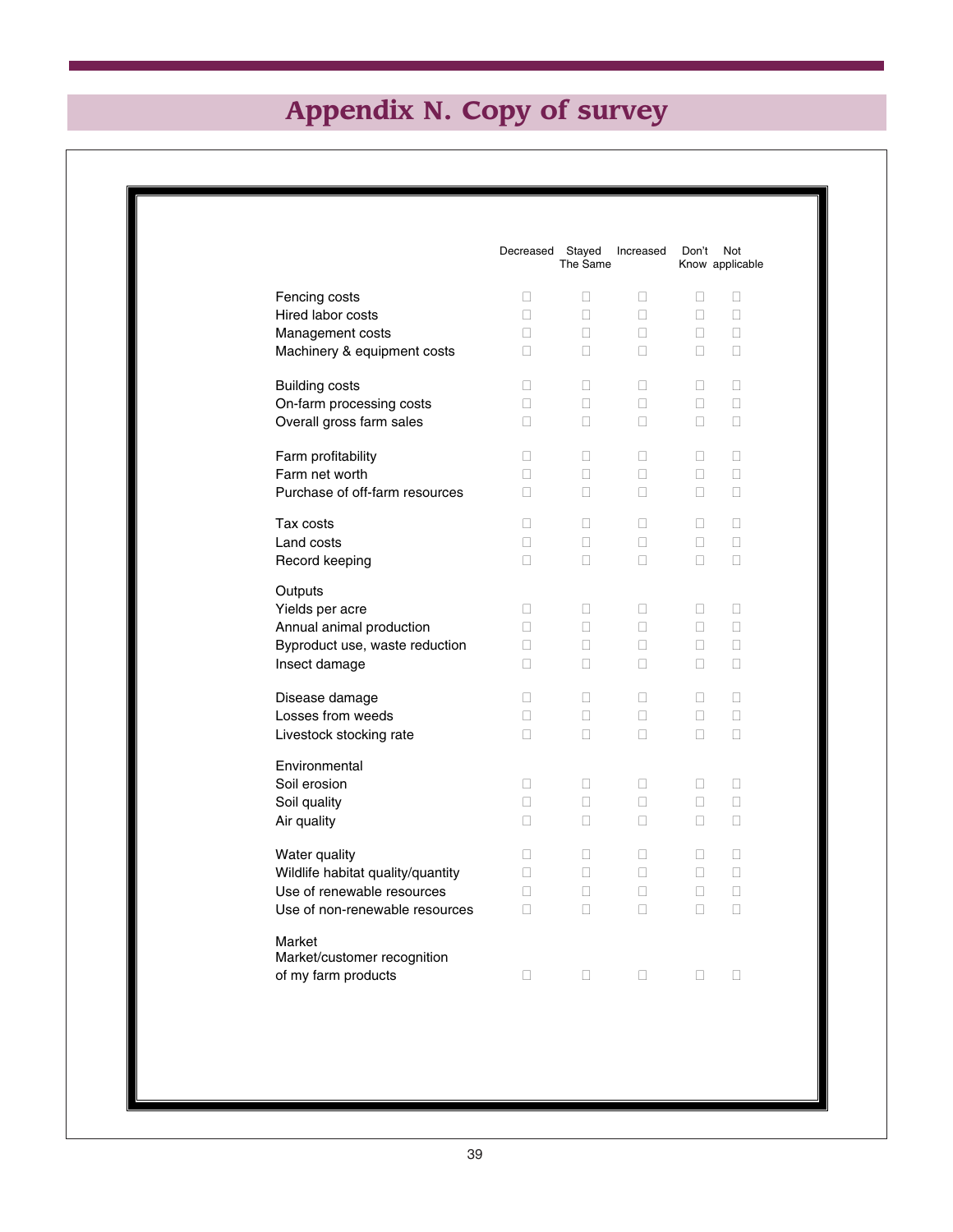# Appendix N. Copy of survey

| | Decreased | Stayed The Same | Increased | Don't Know | Not applicable |
|---|---|---|---|---|---|
| Fencing costs | ☐ | ☐ | ☐ | ☐ | ☐ |
| Hired labor costs | ☐ | ☐ | ☐ | ☐ | ☐ |
| Management costs | ☐ | ☐ | ☐ | ☐ | ☐ |
| Machinery & equipment costs | ☐ | ☐ | ☐ | ☐ | ☐ |
| Building costs | ☐ | ☐ | ☐ | ☐ | ☐ |
| On-farm processing costs | ☐ | ☐ | ☐ | ☐ | ☐ |
| Overall gross farm sales | ☐ | ☐ | ☐ | ☐ | ☐ |
| Farm profitability | ☐ | ☐ | ☐ | ☐ | ☐ |
| Farm net worth | ☐ | ☐ | ☐ | ☐ | ☐ |
| Purchase of off-farm resources | ☐ | ☐ | ☐ | ☐ | ☐ |
| Tax costs | ☐ | ☐ | ☐ | ☐ | ☐ |
| Land costs | ☐ | ☐ | ☐ | ☐ | ☐ |
| Record keeping | ☐ | ☐ | ☐ | ☐ | ☐ |
| **Outputs** | | | | | |
| Yields per acre | ☐ | ☐ | ☐ | ☐ | ☐ |
| Annual animal production | ☐ | ☐ | ☐ | ☐ | ☐ |
| Byproduct use, waste reduction | ☐ | ☐ | ☐ | ☐ | ☐ |
| Insect damage | ☐ | ☐ | ☐ | ☐ | ☐ |
| Disease damage | ☐ | ☐ | ☐ | ☐ | ☐ |
| Losses from weeds | ☐ | ☐ | ☐ | ☐ | ☐ |
| Livestock stocking rate | ☐ | ☐ | ☐ | ☐ | ☐ |
| **Environmental** | | | | | |
| Soil erosion | ☐ | ☐ | ☐ | ☐ | ☐ |
| Soil quality | ☐ | ☐ | ☐ | ☐ | ☐ |
| Air quality | ☐ | ☐ | ☐ | ☐ | ☐ |
| Water quality | ☐ | ☐ | ☐ | ☐ | ☐ |
| Wildlife habitat quality/quantity | ☐ | ☐ | ☐ | ☐ | ☐ |
| Use of renewable resources | ☐ | ☐ | ☐ | ☐ | ☐ |
| Use of non-renewable resources | ☐ | ☐ | ☐ | ☐ | ☐ |
| **Market** | | | | | |
| Market/customer recognition of my farm products | ☐ | ☐ | ☐ | ☐ | ☐ |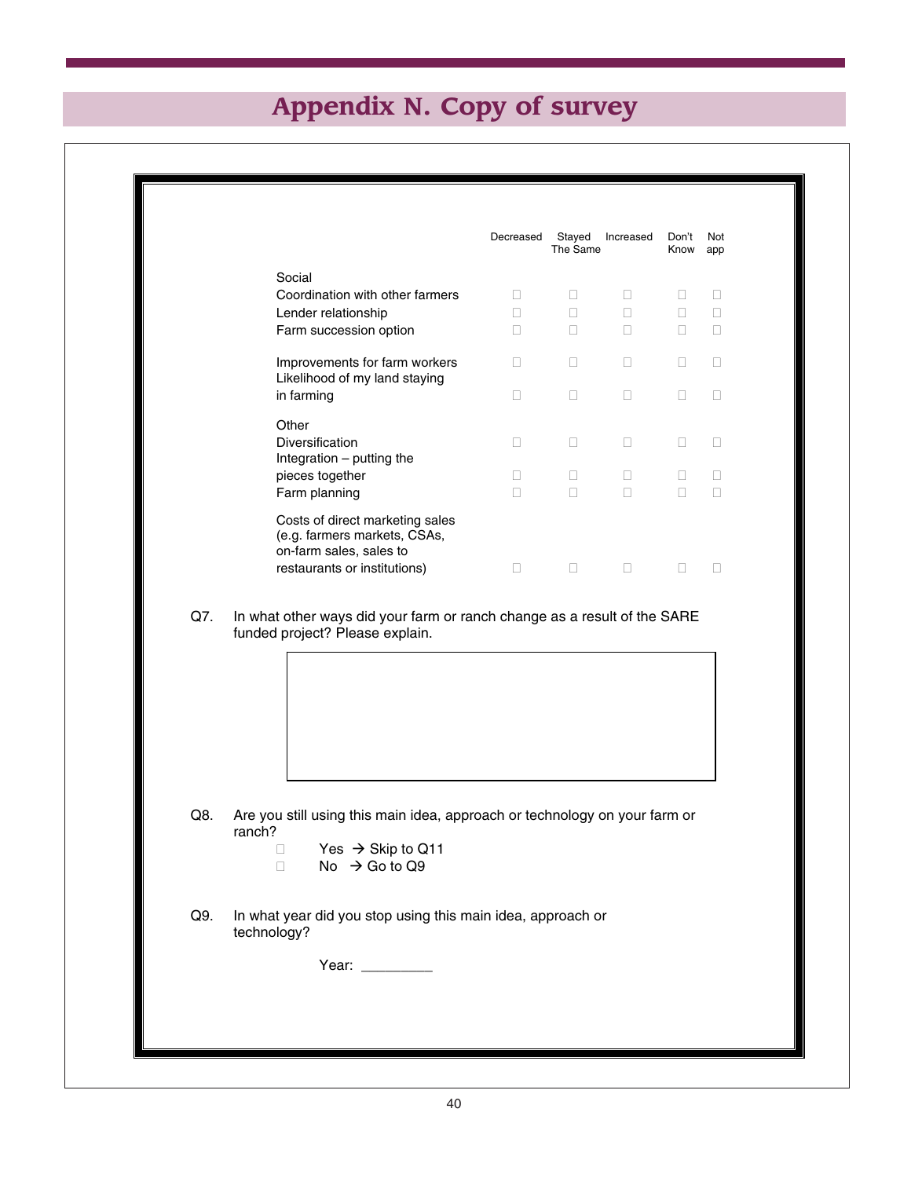# Appendix N. Copy of survey

| | Decreased | Stayed The Same | Increased | Don't Know | Not app |
|---|---|---|---|---|---|
| **Social** | | | | | |
| Coordination with other farmers | ☐ | ☐ | ☐ | ☐ | ☐ |
| Lender relationship | ☐ | ☐ | ☐ | ☐ | ☐ |
| Farm succession option | ☐ | ☐ | ☐ | ☐ | ☐ |
| Improvements for farm workers | ☐ | ☐ | ☐ | ☐ | ☐ |
| Likelihood of my land staying in farming | ☐ | ☐ | ☐ | ☐ | ☐ |
| **Other** | | | | | |
| Diversification | ☐ | ☐ | ☐ | ☐ | ☐ |
| Integration – putting the pieces together | ☐ | ☐ | ☐ | ☐ | ☐ |
| Farm planning | ☐ | ☐ | ☐ | ☐ | ☐ |
| Costs of direct marketing sales (e.g. farmers markets, CSAs, on-farm sales, sales to restaurants or institutions) | ☐ | ☐ | ☐ | ☐ | ☐ |

Q7. In what other ways did your farm or ranch change as a result of the SARE funded project? Please explain.

Q8. Are you still using this main idea, approach or technology on your farm or ranch?

- ☐ Yes → Skip to Q11
- ☐ No → Go to Q9

Q9. In what year did you stop using this main idea, approach or technology?

Year: _________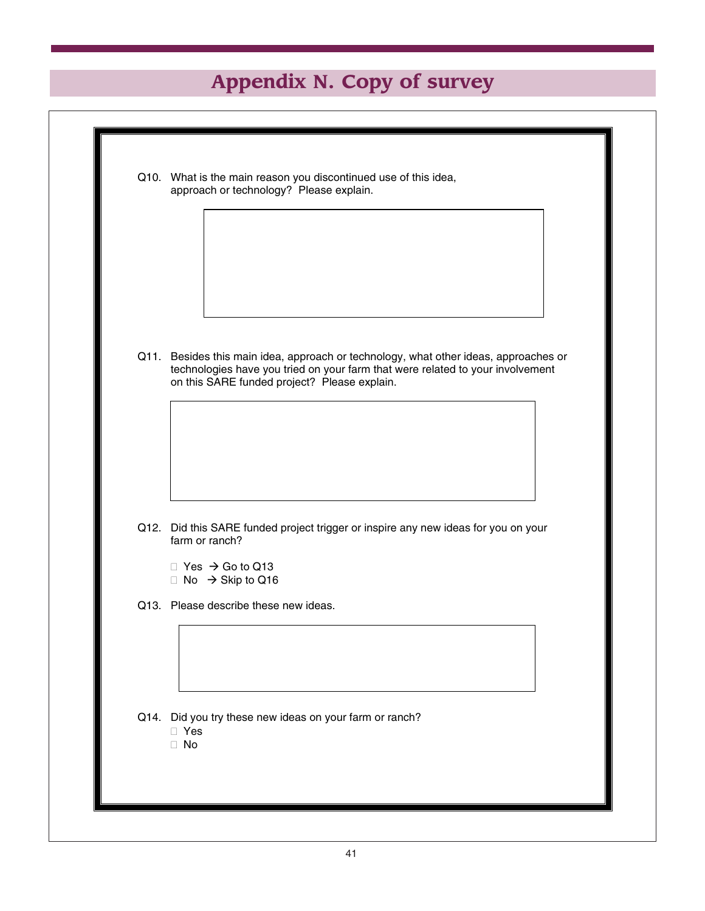# Appendix N. Copy of survey

Q10. What is the main reason you discontinued use of this idea, approach or technology? Please explain.

Q11. Besides this main idea, approach or technology, what other ideas, approaches or technologies have you tried on your farm that were related to your involvement on this SARE funded project? Please explain.

Q12. Did this SARE funded project trigger or inspire any new ideas for you on your farm or ranch?

- ☐ Yes → Go to Q13
- ☐ No → Skip to Q16

Q13. Please describe these new ideas.

Q14. Did you try these new ideas on your farm or ranch?

- ☐ Yes
- ☐ No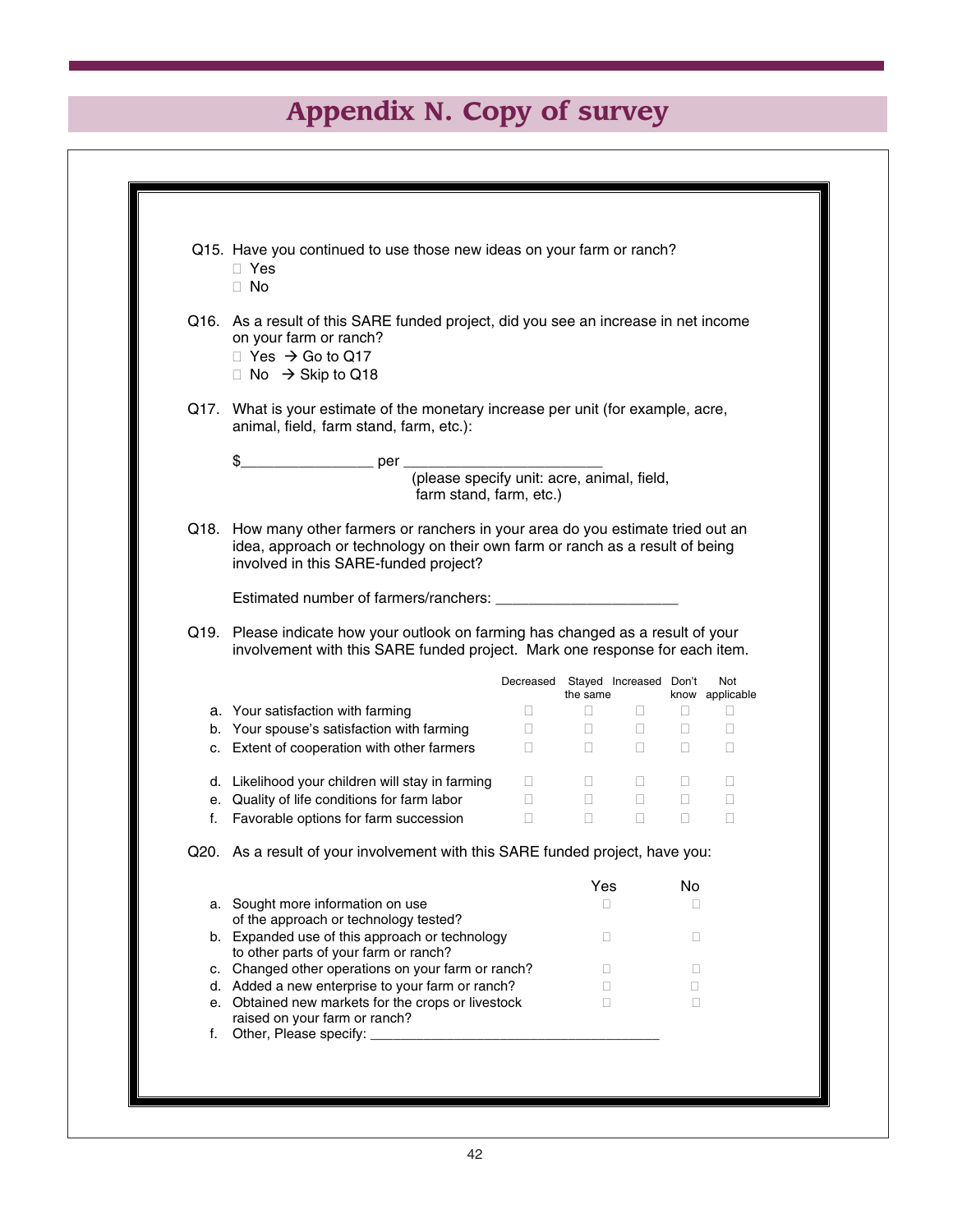# Appendix N. Copy of survey

Q15. Have you continued to use those new ideas on your farm or ranch?
- ☐ Yes
- ☐ No

Q16. As a result of this SARE funded project, did you see an increase in net income on your farm or ranch?
- ☐ Yes → Go to Q17
- ☐ No → Skip to Q18

Q17. What is your estimate of the monetary increase per unit (for example, acre, animal, field, farm stand, farm, etc.):

$_______________ per _______________________
(please specify unit: acre, animal, field, farm stand, farm, etc.)

Q18. How many other farmers or ranchers in your area do you estimate tried out an idea, approach or technology on their own farm or ranch as a result of being involved in this SARE-funded project?

Estimated number of farmers/ranchers: ____________________

Q19. Please indicate how your outlook on farming has changed as a result of your involvement with this SARE funded project. Mark one response for each item.

| | Decreased | Stayed the same | Increased | Don't know | Not applicable |
|---|---|---|---|---|---|
| a. Your satisfaction with farming | ☐ | ☐ | ☐ | ☐ | ☐ |
| b. Your spouse's satisfaction with farming | ☐ | ☐ | ☐ | ☐ | ☐ |
| c. Extent of cooperation with other farmers | ☐ | ☐ | ☐ | ☐ | ☐ |
| d. Likelihood your children will stay in farming | ☐ | ☐ | ☐ | ☐ | ☐ |
| e. Quality of life conditions for farm labor | ☐ | ☐ | ☐ | ☐ | ☐ |
| f. Favorable options for farm succession | ☐ | ☐ | ☐ | ☐ | ☐ |

Q20. As a result of your involvement with this SARE funded project, have you:

| | Yes | No |
|---|---|---|
| a. Sought more information on use of the approach or technology tested? | ☐ | ☐ |
| b. Expanded use of this approach or technology to other parts of your farm or ranch? | ☐ | ☐ |
| c. Changed other operations on your farm or ranch? | ☐ | ☐ |
| d. Added a new enterprise to your farm or ranch? | ☐ | ☐ |
| e. Obtained new markets for the crops or livestock raised on your farm or ranch? | ☐ | ☐ |

f. Other, Please specify: ___________________________________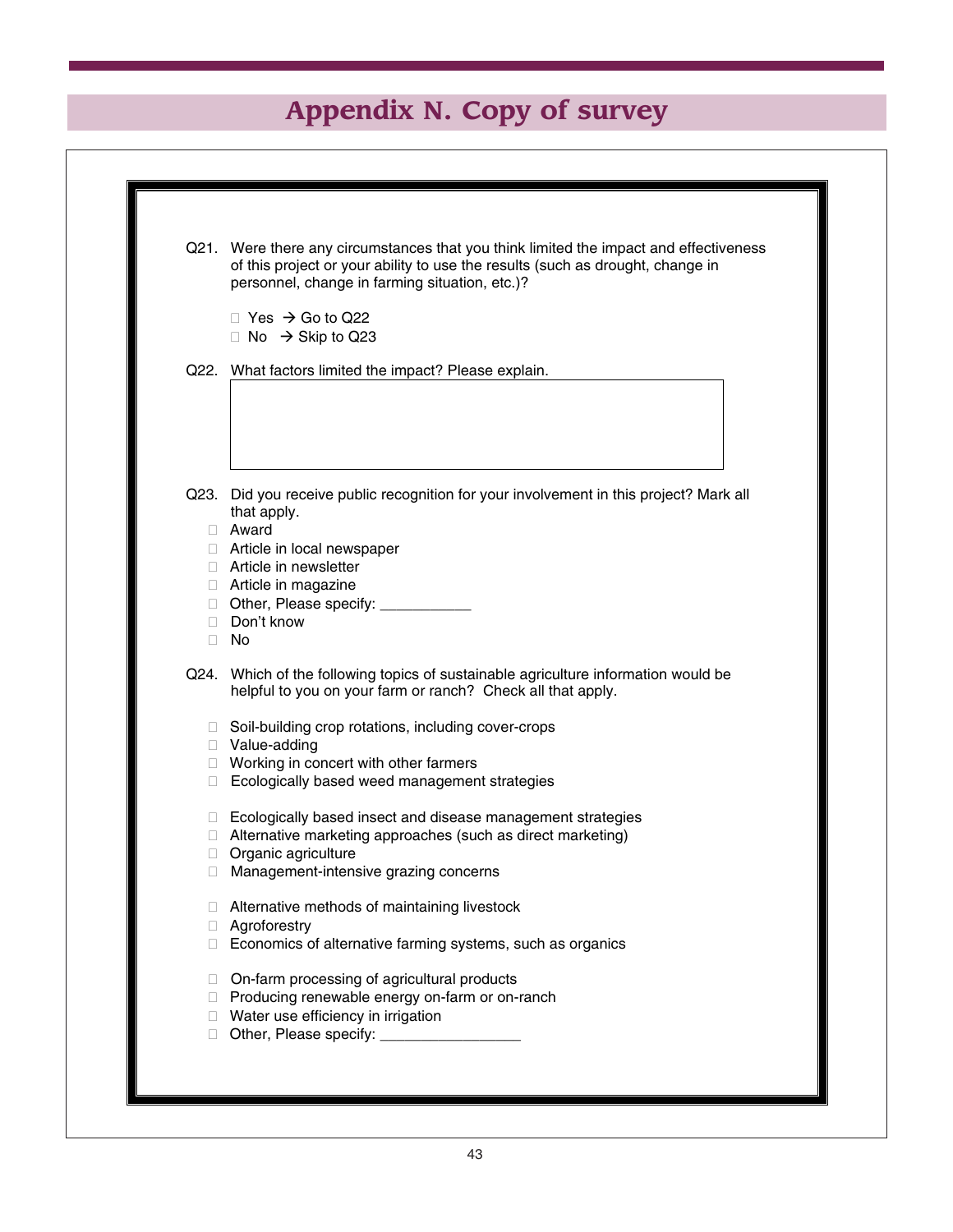# Appendix N. Copy of survey

Q21. Were there any circumstances that you think limited the impact and effectiveness of this project or your ability to use the results (such as drought, change in personnel, change in farming situation, etc.)?

- ☐ Yes → Go to Q22
- ☐ No → Skip to Q23

Q22. What factors limited the impact? Please explain.

Q23. Did you receive public recognition for your involvement in this project? Mark all that apply.

- ☐ Award
- ☐ Article in local newspaper
- ☐ Article in newsletter
- ☐ Article in magazine
- ☐ Other, Please specify: ___________
- ☐ Don't know
- ☐ No

Q24. Which of the following topics of sustainable agriculture information would be helpful to you on your farm or ranch? Check all that apply.

- ☐ Soil-building crop rotations, including cover-crops
- ☐ Value-adding
- ☐ Working in concert with other farmers
- ☐ Ecologically based weed management strategies

- ☐ Ecologically based insect and disease management strategies
- ☐ Alternative marketing approaches (such as direct marketing)
- ☐ Organic agriculture
- ☐ Management-intensive grazing concerns

- ☐ Alternative methods of maintaining livestock
- ☐ Agroforestry
- ☐ Economics of alternative farming systems, such as organics

- ☐ On-farm processing of agricultural products
- ☐ Producing renewable energy on-farm or on-ranch
- ☐ Water use efficiency in irrigation
- ☐ Other, Please specify: _________________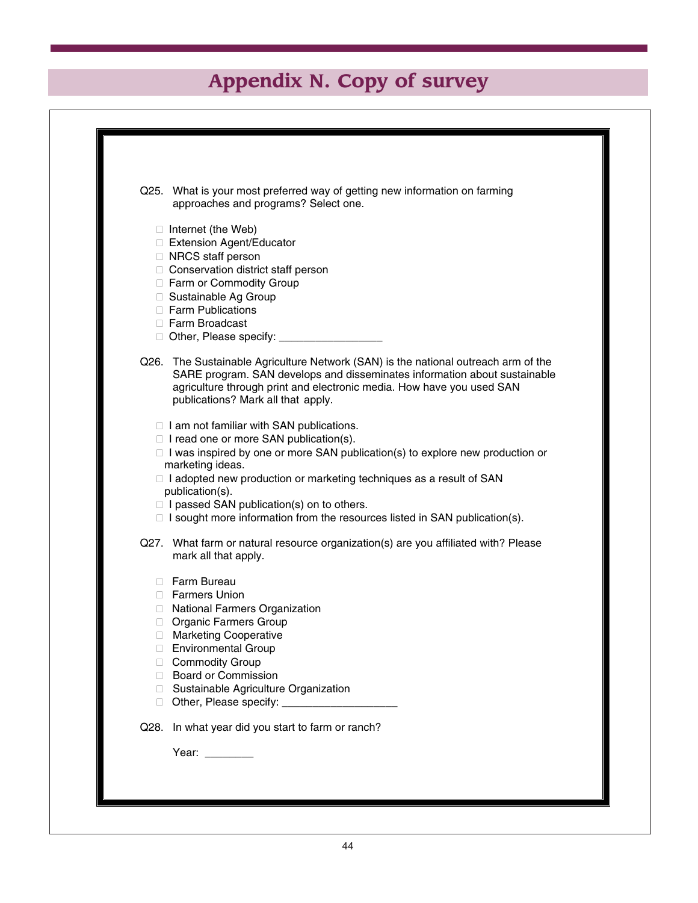# Appendix N. Copy of survey

Q25. What is your most preferred way of getting new information on farming approaches and programs? Select one.

- ☐ Internet (the Web)
- ☐ Extension Agent/Educator
- ☐ NRCS staff person
- ☐ Conservation district staff person
- ☐ Farm or Commodity Group
- ☐ Sustainable Ag Group
- ☐ Farm Publications
- ☐ Farm Broadcast
- ☐ Other, Please specify: _________________

Q26. The Sustainable Agriculture Network (SAN) is the national outreach arm of the SARE program. SAN develops and disseminates information about sustainable agriculture through print and electronic media. How have you used SAN publications? Mark all that apply.

- ☐ I am not familiar with SAN publications.
- ☐ I read one or more SAN publication(s).
- ☐ I was inspired by one or more SAN publication(s) to explore new production or marketing ideas.
- ☐ I adopted new production or marketing techniques as a result of SAN publication(s).
- ☐ I passed SAN publication(s) on to others.
- ☐ I sought more information from the resources listed in SAN publication(s).

Q27. What farm or natural resource organization(s) are you affiliated with? Please mark all that apply.

- ☐ Farm Bureau
- ☐ Farmers Union
- ☐ National Farmers Organization
- ☐ Organic Farmers Group
- ☐ Marketing Cooperative
- ☐ Environmental Group
- ☐ Commodity Group
- ☐ Board or Commission
- ☐ Sustainable Agriculture Organization
- ☐ Other, Please specify: ___________________

Q28. In what year did you start to farm or ranch?

Year: ________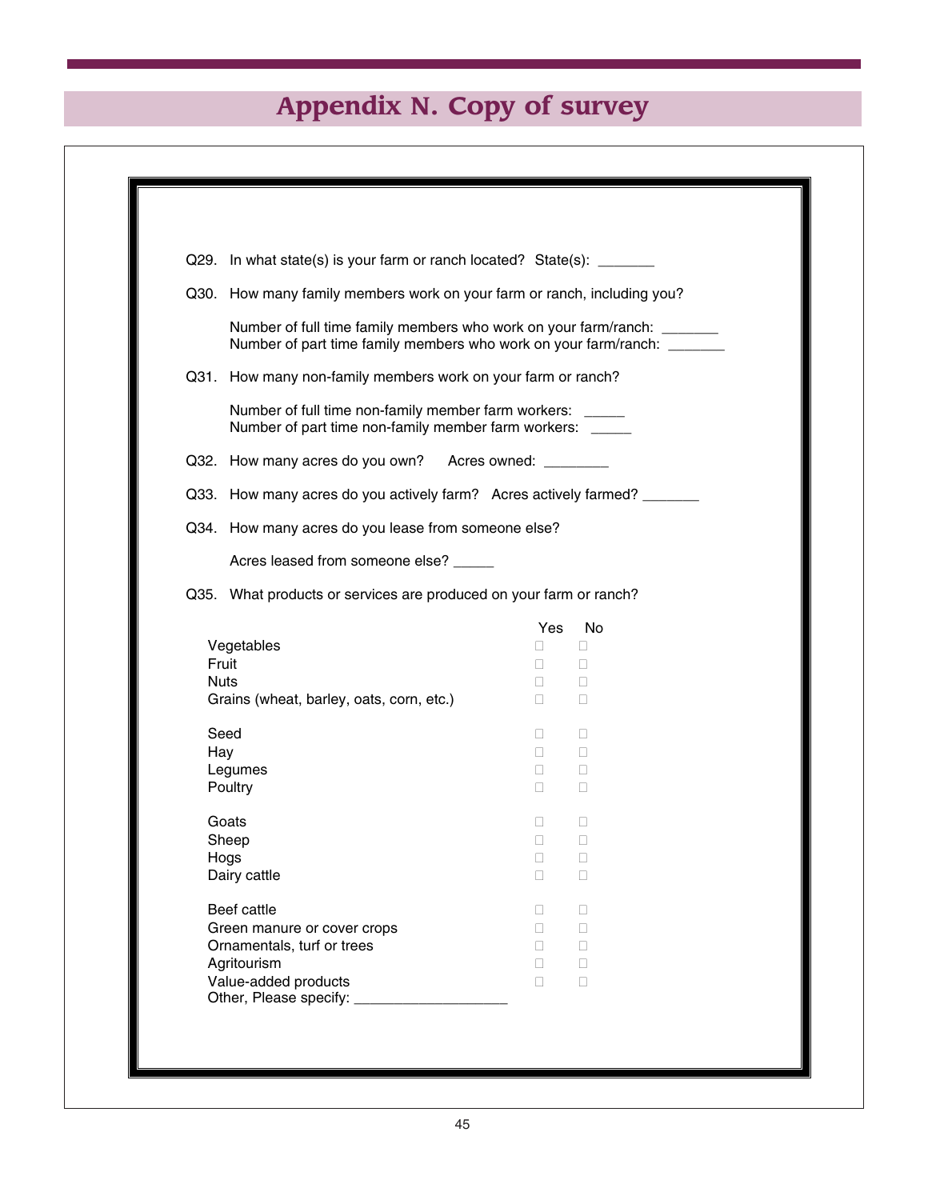# Appendix N. Copy of survey

Q29. In what state(s) is your farm or ranch located? State(s): _______

Q30. How many family members work on your farm or ranch, including you?

Number of full time family members who work on your farm/ranch: _______
Number of part time family members who work on your farm/ranch: _______

Q31. How many non-family members work on your farm or ranch?

Number of full time non-family member farm workers: _____
Number of part time non-family member farm workers: _____

Q32. How many acres do you own? Acres owned: ________

Q33. How many acres do you actively farm? Acres actively farmed? _______

Q34. How many acres do you lease from someone else?

Acres leased from someone else? _____

Q35. What products or services are produced on your farm or ranch?

| | Yes | No |
|---|---|---|
| Vegetables | ☐ | ☐ |
| Fruit | ☐ | ☐ |
| Nuts | ☐ | ☐ |
| Grains (wheat, barley, oats, corn, etc.) | ☐ | ☐ |
| Seed | ☐ | ☐ |
| Hay | ☐ | ☐ |
| Legumes | ☐ | ☐ |
| Poultry | ☐ | ☐ |
| Goats | ☐ | ☐ |
| Sheep | ☐ | ☐ |
| Hogs | ☐ | ☐ |
| Dairy cattle | ☐ | ☐ |
| Beef cattle | ☐ | ☐ |
| Green manure or cover crops | ☐ | ☐ |
| Ornamentals, turf or trees | ☐ | ☐ |
| Agritourism | ☐ | ☐ |
| Value-added products | ☐ | ☐ |

Other, Please specify: ___________________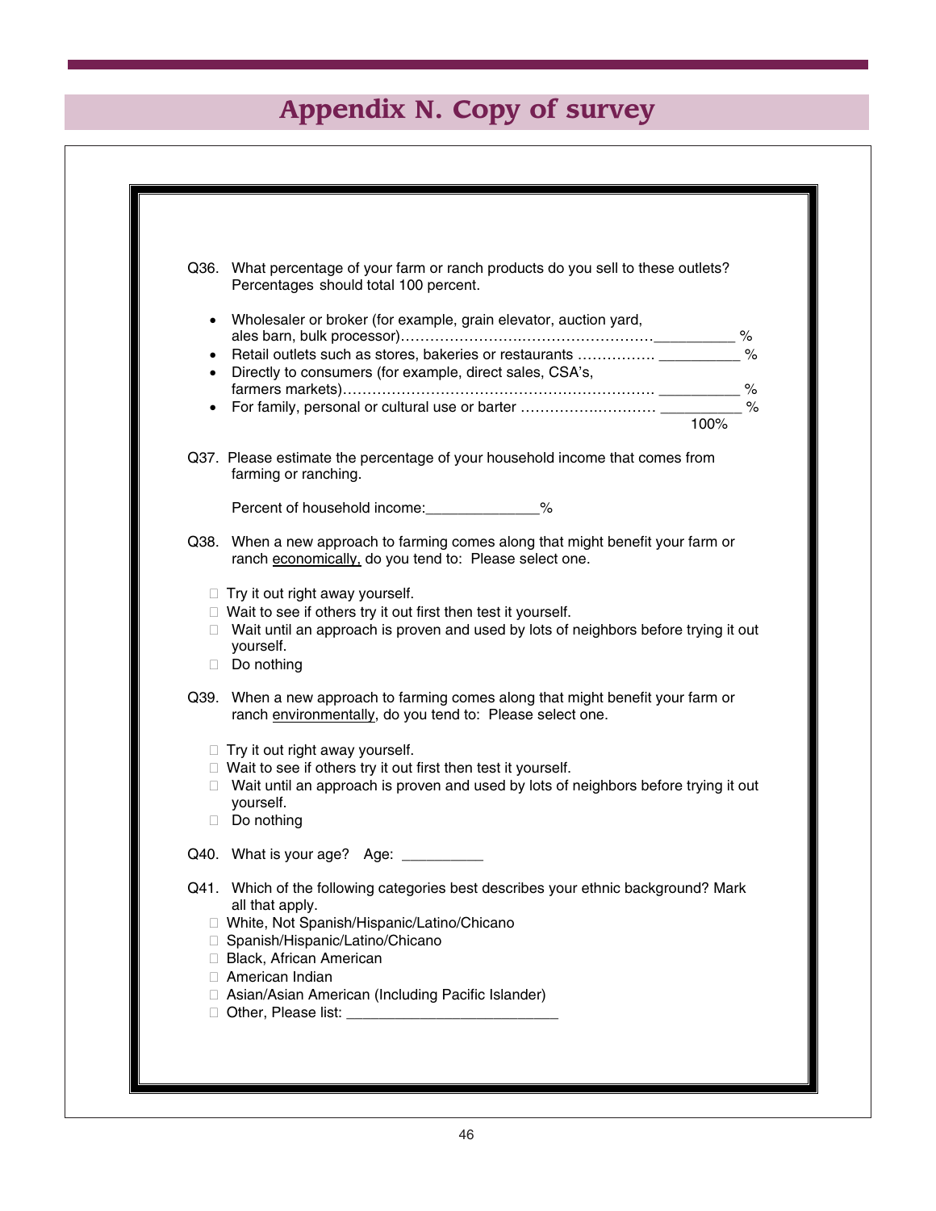# Appendix N. Copy of survey

Q36. What percentage of your farm or ranch products do you sell to these outlets? Percentages should total 100 percent.

- Wholesaler or broker (for example, grain elevator, auction yard, ales barn, bulk processor)……………………………………………__________ %
- Retail outlets such as stores, bakeries or restaurants ……………. __________ %
- Directly to consumers (for example, direct sales, CSA's, farmers markets)……………………………………………………… __________ %
- For family, personal or cultural use or barter ………….…………… __________ %

100%

Q37. Please estimate the percentage of your household income that comes from farming or ranching.

Percent of household income:_____________%

Q38. When a new approach to farming comes along that might benefit your farm or ranch economically, do you tend to: Please select one.

- ☐ Try it out right away yourself.
- ☐ Wait to see if others try it out first then test it yourself.
- ☐ Wait until an approach is proven and used by lots of neighbors before trying it out yourself.
- ☐ Do nothing

Q39. When a new approach to farming comes along that might benefit your farm or ranch environmentally, do you tend to: Please select one.

- ☐ Try it out right away yourself.
- ☐ Wait to see if others try it out first then test it yourself.
- ☐ Wait until an approach is proven and used by lots of neighbors before trying it out yourself.
- ☐ Do nothing

Q40. What is your age? Age: __________

Q41. Which of the following categories best describes your ethnic background? Mark all that apply.

- ☐ White, Not Spanish/Hispanic/Latino/Chicano
- ☐ Spanish/Hispanic/Latino/Chicano
- ☐ Black, African American
- ☐ American Indian
- ☐ Asian/Asian American (Including Pacific Islander)
- ☐ Other, Please list: _________________________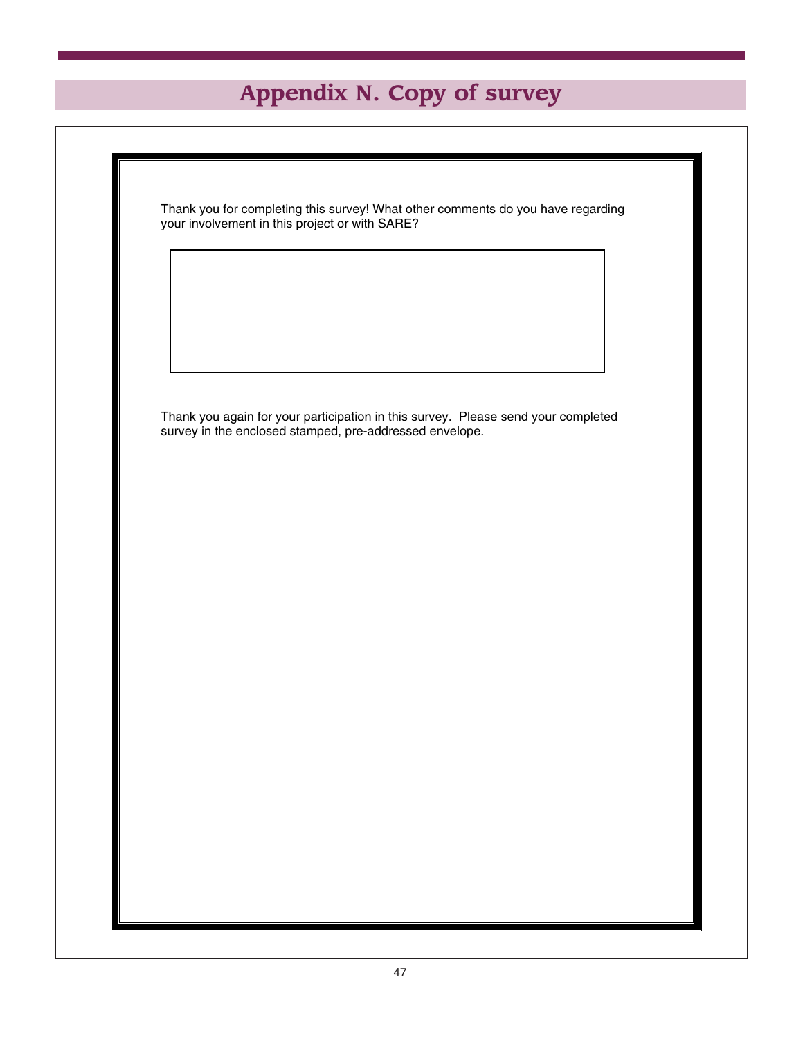# Appendix N. Copy of survey

Thank you for completing this survey! What other comments do you have regarding your involvement in this project or with SARE?

Thank you again for your participation in this survey. Please send your completed survey in the enclosed stamped, pre-addressed envelope.